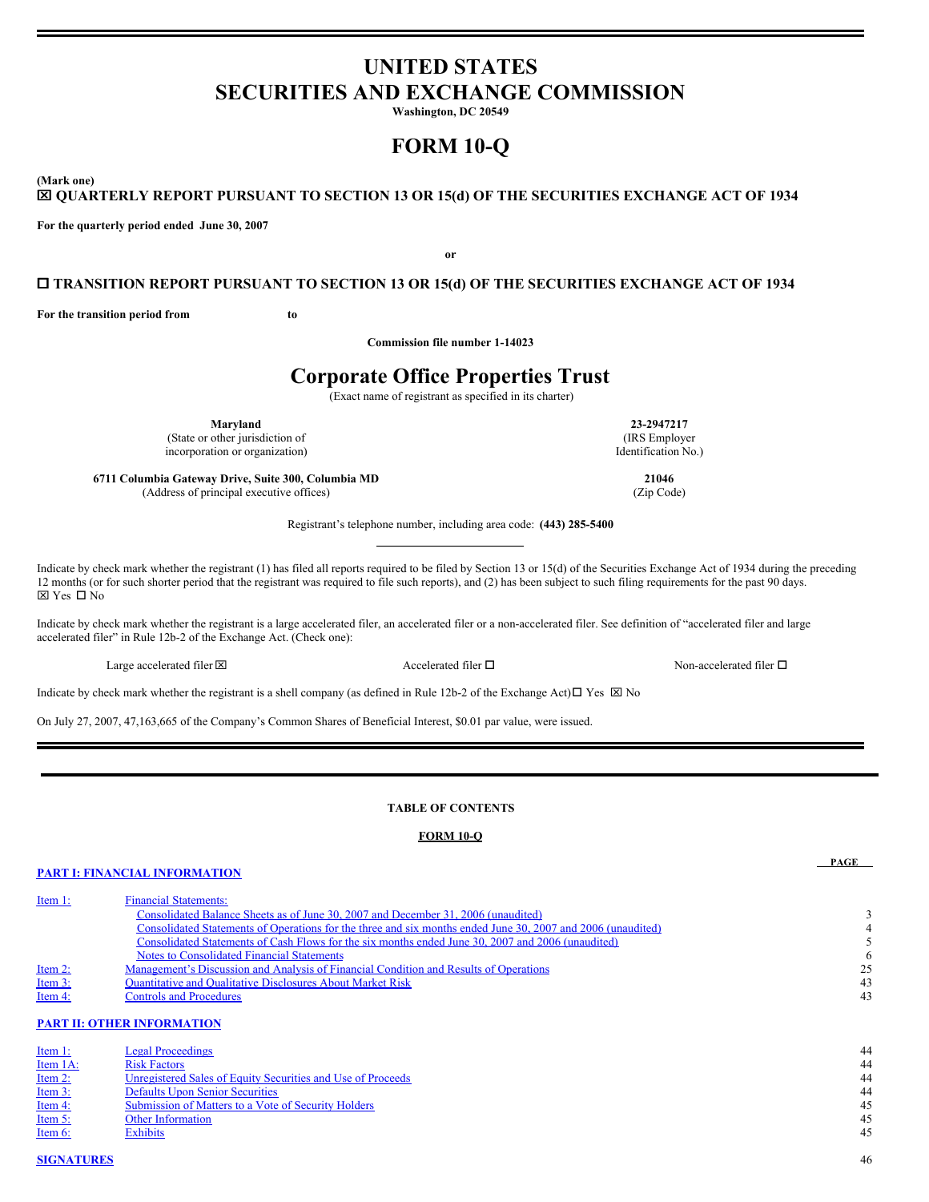# UNITED STATES
# SECURITIES AND EXCHANGE COMMISSION

**Washington, DC 20549**

# FORM 10-Q

**(Mark one)**

**☒ QUARTERLY REPORT PURSUANT TO SECTION 13 OR 15(d) OF THE SECURITIES EXCHANGE ACT OF 1934**

**For the quarterly period ended June 30, 2007**

**or**

**☐ TRANSITION REPORT PURSUANT TO SECTION 13 OR 15(d) OF THE SECURITIES EXCHANGE ACT OF 1934**

**For the transition period from to**

**Commission file number 1-14023**

# Corporate Office Properties Trust

(Exact name of registrant as specified in its charter)

| | |
|---|---|
| **Maryland**<br>(State or other jurisdiction of incorporation or organization) | **23-2947217**<br>(IRS Employer Identification No.) |
| **6711 Columbia Gateway Drive, Suite 300, Columbia MD**<br>(Address of principal executive offices) | **21046**<br>(Zip Code) |

Registrant's telephone number, including area code: **(443) 285-5400**

Indicate by check mark whether the registrant (1) has filed all reports required to be filed by Section 13 or 15(d) of the Securities Exchange Act of 1934 during the preceding 12 months (or for such shorter period that the registrant was required to file such reports), and (2) has been subject to such filing requirements for the past 90 days.
☒ Yes ☐ No

Indicate by check mark whether the registrant is a large accelerated filer, an accelerated filer or a non-accelerated filer. See definition of "accelerated filer and large accelerated filer" in Rule 12b-2 of the Exchange Act. (Check one):

Large accelerated filer ☒ Accelerated filer ☐ Non-accelerated filer ☐

Indicate by check mark whether the registrant is a shell company (as defined in Rule 12b-2 of the Exchange Act) ☐ Yes ☒ No

On July 27, 2007, 47,163,665 of the Company's Common Shares of Beneficial Interest, $0.01 par value, were issued.

---

**TABLE OF CONTENTS**

**FORM 10-Q**

| | | PAGE |
|---|---|---|
| **PART I: FINANCIAL INFORMATION** | | |
| Item 1: | Financial Statements: | |
| | Consolidated Balance Sheets as of June 30, 2007 and December 31, 2006 (unaudited) | 3 |
| | Consolidated Statements of Operations for the three and six months ended June 30, 2007 and 2006 (unaudited) | 4 |
| | Consolidated Statements of Cash Flows for the six months ended June 30, 2007 and 2006 (unaudited) | 5 |
| | Notes to Consolidated Financial Statements | 6 |
| Item 2: | Management's Discussion and Analysis of Financial Condition and Results of Operations | 25 |
| Item 3: | Quantitative and Qualitative Disclosures About Market Risk | 43 |
| Item 4: | Controls and Procedures | 43 |
| **PART II: OTHER INFORMATION** | | |
| Item 1: | Legal Proceedings | 44 |
| Item 1A: | Risk Factors | 44 |
| Item 2: | Unregistered Sales of Equity Securities and Use of Proceeds | 44 |
| Item 3: | Defaults Upon Senior Securities | 44 |
| Item 4: | Submission of Matters to a Vote of Security Holders | 45 |
| Item 5: | Other Information | 45 |
| Item 6: | Exhibits | 45 |
| **SIGNATURES** | | 46 |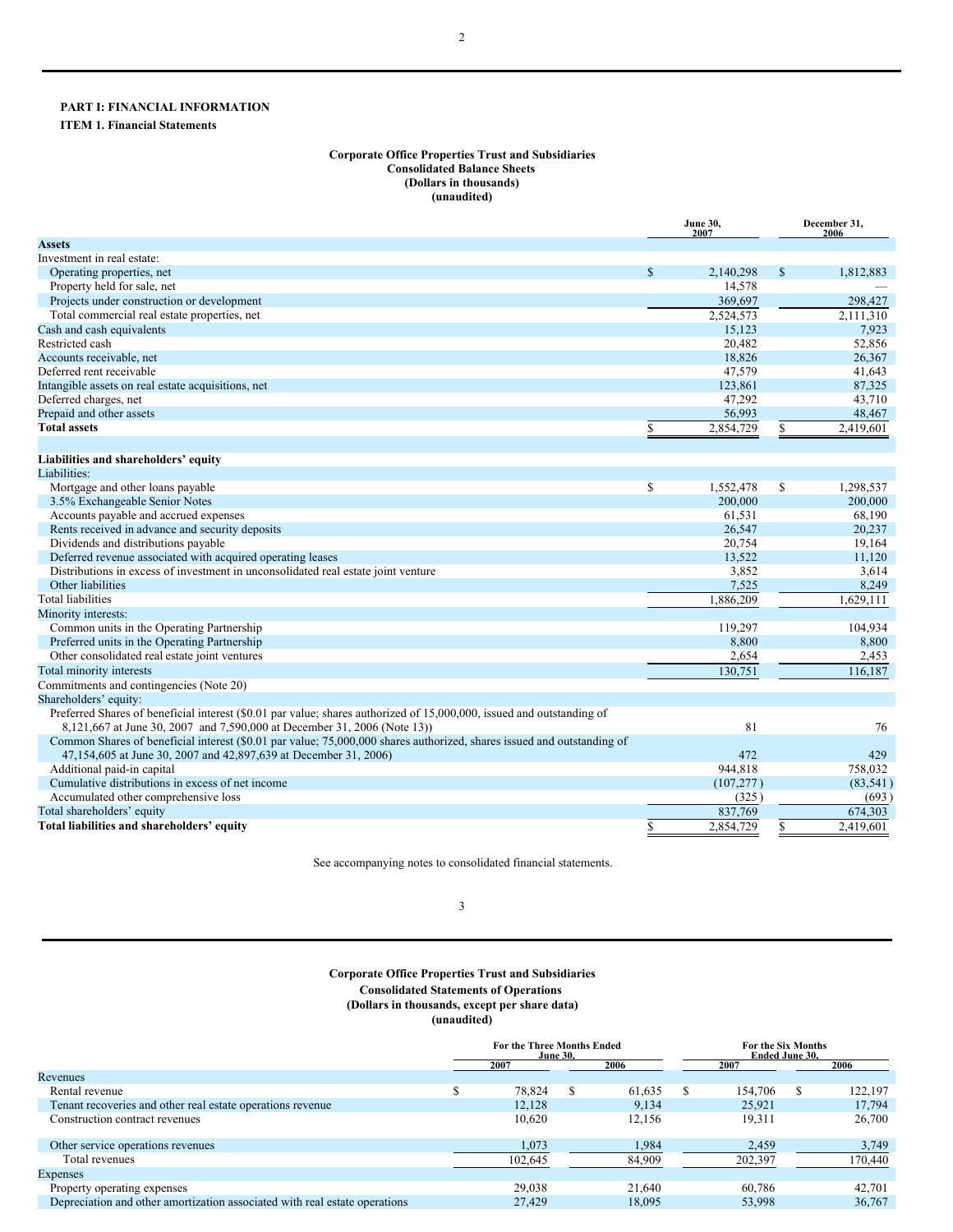**PART I: FINANCIAL INFORMATION**

**ITEM 1. Financial Statements**

**Corporate Office Properties Trust and Subsidiaries**
**Consolidated Balance Sheets**
**(Dollars in thousands)**
**(unaudited)**

| | June 30, 2007 | December 31, 2006 |
|---|---|---|
| **Assets** | | |
| Investment in real estate: | | |
| Operating properties, net | $ 2,140,298 | $ 1,812,883 |
| Property held for sale, net | 14,578 | — |
| Projects under construction or development | 369,697 | 298,427 |
| Total commercial real estate properties, net | 2,524,573 | 2,111,310 |
| Cash and cash equivalents | 15,123 | 7,923 |
| Restricted cash | 20,482 | 52,856 |
| Accounts receivable, net | 18,826 | 26,367 |
| Deferred rent receivable | 47,579 | 41,643 |
| Intangible assets on real estate acquisitions, net | 123,861 | 87,325 |
| Deferred charges, net | 47,292 | 43,710 |
| Prepaid and other assets | 56,993 | 48,467 |
| **Total assets** | $ 2,854,729 | $ 2,419,601 |
| | | |
| **Liabilities and shareholders' equity** | | |
| Liabilities: | | |
| Mortgage and other loans payable | $ 1,552,478 | $ 1,298,537 |
| 3.5% Exchangeable Senior Notes | 200,000 | 200,000 |
| Accounts payable and accrued expenses | 61,531 | 68,190 |
| Rents received in advance and security deposits | 26,547 | 20,237 |
| Dividends and distributions payable | 20,754 | 19,164 |
| Deferred revenue associated with acquired operating leases | 13,522 | 11,120 |
| Distributions in excess of investment in unconsolidated real estate joint venture | 3,852 | 3,614 |
| Other liabilities | 7,525 | 8,249 |
| Total liabilities | 1,886,209 | 1,629,111 |
| Minority interests: | | |
| Common units in the Operating Partnership | 119,297 | 104,934 |
| Preferred units in the Operating Partnership | 8,800 | 8,800 |
| Other consolidated real estate joint ventures | 2,654 | 2,453 |
| Total minority interests | 130,751 | 116,187 |
| Commitments and contingencies (Note 20) | | |
| Shareholders' equity: | | |
| Preferred Shares of beneficial interest ($0.01 par value; shares authorized of 15,000,000, issued and outstanding of 8,121,667 at June 30, 2007 and 7,590,000 at December 31, 2006 (Note 13)) | 81 | 76 |
| Common Shares of beneficial interest ($0.01 par value; 75,000,000 shares authorized, shares issued and outstanding of 47,154,605 at June 30, 2007 and 42,897,639 at December 31, 2006) | 472 | 429 |
| Additional paid-in capital | 944,818 | 758,032 |
| Cumulative distributions in excess of net income | (107,277) | (83,541) |
| Accumulated other comprehensive loss | (325) | (693) |
| Total shareholders' equity | 837,769 | 674,303 |
| **Total liabilities and shareholders' equity** | $ 2,854,729 | $ 2,419,601 |

See accompanying notes to consolidated financial statements.

**Corporate Office Properties Trust and Subsidiaries**
**Consolidated Statements of Operations**
**(Dollars in thousands, except per share data)**
**(unaudited)**

| | For the Three Months Ended June 30, | | For the Six Months Ended June 30, | |
|---|---|---|---|---|
| | 2007 | 2006 | 2007 | 2006 |
| Revenues | | | | |
| Rental revenue | $ 78,824 | $ 61,635 | $ 154,706 | $ 122,197 |
| Tenant recoveries and other real estate operations revenue | 12,128 | 9,134 | 25,921 | 17,794 |
| Construction contract revenues | 10,620 | 12,156 | 19,311 | 26,700 |
| Other service operations revenues | 1,073 | 1,984 | 2,459 | 3,749 |
| Total revenues | 102,645 | 84,909 | 202,397 | 170,440 |
| Expenses | | | | |
| Property operating expenses | 29,038 | 21,640 | 60,786 | 42,701 |
| Depreciation and other amortization associated with real estate operations | 27,429 | 18,095 | 53,998 | 36,767 |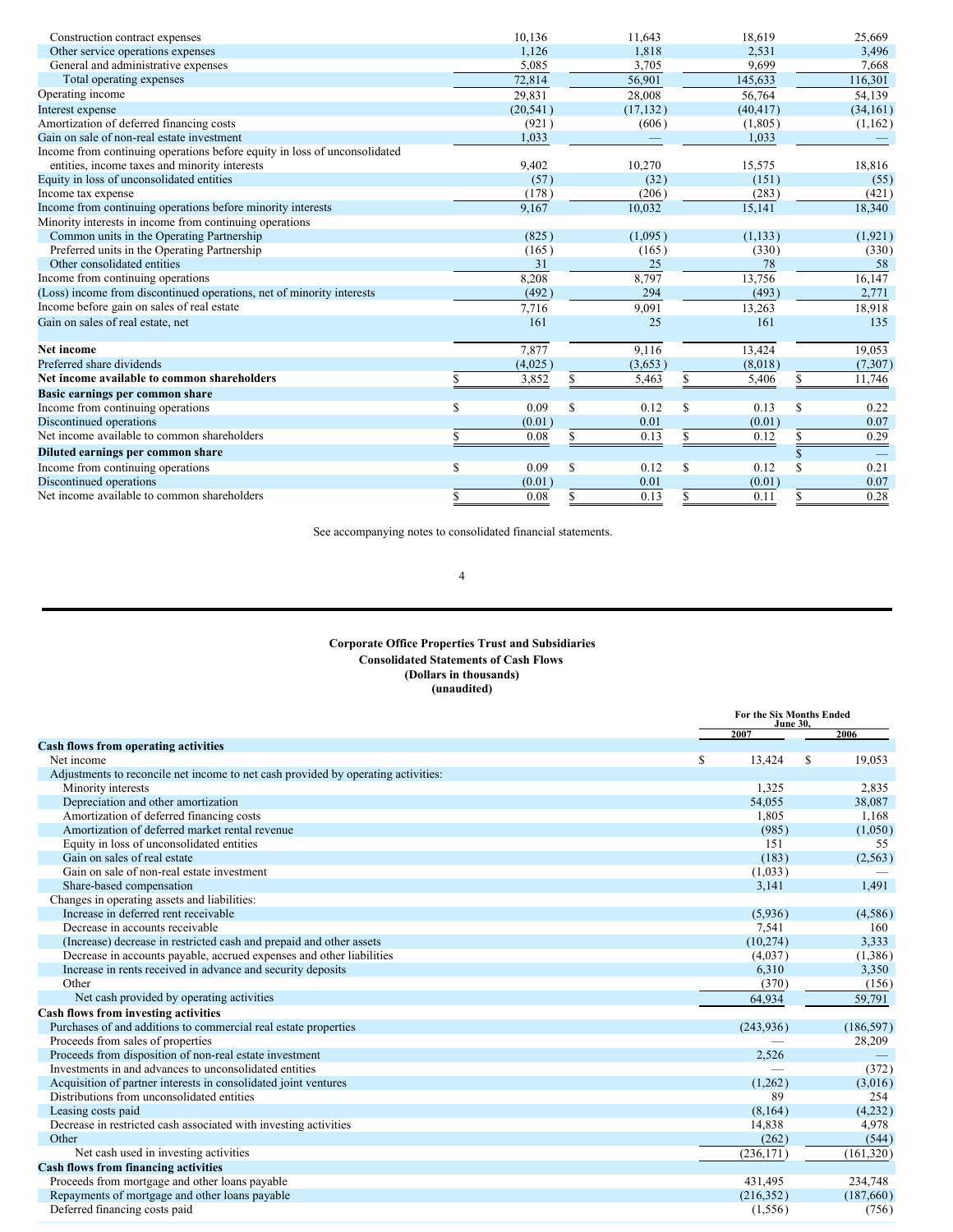| | | | | |
|---|---|---|---|---|
| Construction contract expenses | 10,136 | 11,643 | 18,619 | 25,669 |
| Other service operations expenses | 1,126 | 1,818 | 2,531 | 3,496 |
| General and administrative expenses | 5,085 | 3,705 | 9,699 | 7,668 |
| Total operating expenses | 72,814 | 56,901 | 145,633 | 116,301 |
| Operating income | 29,831 | 28,008 | 56,764 | 54,139 |
| Interest expense | (20,541) | (17,132) | (40,417) | (34,161) |
| Amortization of deferred financing costs | (921) | (606) | (1,805) | (1,162) |
| Gain on sale of non-real estate investment | 1,033 | — | 1,033 | — |
| Income from continuing operations before equity in loss of unconsolidated entities, income taxes and minority interests | 9,402 | 10,270 | 15,575 | 18,816 |
| Equity in loss of unconsolidated entities | (57) | (32) | (151) | (55) |
| Income tax expense | (178) | (206) | (283) | (421) |
| Income from continuing operations before minority interests | 9,167 | 10,032 | 15,141 | 18,340 |
| Minority interests in income from continuing operations | | | | |
| Common units in the Operating Partnership | (825) | (1,095) | (1,133) | (1,921) |
| Preferred units in the Operating Partnership | (165) | (165) | (330) | (330) |
| Other consolidated entities | 31 | 25 | 78 | 58 |
| Income from continuing operations | 8,208 | 8,797 | 13,756 | 16,147 |
| (Loss) income from discontinued operations, net of minority interests | (492) | 294 | (493) | 2,771 |
| Income before gain on sales of real estate | 7,716 | 9,091 | 13,263 | 18,918 |
| Gain on sales of real estate, net | 161 | 25 | 161 | 135 |
| **Net income** | 7,877 | 9,116 | 13,424 | 19,053 |
| Preferred share dividends | (4,025) | (3,653) | (8,018) | (7,307) |
| **Net income available to common shareholders** | $ 3,852 | $ 5,463 | $ 5,406 | $ 11,746 |
| **Basic earnings per common share** | | | | |
| Income from continuing operations | $ 0.09 | $ 0.12 | $ 0.13 | $ 0.22 |
| Discontinued operations | (0.01) | 0.01 | (0.01) | 0.07 |
| Net income available to common shareholders | $ 0.08 | $ 0.13 | $ 0.12 | $ 0.29 |
| **Diluted earnings per common share** | | | | $ — |
| Income from continuing operations | $ 0.09 | $ 0.12 | $ 0.12 | $ 0.21 |
| Discontinued operations | (0.01) | 0.01 | (0.01) | 0.07 |
| Net income available to common shareholders | $ 0.08 | $ 0.13 | $ 0.11 | $ 0.28 |

See accompanying notes to consolidated financial statements.

## Corporate Office Properties Trust and Subsidiaries
## Consolidated Statements of Cash Flows
## (Dollars in thousands)
## (unaudited)

| | For the Six Months Ended June 30, 2007 | 2006 |
|---|---|---|
| **Cash flows from operating activities** | | |
| Net income | $ 13,424 | $ 19,053 |
| Adjustments to reconcile net income to net cash provided by operating activities: | | |
| Minority interests | 1,325 | 2,835 |
| Depreciation and other amortization | 54,055 | 38,087 |
| Amortization of deferred financing costs | 1,805 | 1,168 |
| Amortization of deferred market rental revenue | (985) | (1,050) |
| Equity in loss of unconsolidated entities | 151 | 55 |
| Gain on sales of real estate | (183) | (2,563) |
| Gain on sale of non-real estate investment | (1,033) | — |
| Share-based compensation | 3,141 | 1,491 |
| Changes in operating assets and liabilities: | | |
| Increase in deferred rent receivable | (5,936) | (4,586) |
| Decrease in accounts receivable | 7,541 | 160 |
| (Increase) decrease in restricted cash and prepaid and other assets | (10,274) | 3,333 |
| Decrease in accounts payable, accrued expenses and other liabilities | (4,037) | (1,386) |
| Increase in rents received in advance and security deposits | 6,310 | 3,350 |
| Other | (370) | (156) |
| Net cash provided by operating activities | 64,934 | 59,791 |
| **Cash flows from investing activities** | | |
| Purchases of and additions to commercial real estate properties | (243,936) | (186,597) |
| Proceeds from sales of properties | — | 28,209 |
| Proceeds from disposition of non-real estate investment | 2,526 | — |
| Investments in and advances to unconsolidated entities | — | (372) |
| Acquisition of partner interests in consolidated joint ventures | (1,262) | (3,016) |
| Distributions from unconsolidated entities | 89 | 254 |
| Leasing costs paid | (8,164) | (4,232) |
| Decrease in restricted cash associated with investing activities | 14,838 | 4,978 |
| Other | (262) | (544) |
| Net cash used in investing activities | (236,171) | (161,320) |
| **Cash flows from financing activities** | | |
| Proceeds from mortgage and other loans payable | 431,495 | 234,748 |
| Repayments of mortgage and other loans payable | (216,352) | (187,660) |
| Deferred financing costs paid | (1,556) | (756) |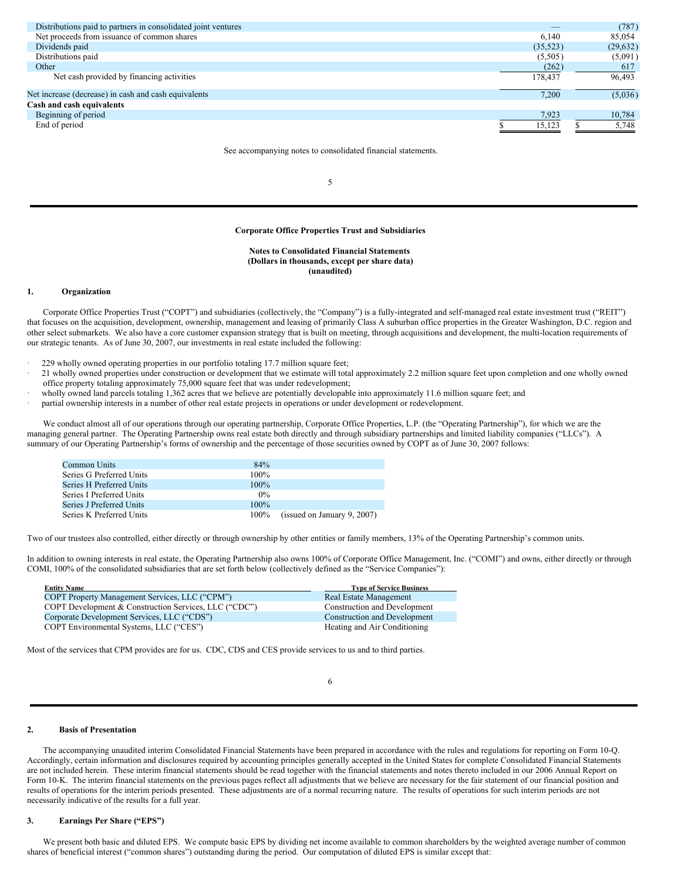| | | |
|---|---|---|
| Distributions paid to partners in consolidated joint ventures | — | (787) |
| Net proceeds from issuance of common shares | 6,140 | 85,054 |
| Dividends paid | (35,523) | (29,632) |
| Distributions paid | (5,505) | (5,091) |
| Other | (262) | 617 |
| Net cash provided by financing activities | 178,437 | 96,493 |
| Net increase (decrease) in cash and cash equivalents | 7,200 | (5,036) |
| **Cash and cash equivalents** | | |
| Beginning of period | 7,923 | 10,784 |
| End of period | $ 15,123 | $ 5,748 |

See accompanying notes to consolidated financial statements.

**Corporate Office Properties Trust and Subsidiaries**

**Notes to Consolidated Financial Statements**
**(Dollars in thousands, except per share data)**
**(unaudited)**

## 1. Organization

Corporate Office Properties Trust ("COPT") and subsidiaries (collectively, the "Company") is a fully-integrated and self-managed real estate investment trust ("REIT") that focuses on the acquisition, development, ownership, management and leasing of primarily Class A suburban office properties in the Greater Washington, D.C. region and other select submarkets. We also have a core customer expansion strategy that is built on meeting, through acquisitions and development, the multi-location requirements of our strategic tenants. As of June 30, 2007, our investments in real estate included the following:

- 229 wholly owned operating properties in our portfolio totaling 17.7 million square feet;
- 21 wholly owned properties under construction or development that we estimate will total approximately 2.2 million square feet upon completion and one wholly owned office property totaling approximately 75,000 square feet that was under redevelopment;
- wholly owned land parcels totaling 1,362 acres that we believe are potentially developable into approximately 11.6 million square feet; and
- partial ownership interests in a number of other real estate projects in operations or under development or redevelopment.

We conduct almost all of our operations through our operating partnership, Corporate Office Properties, L.P. (the "Operating Partnership"), for which we are the managing general partner. The Operating Partnership owns real estate both directly and through subsidiary partnerships and limited liability companies ("LLCs"). A summary of our Operating Partnership's forms of ownership and the percentage of those securities owned by COPT as of June 30, 2007 follows:

| | | |
|---|---|---|
| Common Units | 84% | |
| Series G Preferred Units | 100% | |
| Series H Preferred Units | 100% | |
| Series I Preferred Units | 0% | |
| Series J Preferred Units | 100% | |
| Series K Preferred Units | 100% | (issued on January 9, 2007) |

Two of our trustees also controlled, either directly or through ownership by other entities or family members, 13% of the Operating Partnership's common units.

In addition to owning interests in real estate, the Operating Partnership also owns 100% of Corporate Office Management, Inc. ("COMI") and owns, either directly or through COMI, 100% of the consolidated subsidiaries that are set forth below (collectively defined as the "Service Companies"):

| Entity Name | Type of Service Business |
|---|---|
| COPT Property Management Services, LLC ("CPM") | Real Estate Management |
| COPT Development & Construction Services, LLC ("CDC") | Construction and Development |
| Corporate Development Services, LLC ("CDS") | Construction and Development |
| COPT Environmental Systems, LLC ("CES") | Heating and Air Conditioning |

Most of the services that CPM provides are for us. CDC, CDS and CES provide services to us and to third parties.

## 2. Basis of Presentation

The accompanying unaudited interim Consolidated Financial Statements have been prepared in accordance with the rules and regulations for reporting on Form 10-Q. Accordingly, certain information and disclosures required by accounting principles generally accepted in the United States for complete Consolidated Financial Statements are not included herein. These interim financial statements should be read together with the financial statements and notes thereto included in our 2006 Annual Report on Form 10-K. The interim financial statements on the previous pages reflect all adjustments that we believe are necessary for the fair statement of our financial position and results of operations for the interim periods presented. These adjustments are of a normal recurring nature. The results of operations for such interim periods are not necessarily indicative of the results for a full year.

## 3. Earnings Per Share ("EPS")

We present both basic and diluted EPS. We compute basic EPS by dividing net income available to common shareholders by the weighted average number of common shares of beneficial interest ("common shares") outstanding during the period. Our computation of diluted EPS is similar except that: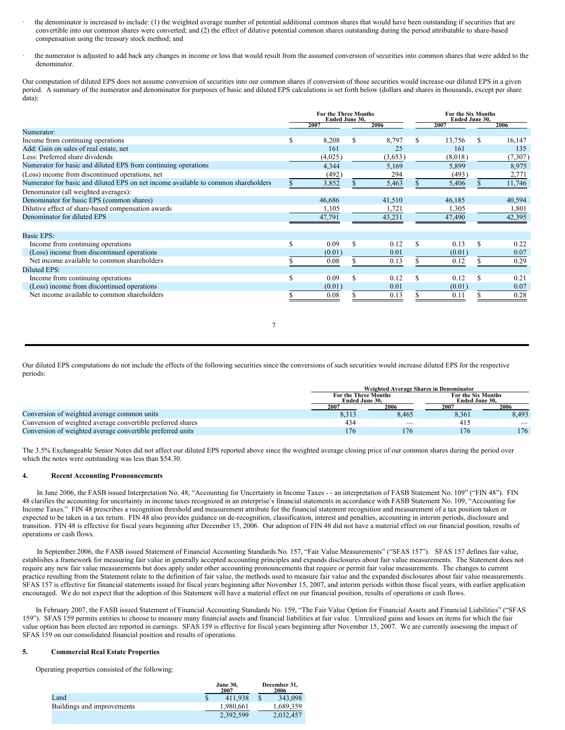- the denominator is increased to include: (1) the weighted average number of potential additional common shares that would have been outstanding if securities that are convertible into our common shares were converted; and (2) the effect of dilutive potential common shares outstanding during the period attributable to share-based compensation using the treasury stock method; and

- the numerator is adjusted to add back any changes in income or loss that would result from the assumed conversion of securities into common shares that were added to the denominator.

Our computation of diluted EPS does not assume conversion of securities into our common shares if conversion of those securities would increase our diluted EPS in a given period. A summary of the numerator and denominator for purposes of basic and diluted EPS calculations is set forth below (dollars and shares in thousands, except per share data):

| | For the Three Months Ended June 30, | | For the Six Months Ended June 30, | |
|---|---|---|---|---|
| | 2007 | 2006 | 2007 | 2006 |
| Numerator: | | | | |
| Income from continuing operations | $ 8,208 | $ 8,797 | $ 13,756 | $ 16,147 |
| Add: Gain on sales of real estate, net | 161 | 25 | 161 | 135 |
| Less: Preferred share dividends | (4,025) | (3,653) | (8,018) | (7,307) |
| Numerator for basic and diluted EPS from continuing operations | 4,344 | 5,169 | 5,899 | 8,975 |
| (Loss) income from discontinued operations, net | (492) | 294 | (493) | 2,771 |
| Numerator for basic and diluted EPS on net income available to common shareholders | $ 3,852 | $ 5,463 | $ 5,406 | $ 11,746 |
| Denominator (all weighted averages): | | | | |
| Denominator for basic EPS (common shares) | 46,686 | 41,510 | 46,185 | 40,594 |
| Dilutive effect of share-based compensation awards | 1,105 | 1,721 | 1,305 | 1,801 |
| Denominator for diluted EPS | 47,791 | 43,231 | 47,490 | 42,395 |
| | | | | |
| Basic EPS: | | | | |
| Income from continuing operations | $ 0.09 | $ 0.12 | $ 0.13 | $ 0.22 |
| (Loss) income from discontinued operations | (0.01) | 0.01 | (0.01) | 0.07 |
| Net income available to common shareholders | $ 0.08 | $ 0.13 | $ 0.12 | $ 0.29 |
| Diluted EPS: | | | | |
| Income from continuing operations | $ 0.09 | $ 0.12 | $ 0.12 | $ 0.21 |
| (Loss) income from discontinued operations | (0.01) | 0.01 | (0.01) | 0.07 |
| Net income available to common shareholders | $ 0.08 | $ 0.13 | $ 0.11 | $ 0.28 |

Our diluted EPS computations do not include the effects of the following securities since the conversions of such securities would increase diluted EPS for the respective periods:

| | Weighted Average Shares in Denominator | | | |
|---|---|---|---|---|
| | For the Three Months Ended June 30, | | For the Six Months Ended June 30, | |
| | 2007 | 2006 | 2007 | 2006 |
| Conversion of weighted average common units | 8,313 | 8,465 | 8,361 | 8,493 |
| Conversion of weighted average convertible preferred shares | 434 | — | 415 | — |
| Conversion of weighted average convertible preferred units | 176 | 176 | 176 | 176 |

The 3.5% Exchangeable Senior Notes did not affect our diluted EPS reported above since the weighted average closing price of our common shares during the period over which the notes were outstanding was less than $54.30.

## 4. Recent Accounting Pronouncements

In June 2006, the FASB issued Interpretation No. 48, "Accounting for Uncertainty in Income Taxes - - an interpretation of FASB Statement No. 109" ("FIN 48"). FIN 48 clarifies the accounting for uncertainty in income taxes recognized in an enterprise's financial statements in accordance with FASB Statement No. 109, "Accounting for Income Taxes." FIN 48 prescribes a recognition threshold and measurement attribute for the financial statement recognition and measurement of a tax position taken or expected to be taken in a tax return. FIN 48 also provides guidance on de-recognition, classification, interest and penalties, accounting in interim periods, disclosure and transition. FIN 48 is effective for fiscal years beginning after December 15, 2006. Our adoption of FIN 48 did not have a material effect on our financial position, results of operations or cash flows.

In September 2006, the FASB issued Statement of Financial Accounting Standards No. 157, "Fair Value Measurements" ("SFAS 157"). SFAS 157 defines fair value, establishes a framework for measuring fair value in generally accepted accounting principles and expands disclosures about fair value measurements. The Statement does not require any new fair value measurements but does apply under other accounting pronouncements that require or permit fair value measurements. The changes to current practice resulting from the Statement relate to the definition of fair value, the methods used to measure fair value and the expanded disclosures about fair value measurements. SFAS 157 is effective for financial statements issued for fiscal years beginning after November 15, 2007, and interim periods within those fiscal years, with earlier application encouraged. We do not expect that the adoption of this Statement will have a material effect on our financial position, results of operations or cash flows.

In February 2007, the FASB issued Statement of Financial Accounting Standards No. 159, "The Fair Value Option for Financial Assets and Financial Liabilities" ("SFAS 159"). SFAS 159 permits entities to choose to measure many financial assets and financial liabilities at fair value. Unrealized gains and losses on items for which the fair value option has been elected are reported in earnings. SFAS 159 is effective for fiscal years beginning after November 15, 2007. We are currently assessing the impact of SFAS 159 on our consolidated financial position and results of operations.

## 5. Commercial Real Estate Properties

Operating properties consisted of the following:

| | June 30, 2007 | December 31, 2006 |
|---|---|---|
| Land | $ 411,938 | $ 343,098 |
| Buildings and improvements | 1,980,661 | 1,689,359 |
| | 2,392,599 | 2,032,457 |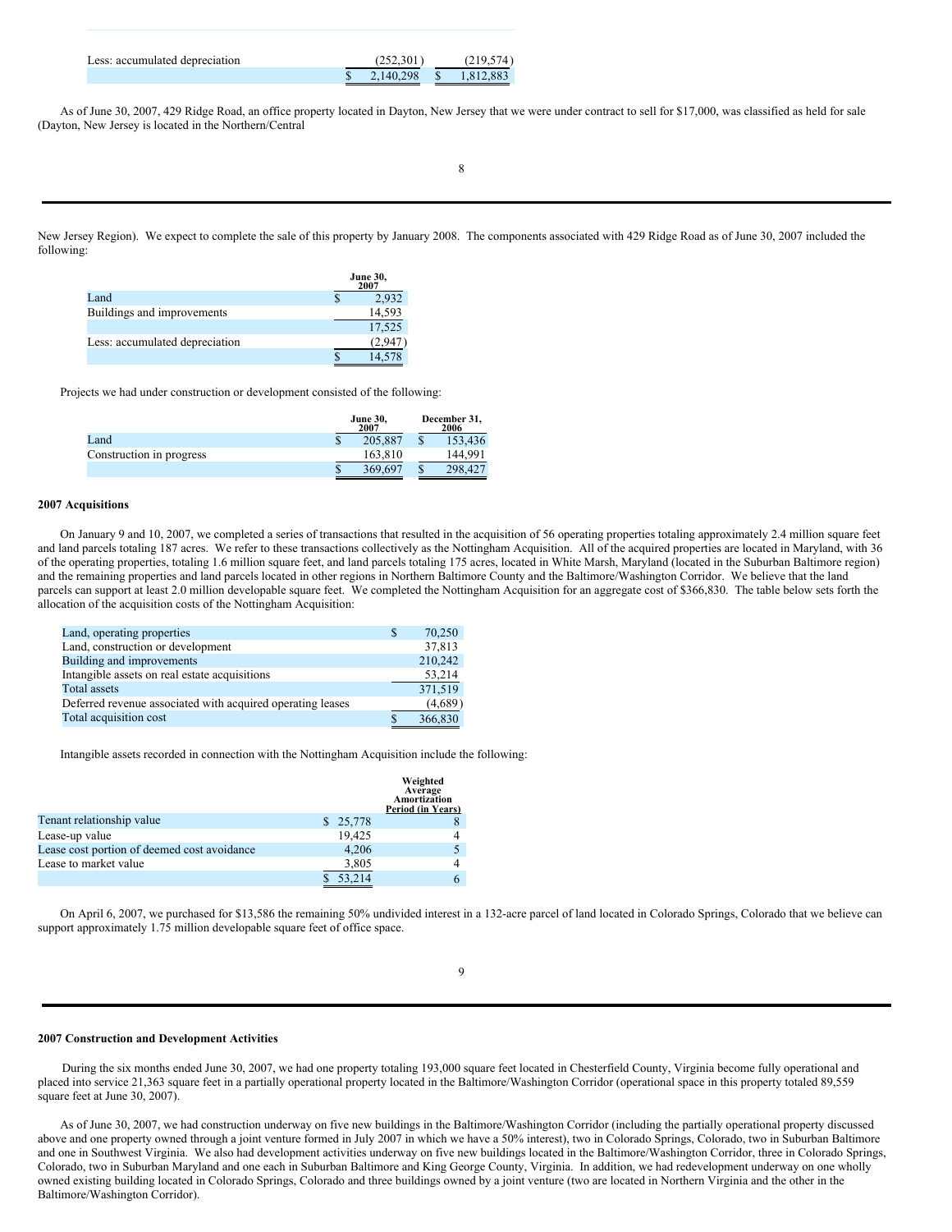| | | |
|---|---|---|
| Less: accumulated depreciation | (252,301) | (219,574) |
| | $ 2,140,298 | $ 1,812,883 |

As of June 30, 2007, 429 Ridge Road, an office property located in Dayton, New Jersey that we were under contract to sell for $17,000, was classified as held for sale (Dayton, New Jersey is located in the Northern/Central New Jersey Region). We expect to complete the sale of this property by January 2008. The components associated with 429 Ridge Road as of June 30, 2007 included the following:

| | June 30, 2007 |
|---|---|
| Land | $ 2,932 |
| Buildings and improvements | 14,593 |
| | 17,525 |
| Less: accumulated depreciation | (2,947) |
| | $ 14,578 |

Projects we had under construction or development consisted of the following:

| | June 30, 2007 | December 31, 2006 |
|---|---|---|
| Land | $ 205,887 | $ 153,436 |
| Construction in progress | 163,810 | 144,991 |
| | $ 369,697 | $ 298,427 |

**2007 Acquisitions**

On January 9 and 10, 2007, we completed a series of transactions that resulted in the acquisition of 56 operating properties totaling approximately 2.4 million square feet and land parcels totaling 187 acres. We refer to these transactions collectively as the Nottingham Acquisition. All of the acquired properties are located in Maryland, with 36 of the operating properties, totaling 1.6 million square feet, and land parcels totaling 175 acres, located in White Marsh, Maryland (located in the Suburban Baltimore region) and the remaining properties and land parcels located in other regions in Northern Baltimore County and the Baltimore/Washington Corridor. We believe that the land parcels can support at least 2.0 million developable square feet. We completed the Nottingham Acquisition for an aggregate cost of $366,830. The table below sets forth the allocation of the acquisition costs of the Nottingham Acquisition:

| | |
|---|---|
| Land, operating properties | $ 70,250 |
| Land, construction or development | 37,813 |
| Building and improvements | 210,242 |
| Intangible assets on real estate acquisitions | 53,214 |
| Total assets | 371,519 |
| Deferred revenue associated with acquired operating leases | (4,689) |
| Total acquisition cost | $ 366,830 |

Intangible assets recorded in connection with the Nottingham Acquisition include the following:

| | | Weighted Average Amortization Period (in Years) |
|---|---|---|
| Tenant relationship value | $ 25,778 | 8 |
| Lease-up value | 19,425 | 4 |
| Lease cost portion of deemed cost avoidance | 4,206 | 5 |
| Lease to market value | 3,805 | 4 |
| | $ 53,214 | 6 |

On April 6, 2007, we purchased for $13,586 the remaining 50% undivided interest in a 132-acre parcel of land located in Colorado Springs, Colorado that we believe can support approximately 1.75 million developable square feet of office space.

**2007 Construction and Development Activities**

During the six months ended June 30, 2007, we had one property totaling 193,000 square feet located in Chesterfield County, Virginia become fully operational and placed into service 21,363 square feet in a partially operational property located in the Baltimore/Washington Corridor (operational space in this property totaled 89,559 square feet at June 30, 2007).

As of June 30, 2007, we had construction underway on five new buildings in the Baltimore/Washington Corridor (including the partially operational property discussed above and one property owned through a joint venture formed in July 2007 in which we have a 50% interest), two in Colorado Springs, Colorado, two in Suburban Baltimore and one in Southwest Virginia. We also had development activities underway on five new buildings located in the Baltimore/Washington Corridor, three in Colorado Springs, Colorado, two in Suburban Maryland and one each in Suburban Baltimore and King George County, Virginia. In addition, we had redevelopment underway on one wholly owned existing building located in Colorado Springs, Colorado and three buildings owned by a joint venture (two are located in Northern Virginia and the other in the Baltimore/Washington Corridor).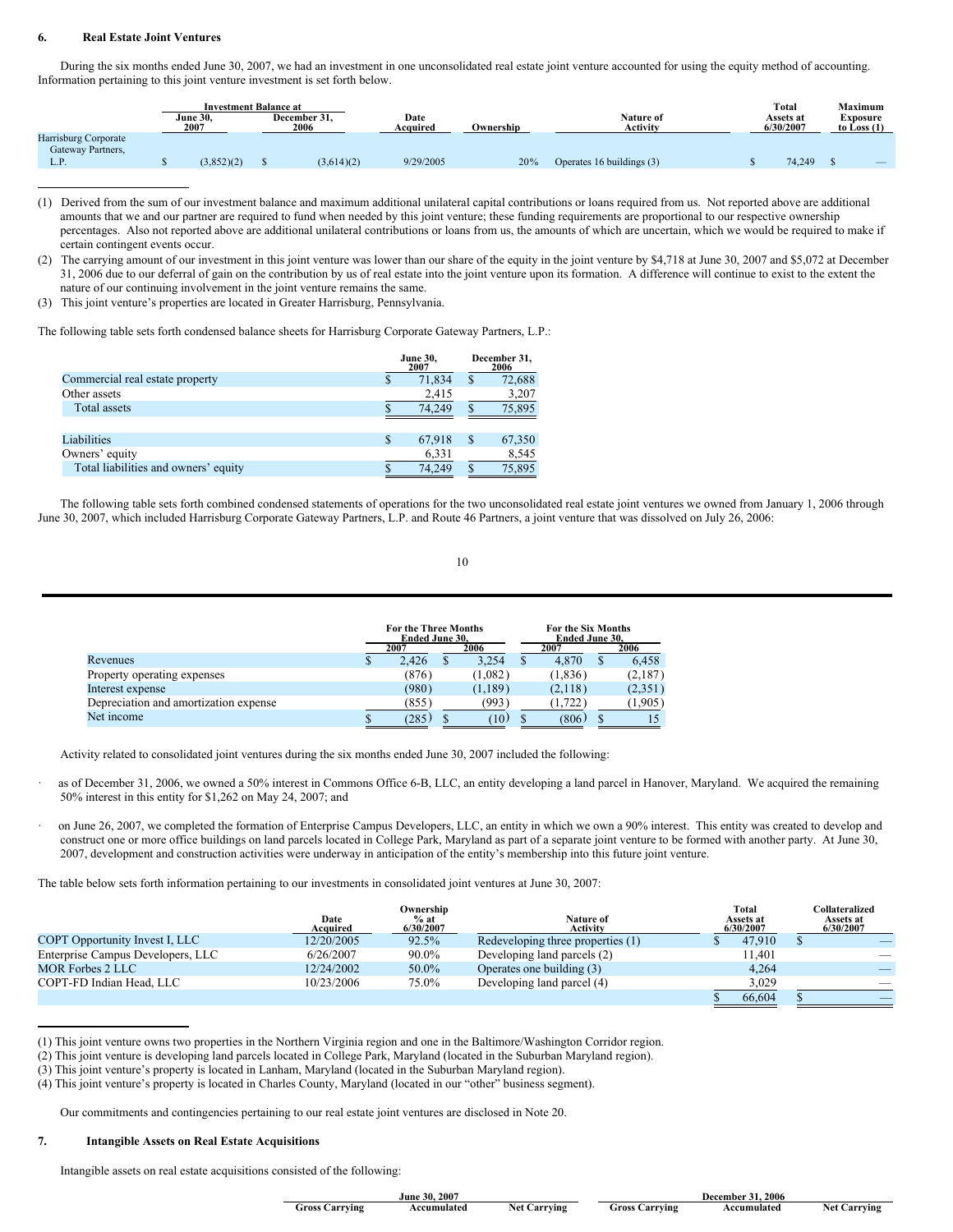## 6. Real Estate Joint Ventures

During the six months ended June 30, 2007, we had an investment in one unconsolidated real estate joint venture accounted for using the equity method of accounting. Information pertaining to this joint venture investment is set forth below.

| | Investment Balance at | | Date Acquired | Ownership | Nature of Activity | Total Assets at 6/30/2007 | Maximum Exposure to Loss (1) |
|---|---|---|---|---|---|---|---|
| | June 30, 2007 | December 31, 2006 | | | | | |
| Harrisburg Corporate Gateway Partners, L.P. | $ (3,852)(2) | $ (3,614)(2) | 9/29/2005 | 20% | Operates 16 buildings (3) | $ 74,249 | $ — |

(1) Derived from the sum of our investment balance and maximum additional unilateral capital contributions or loans required from us. Not reported above are additional amounts that we and our partner are required to fund when needed by this joint venture; these funding requirements are proportional to our respective ownership percentages. Also not reported above are additional unilateral contributions or loans from us, the amounts of which are uncertain, which we would be required to make if certain contingent events occur.

(2) The carrying amount of our investment in this joint venture was lower than our share of the equity in the joint venture by $4,718 at June 30, 2007 and $5,072 at December 31, 2006 due to our deferral of gain on the contribution by us of real estate into the joint venture upon its formation. A difference will continue to exist to the extent the nature of our continuing involvement in the joint venture remains the same.

(3) This joint venture's properties are located in Greater Harrisburg, Pennsylvania.

The following table sets forth condensed balance sheets for Harrisburg Corporate Gateway Partners, L.P.:

| | June 30, 2007 | December 31, 2006 |
|---|---|---|
| Commercial real estate property | $ 71,834 | $ 72,688 |
| Other assets | 2,415 | 3,207 |
| Total assets | $ 74,249 | $ 75,895 |
| | | |
| Liabilities | $ 67,918 | $ 67,350 |
| Owners' equity | 6,331 | 8,545 |
| Total liabilities and owners' equity | $ 74,249 | $ 75,895 |

The following table sets forth combined condensed statements of operations for the two unconsolidated real estate joint ventures we owned from January 1, 2006 through June 30, 2007, which included Harrisburg Corporate Gateway Partners, L.P. and Route 46 Partners, a joint venture that was dissolved on July 26, 2006:

| | For the Three Months Ended June 30, | | For the Six Months Ended June 30, | |
|---|---|---|---|---|
| | 2007 | 2006 | 2007 | 2006 |
| Revenues | $ 2,426 | $ 3,254 | $ 4,870 | $ 6,458 |
| Property operating expenses | (876) | (1,082) | (1,836) | (2,187) |
| Interest expense | (980) | (1,189) | (2,118) | (2,351) |
| Depreciation and amortization expense | (855) | (993) | (1,722) | (1,905) |
| Net income | $ (285) | $ (10) | $ (806) | $ 15 |

Activity related to consolidated joint ventures during the six months ended June 30, 2007 included the following:

- as of December 31, 2006, we owned a 50% interest in Commons Office 6-B, LLC, an entity developing a land parcel in Hanover, Maryland. We acquired the remaining 50% interest in this entity for $1,262 on May 24, 2007; and

- on June 26, 2007, we completed the formation of Enterprise Campus Developers, LLC, an entity in which we own a 90% interest. This entity was created to develop and construct one or more office buildings on land parcels located in College Park, Maryland as part of a separate joint venture to be formed with another party. At June 30, 2007, development and construction activities were underway in anticipation of the entity's membership into this future joint venture.

The table below sets forth information pertaining to our investments in consolidated joint ventures at June 30, 2007:

| | Date Acquired | Ownership % at 6/30/2007 | Nature of Activity | Total Assets at 6/30/2007 | Collateralized Assets at 6/30/2007 |
|---|---|---|---|---|---|
| COPT Opportunity Invest I, LLC | 12/20/2005 | 92.5% | Redeveloping three properties (1) | $ 47,910 | $ — |
| Enterprise Campus Developers, LLC | 6/26/2007 | 90.0% | Developing land parcels (2) | 11,401 | — |
| MOR Forbes 2 LLC | 12/24/2002 | 50.0% | Operates one building (3) | 4,264 | — |
| COPT-FD Indian Head, LLC | 10/23/2006 | 75.0% | Developing land parcel (4) | 3,029 | — |
| | | | | $ 66,604 | $ — |

(1) This joint venture owns two properties in the Northern Virginia region and one in the Baltimore/Washington Corridor region.

(2) This joint venture is developing land parcels located in College Park, Maryland (located in the Suburban Maryland region).

(3) This joint venture's property is located in Lanham, Maryland (located in the Suburban Maryland region).

(4) This joint venture's property is located in Charles County, Maryland (located in our "other" business segment).

Our commitments and contingencies pertaining to our real estate joint ventures are disclosed in Note 20.

## 7. Intangible Assets on Real Estate Acquisitions

Intangible assets on real estate acquisitions consisted of the following:

| June 30, 2007 | | | December 31, 2006 | | |
|---|---|---|---|---|---|
| Gross Carrying | Accumulated | Net Carrying | Gross Carrying | Accumulated | Net Carrying |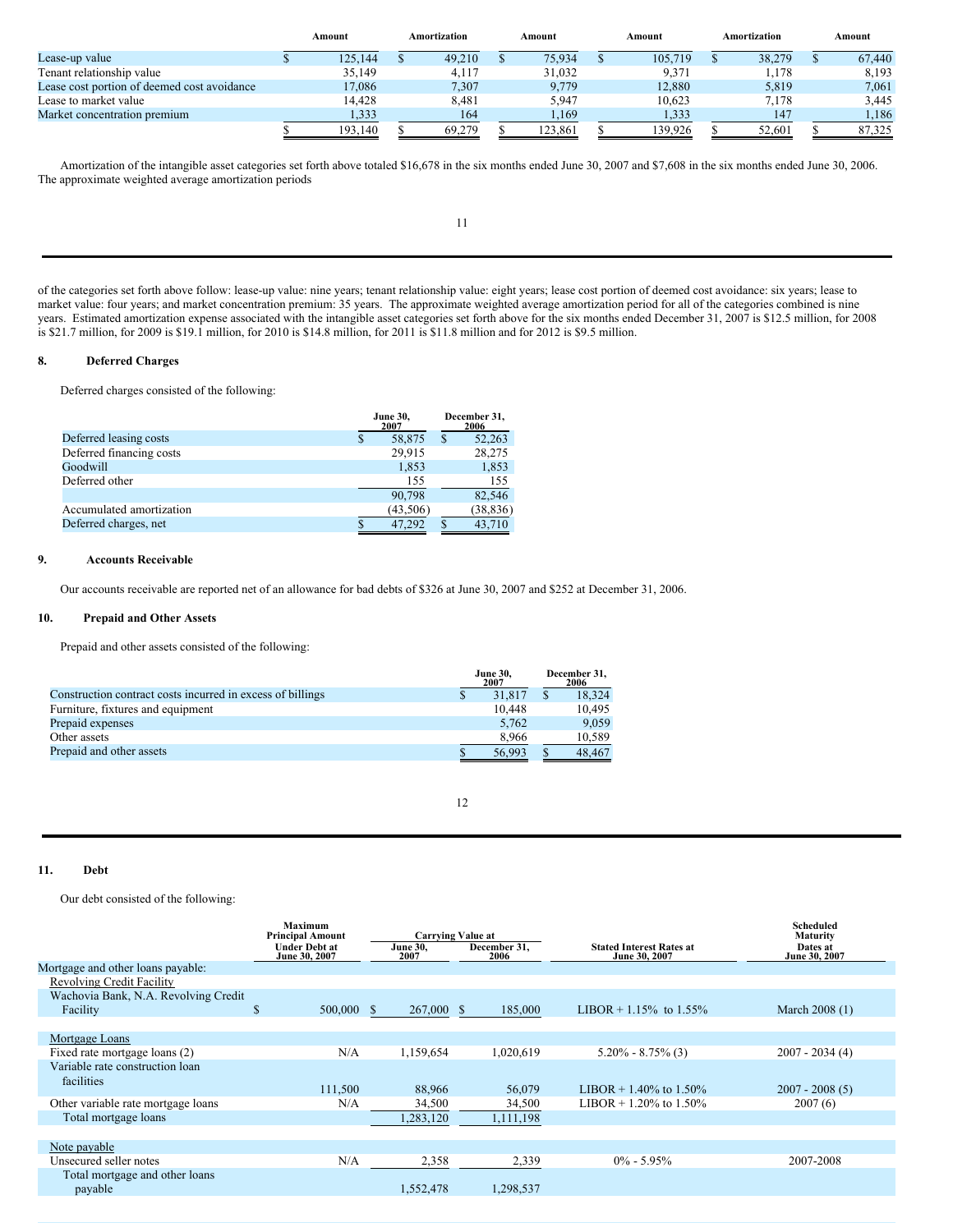| | Amount | Amortization | Amount | Amount | Amortization | Amount |
|---|---|---|---|---|---|---|
| Lease-up value | $ 125,144 | $ 49,210 | $ 75,934 | $ 105,719 | $ 38,279 | $ 67,440 |
| Tenant relationship value | 35,149 | 4,117 | 31,032 | 9,371 | 1,178 | 8,193 |
| Lease cost portion of deemed cost avoidance | 17,086 | 7,307 | 9,779 | 12,880 | 5,819 | 7,061 |
| Lease to market value | 14,428 | 8,481 | 5,947 | 10,623 | 7,178 | 3,445 |
| Market concentration premium | 1,333 | 164 | 1,169 | 1,333 | 147 | 1,186 |
| | $ 193,140 | $ 69,279 | $ 123,861 | $ 139,926 | $ 52,601 | $ 87,325 |

Amortization of the intangible asset categories set forth above totaled $16,678 in the six months ended June 30, 2007 and $7,608 in the six months ended June 30, 2006. The approximate weighted average amortization periods of the categories set forth above follow: lease-up value: nine years; tenant relationship value: eight years; lease cost portion of deemed cost avoidance: six years; lease to market value: four years; and market concentration premium: 35 years. The approximate weighted average amortization period for all of the categories combined is nine years. Estimated amortization expense associated with the intangible asset categories set forth above for the six months ended December 31, 2007 is $12.5 million, for 2008 is $21.7 million, for 2009 is $19.1 million, for 2010 is $14.8 million, for 2011 is $11.8 million and for 2012 is $9.5 million.

## 8. Deferred Charges

Deferred charges consisted of the following:

| | June 30, 2007 | December 31, 2006 |
|---|---|---|
| Deferred leasing costs | $ 58,875 | $ 52,263 |
| Deferred financing costs | 29,915 | 28,275 |
| Goodwill | 1,853 | 1,853 |
| Deferred other | 155 | 155 |
| | 90,798 | 82,546 |
| Accumulated amortization | (43,506) | (38,836) |
| Deferred charges, net | $ 47,292 | $ 43,710 |

## 9. Accounts Receivable

Our accounts receivable are reported net of an allowance for bad debts of $326 at June 30, 2007 and $252 at December 31, 2006.

## 10. Prepaid and Other Assets

Prepaid and other assets consisted of the following:

| | June 30, 2007 | December 31, 2006 |
|---|---|---|
| Construction contract costs incurred in excess of billings | $ 31,817 | $ 18,324 |
| Furniture, fixtures and equipment | 10,448 | 10,495 |
| Prepaid expenses | 5,762 | 9,059 |
| Other assets | 8,966 | 10,589 |
| Prepaid and other assets | $ 56,993 | $ 48,467 |

## 11. Debt

Our debt consisted of the following:

| | Maximum Principal Amount Under Debt at June 30, 2007 | Carrying Value at June 30, 2007 | Carrying Value at December 31, 2006 | Stated Interest Rates at June 30, 2007 | Scheduled Maturity Dates at June 30, 2007 |
|---|---|---|---|---|---|
| Mortgage and other loans payable: | | | | | |
| Revolving Credit Facility | | | | | |
| Wachovia Bank, N.A. Revolving Credit Facility | $ 500,000 | $ 267,000 | $ 185,000 | LIBOR + 1.15% to 1.55% | March 2008 (1) |
| | | | | | |
| Mortgage Loans | | | | | |
| Fixed rate mortgage loans (2) | N/A | 1,159,654 | 1,020,619 | 5.20% - 8.75% (3) | 2007 - 2034 (4) |
| Variable rate construction loan facilities | 111,500 | 88,966 | 56,079 | LIBOR + 1.40% to 1.50% | 2007 - 2008 (5) |
| Other variable rate mortgage loans | N/A | 34,500 | 34,500 | LIBOR + 1.20% to 1.50% | 2007 (6) |
| Total mortgage loans | | 1,283,120 | 1,111,198 | | |
| | | | | | |
| Note payable | | | | | |
| Unsecured seller notes | N/A | 2,358 | 2,339 | 0% - 5.95% | 2007-2008 |
| Total mortgage and other loans payable | | 1,552,478 | 1,298,537 | | |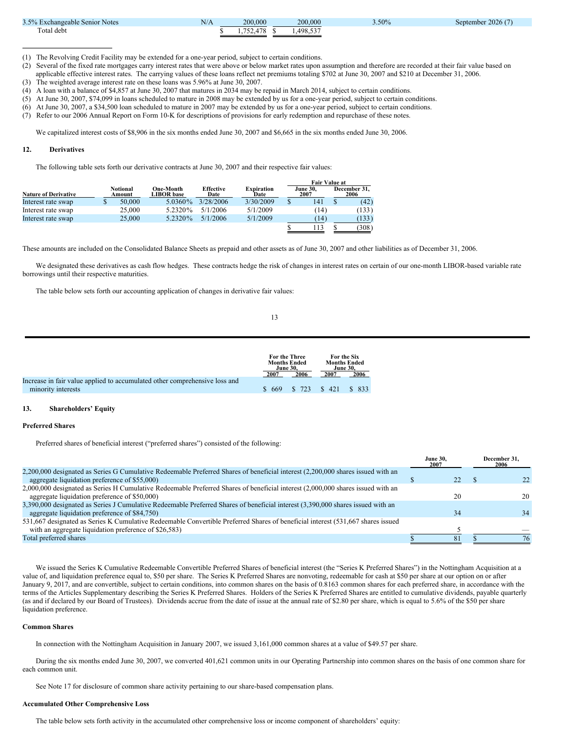| | | | | | |
|---|---|---|---|---|---|
| 3.5% Exchangeable Senior Notes | N/A | 200,000 | 200,000 | 3.50% | September 2026 (7) |
| Total debt | | $ 1,752,478 | $ 1,498,537 | | |

(1) The Revolving Credit Facility may be extended for a one-year period, subject to certain conditions.
(2) Several of the fixed rate mortgages carry interest rates that were above or below market rates upon assumption and therefore are recorded at their fair value based on applicable effective interest rates. The carrying values of these loans reflect net premiums totaling $702 at June 30, 2007 and $210 at December 31, 2006.
(3) The weighted average interest rate on these loans was 5.96% at June 30, 2007.
(4) A loan with a balance of $4,857 at June 30, 2007 that matures in 2034 may be repaid in March 2014, subject to certain conditions.
(5) At June 30, 2007, $74,099 in loans scheduled to mature in 2008 may be extended by us for a one-year period, subject to certain conditions.
(6) At June 30, 2007, a $34,500 loan scheduled to mature in 2007 may be extended by us for a one-year period, subject to certain conditions.
(7) Refer to our 2006 Annual Report on Form 10-K for descriptions of provisions for early redemption and repurchase of these notes.

We capitalized interest costs of $8,906 in the six months ended June 30, 2007 and $6,665 in the six months ended June 30, 2006.

## 12. Derivatives

The following table sets forth our derivative contracts at June 30, 2007 and their respective fair values:

| Nature of Derivative | Notional Amount | One-Month LIBOR base | Effective Date | Expiration Date | Fair Value at June 30, 2007 | Fair Value at December 31, 2006 |
|---|---|---|---|---|---|---|
| Interest rate swap | $ 50,000 | 5.0360% | 3/28/2006 | 3/30/2009 | $ 141 | $ (42) |
| Interest rate swap | 25,000 | 5.2320% | 5/1/2006 | 5/1/2009 | (14) | (133) |
| Interest rate swap | 25,000 | 5.2320% | 5/1/2006 | 5/1/2009 | (14) | (133) |
| | | | | | $ 113 | $ (308) |

These amounts are included on the Consolidated Balance Sheets as prepaid and other assets as of June 30, 2007 and other liabilities as of December 31, 2006.

We designated these derivatives as cash flow hedges. These contracts hedge the risk of changes in interest rates on certain of our one-month LIBOR-based variable rate borrowings until their respective maturities.

The table below sets forth our accounting application of changes in derivative fair values:

| | For the Three Months Ended June 30, 2007 | For the Three Months Ended June 30, 2006 | For the Six Months Ended June 30, 2007 | For the Six Months Ended June 30, 2006 |
|---|---|---|---|---|
| Increase in fair value applied to accumulated other comprehensive loss and minority interests | $ 669 | $ 723 | $ 421 | $ 833 |

## 13. Shareholders' Equity

**Preferred Shares**

Preferred shares of beneficial interest ("preferred shares") consisted of the following:

| | June 30, 2007 | December 31, 2006 |
|---|---|---|
| 2,200,000 designated as Series G Cumulative Redeemable Preferred Shares of beneficial interest (2,200,000 shares issued with an aggregate liquidation preference of $55,000) | $ 22 | $ 22 |
| 2,000,000 designated as Series H Cumulative Redeemable Preferred Shares of beneficial interest (2,000,000 shares issued with an aggregate liquidation preference of $50,000) | 20 | 20 |
| 3,390,000 designated as Series J Cumulative Redeemable Preferred Shares of beneficial interest (3,390,000 shares issued with an aggregate liquidation preference of $84,750) | 34 | 34 |
| 531,667 designated as Series K Cumulative Redeemable Convertible Preferred Shares of beneficial interest (531,667 shares issued with an aggregate liquidation preference of $26,583) | 5 | — |
| Total preferred shares | $ 81 | $ 76 |

We issued the Series K Cumulative Redeemable Convertible Preferred Shares of beneficial interest (the "Series K Preferred Shares") in the Nottingham Acquisition at a value of, and liquidation preference equal to, $50 per share. The Series K Preferred Shares are nonvoting, redeemable for cash at $50 per share at our option on or after January 9, 2017, and are convertible, subject to certain conditions, into common shares on the basis of 0.8163 common shares for each preferred share, in accordance with the terms of the Articles Supplementary describing the Series K Preferred Shares. Holders of the Series K Preferred Shares are entitled to cumulative dividends, payable quarterly (as and if declared by our Board of Trustees). Dividends accrue from the date of issue at the annual rate of $2.80 per share, which is equal to 5.6% of the $50 per share liquidation preference.

**Common Shares**

In connection with the Nottingham Acquisition in January 2007, we issued 3,161,000 common shares at a value of $49.57 per share.

During the six months ended June 30, 2007, we converted 401,621 common units in our Operating Partnership into common shares on the basis of one common share for each common unit.

See Note 17 for disclosure of common share activity pertaining to our share-based compensation plans.

**Accumulated Other Comprehensive Loss**

The table below sets forth activity in the accumulated other comprehensive loss or income component of shareholders' equity: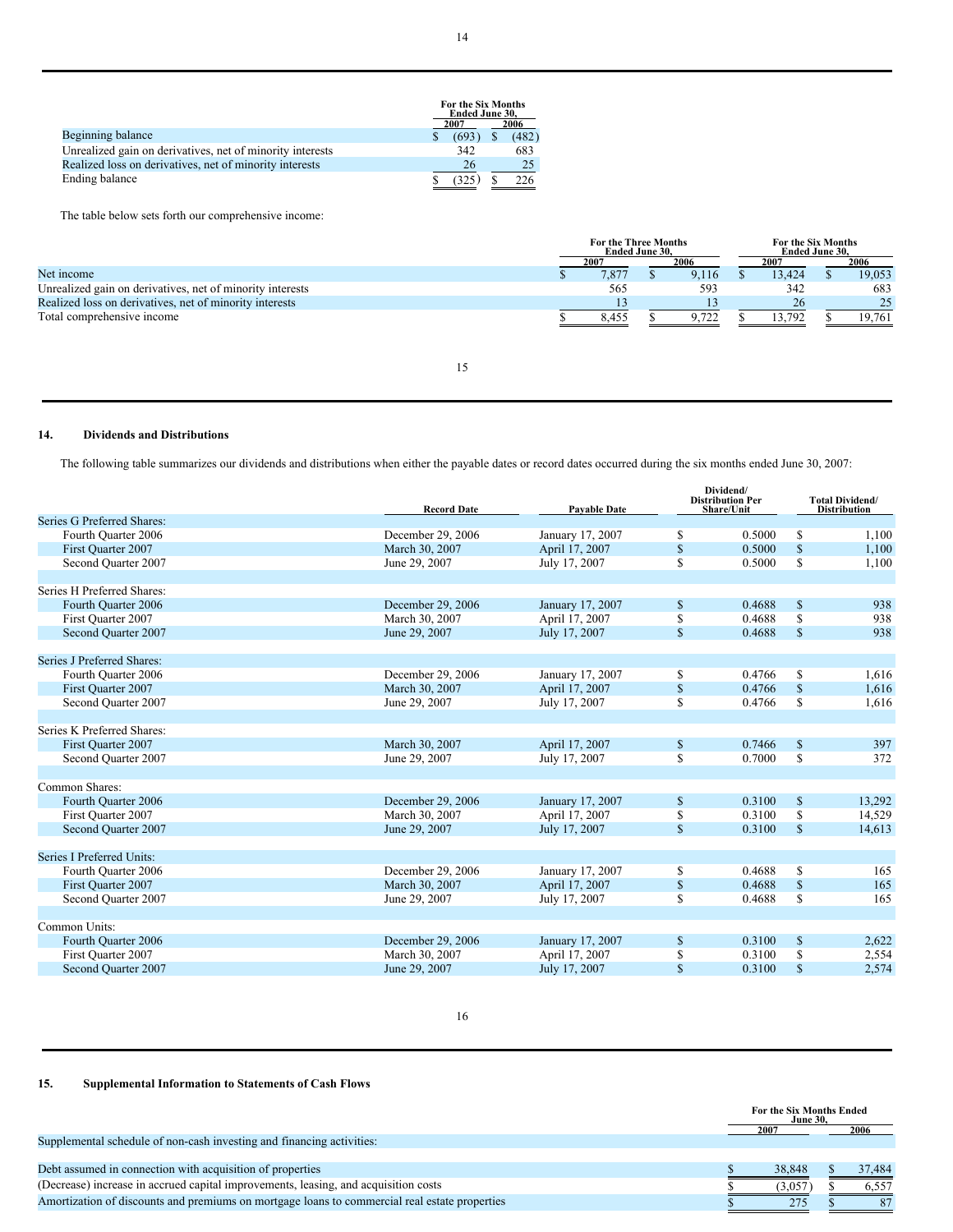| | For the Six Months Ended June 30, | |
|---|---|---|
| | 2007 | 2006 |
| Beginning balance | $ (693) | $ (482) |
| Unrealized gain on derivatives, net of minority interests | 342 | 683 |
| Realized loss on derivatives, net of minority interests | 26 | 25 |
| Ending balance | $ (325) | $ 226 |

The table below sets forth our comprehensive income:

| | For the Three Months Ended June 30, | | For the Six Months Ended June 30, | |
|---|---|---|---|---|
| | 2007 | 2006 | 2007 | 2006 |
| Net income | $ 7,877 | $ 9,116 | $ 13,424 | $ 19,053 |
| Unrealized gain on derivatives, net of minority interests | 565 | 593 | 342 | 683 |
| Realized loss on derivatives, net of minority interests | 13 | 13 | 26 | 25 |
| Total comprehensive income | $ 8,455 | $ 9,722 | $ 13,792 | $ 19,761 |

## 14. Dividends and Distributions

The following table summarizes our dividends and distributions when either the payable dates or record dates occurred during the six months ended June 30, 2007:

| | Record Date | Payable Date | Dividend/ Distribution Per Share/Unit | Total Dividend/ Distribution |
|---|---|---|---|---|
| Series G Preferred Shares: | | | | |
| Fourth Quarter 2006 | December 29, 2006 | January 17, 2007 | $ 0.5000 | $ 1,100 |
| First Quarter 2007 | March 30, 2007 | April 17, 2007 | $ 0.5000 | $ 1,100 |
| Second Quarter 2007 | June 29, 2007 | July 17, 2007 | $ 0.5000 | $ 1,100 |
| | | | | |
| Series H Preferred Shares: | | | | |
| Fourth Quarter 2006 | December 29, 2006 | January 17, 2007 | $ 0.4688 | $ 938 |
| First Quarter 2007 | March 30, 2007 | April 17, 2007 | $ 0.4688 | $ 938 |
| Second Quarter 2007 | June 29, 2007 | July 17, 2007 | $ 0.4688 | $ 938 |
| | | | | |
| Series J Preferred Shares: | | | | |
| Fourth Quarter 2006 | December 29, 2006 | January 17, 2007 | $ 0.4766 | $ 1,616 |
| First Quarter 2007 | March 30, 2007 | April 17, 2007 | $ 0.4766 | $ 1,616 |
| Second Quarter 2007 | June 29, 2007 | July 17, 2007 | $ 0.4766 | $ 1,616 |
| | | | | |
| Series K Preferred Shares: | | | | |
| First Quarter 2007 | March 30, 2007 | April 17, 2007 | $ 0.7466 | $ 397 |
| Second Quarter 2007 | June 29, 2007 | July 17, 2007 | $ 0.7000 | $ 372 |
| | | | | |
| Common Shares: | | | | |
| Fourth Quarter 2006 | December 29, 2006 | January 17, 2007 | $ 0.3100 | $ 13,292 |
| First Quarter 2007 | March 30, 2007 | April 17, 2007 | $ 0.3100 | $ 14,529 |
| Second Quarter 2007 | June 29, 2007 | July 17, 2007 | $ 0.3100 | $ 14,613 |
| | | | | |
| Series I Preferred Units: | | | | |
| Fourth Quarter 2006 | December 29, 2006 | January 17, 2007 | $ 0.4688 | $ 165 |
| First Quarter 2007 | March 30, 2007 | April 17, 2007 | $ 0.4688 | $ 165 |
| Second Quarter 2007 | June 29, 2007 | July 17, 2007 | $ 0.4688 | $ 165 |
| | | | | |
| Common Units: | | | | |
| Fourth Quarter 2006 | December 29, 2006 | January 17, 2007 | $ 0.3100 | $ 2,622 |
| First Quarter 2007 | March 30, 2007 | April 17, 2007 | $ 0.3100 | $ 2,554 |
| Second Quarter 2007 | June 29, 2007 | July 17, 2007 | $ 0.3100 | $ 2,574 |

## 15. Supplemental Information to Statements of Cash Flows

| | For the Six Months Ended June 30, | |
|---|---|---|
| | 2007 | 2006 |
| Supplemental schedule of non-cash investing and financing activities: | | |
| | | |
| Debt assumed in connection with acquisition of properties | $ 38,848 | $ 37,484 |
| (Decrease) increase in accrued capital improvements, leasing, and acquisition costs | $ (3,057) | $ 6,557 |
| Amortization of discounts and premiums on mortgage loans to commercial real estate properties | $ 275 | $ 87 |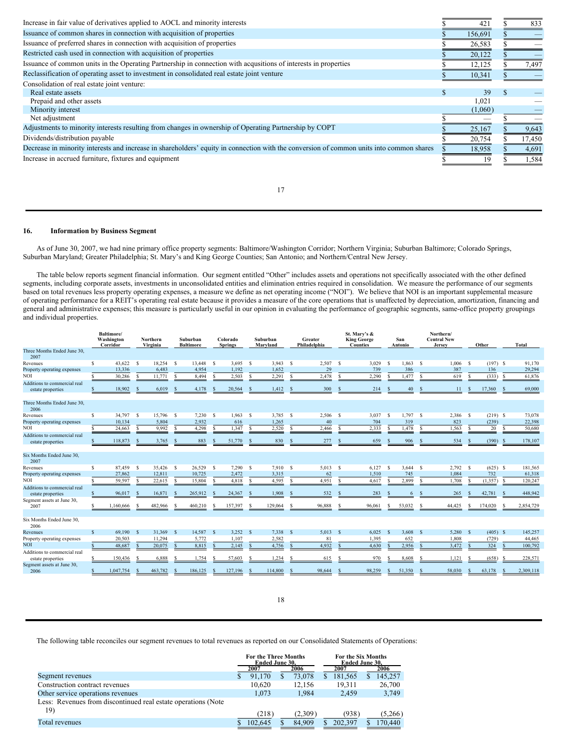| | 2007 | 2006 |
|---|---|---|
| Increase in fair value of derivatives applied to AOCL and minority interests | $ 421 | $ 833 |
| Issuance of common shares in connection with acquisition of properties | $ 156,691 | $ — |
| Issuance of preferred shares in connection with acquisition of properties | $ 26,583 | $ — |
| Restricted cash used in connection with acquisition of properties | $ 20,122 | $ — |
| Issuance of common units in the Operating Partnership in connection with acqusitions of interests in properties | $ 12,125 | $ 7,497 |
| Reclassification of operating asset to investment in consolidated real estate joint venture | $ 10,341 | $ — |
| Consolidation of real estate joint venture: | | |
| Real estate assets | $ 39 | $ — |
| Prepaid and other assets | 1,021 | — |
| Minority interest | (1,060) | — |
| Net adjustment | $ — | $ — |
| Adjustments to minority interests resulting from changes in ownership of Operating Partnership by COPT | $ 25,167 | $ 9,643 |
| Dividends/distribution payable | $ 20,754 | $ 17,450 |
| Decrease in minority interests and increase in shareholders' equity in connection with the conversion of common units into common shares | $ 18,958 | $ 4,691 |
| Increase in accrued furniture, fixtures and equipment | $ 19 | $ 1,584 |

## 16. Information by Business Segment

As of June 30, 2007, we had nine primary office property segments: Baltimore/Washington Corridor; Northern Virginia; Suburban Baltimore; Colorado Springs, Suburban Maryland; Greater Philadelphia; St. Mary's and King George Counties; San Antonio; and Northern/Central New Jersey.

The table below reports segment financial information. Our segment entitled "Other" includes assets and operations not specifically associated with the other defined segments, including corporate assets, investments in unconsolidated entities and elimination entries required in consolidation. We measure the performance of our segments based on total revenues less property operating expenses, a measure we define as net operating income ("NOI"). We believe that NOI is an important supplemental measure of operating performance for a REIT's operating real estate because it provides a measure of the core operations that is unaffected by depreciation, amortization, financing and general and administrative expenses; this measure is particularly useful in our opinion in evaluating the performance of geographic segments, same-office property groupings and individual properties.

| | Baltimore/ Washington Corridor | Northern Virginia | Suburban Baltimore | Colorado Springs | Suburban Maryland | Greater Philadelphia | St. Mary's & King George Counties | San Antonio | Northern/ Central New Jersey | Other | Total |
|---|---|---|---|---|---|---|---|---|---|---|---|
| **Three Months Ended June 30, 2007** | | | | | | | | | | | |
| Revenues | $ 43,622 | $ 18,254 | $ 13,448 | $ 3,695 | $ 3,943 | $ 2,507 | $ 3,029 | $ 1,863 | $ 1,006 | $ (197) | $ 91,170 |
| Property operating expenses | 13,336 | 6,483 | 4,954 | 1,192 | 1,652 | 29 | 739 | 386 | 387 | 136 | 29,294 |
| NOI | $ 30,286 | $ 11,771 | $ 8,494 | $ 2,503 | $ 2,291 | $ 2,478 | $ 2,290 | $ 1,477 | $ 619 | $ (333) | $ 61,876 |
| Additions to commercial real estate properties | $ 18,902 | $ 6,019 | $ 4,178 | $ 20,564 | $ 1,412 | $ 300 | $ 214 | $ 40 | $ 11 | $ 17,360 | $ 69,000 |
| **Three Months Ended June 30, 2006** | | | | | | | | | | | |
| Revenues | $ 34,797 | $ 15,796 | $ 7,230 | $ 1,963 | $ 3,785 | $ 2,506 | $ 3,037 | $ 1,797 | $ 2,386 | $ (219) | $ 73,078 |
| Property operating expenses | 10,134 | 5,804 | 2,932 | 616 | 1,265 | 40 | 704 | 319 | 823 | (239) | 22,398 |
| NOI | $ 24,663 | $ 9,992 | $ 4,298 | $ 1,347 | $ 2,520 | $ 2,466 | $ 2,333 | $ 1,478 | $ 1,563 | $ 20 | $ 50,680 |
| Additions to commercial real estate properties | $ 118,873 | $ 3,765 | $ 883 | $ 51,770 | $ 830 | $ 277 | $ 659 | $ 906 | $ 534 | $ (390) | $ 178,107 |
| **Six Months Ended June 30, 2007** | | | | | | | | | | | |
| Revenues | $ 87,459 | $ 35,426 | $ 26,529 | $ 7,290 | $ 7,910 | $ 5,013 | $ 6,127 | $ 3,644 | $ 2,792 | $ (625) | $ 181,565 |
| Property operating expenses | 27,862 | 12,811 | 10,725 | 2,472 | 3,315 | 62 | 1,510 | 745 | 1,084 | 732 | 61,318 |
| NOI | $ 59,597 | $ 22,615 | $ 15,804 | $ 4,818 | $ 4,595 | $ 4,951 | $ 4,617 | $ 2,899 | $ 1,708 | $ (1,357) | $ 120,247 |
| Additions to commercial real estate properties | $ 96,017 | $ 16,871 | $ 265,912 | $ 24,367 | $ 1,908 | $ 532 | $ 283 | $ 6 | $ 265 | $ 42,781 | $ 448,942 |
| Segment assets at June 30, 2007 | $ 1,160,666 | $ 482,966 | $ 460,210 | $ 157,397 | $ 129,064 | $ 96,888 | $ 96,061 | $ 53,032 | $ 44,425 | $ 174,020 | $ 2,854,729 |
| **Six Months Ended June 30, 2006** | | | | | | | | | | | |
| Revenues | $ 69,190 | $ 31,369 | $ 14,587 | $ 3,252 | $ 7,338 | $ 5,013 | $ 6,025 | $ 3,608 | $ 5,280 | $ (405) | $ 145,257 |
| Property operating expenses | 20,503 | 11,294 | 5,772 | 1,107 | 2,582 | 81 | 1,395 | 652 | 1,808 | (729) | 44,465 |
| NOI | $ 48,687 | $ 20,075 | $ 8,815 | $ 2,145 | $ 4,756 | $ 4,932 | $ 4,630 | $ 2,956 | $ 3,472 | $ 324 | $ 100,792 |
| Additions to commercial real estate properties | $ 150,436 | $ 6,888 | $ 1,754 | $ 57,603 | $ 1,234 | $ 615 | $ 970 | $ 8,608 | $ 1,121 | $ (658) | $ 228,571 |
| Segment assets at June 30, 2006 | $ 1,047,754 | $ 463,782 | $ 186,125 | $ 127,196 | $ 114,800 | $ 98,644 | $ 98,259 | $ 51,350 | $ 58,030 | $ 63,178 | $ 2,309,118 |

The following table reconciles our segment revenues to total revenues as reported on our Consolidated Statements of Operations:

| | For the Three Months Ended June 30, | | For the Six Months Ended June 30, | |
|---|---|---|---|---|
| | 2007 | 2006 | 2007 | 2006 |
| Segment revenues | $ 91,170 | $ 73,078 | $ 181,565 | $ 145,257 |
| Construction contract revenues | 10,620 | 12,156 | 19,311 | 26,700 |
| Other service operations revenues | 1,073 | 1,984 | 2,459 | 3,749 |
| Less: Revenues from discontinued real estate operations (Note 19) | (218) | (2,309) | (938) | (5,266) |
| Total revenues | $ 102,645 | $ 84,909 | $ 202,397 | $ 170,440 |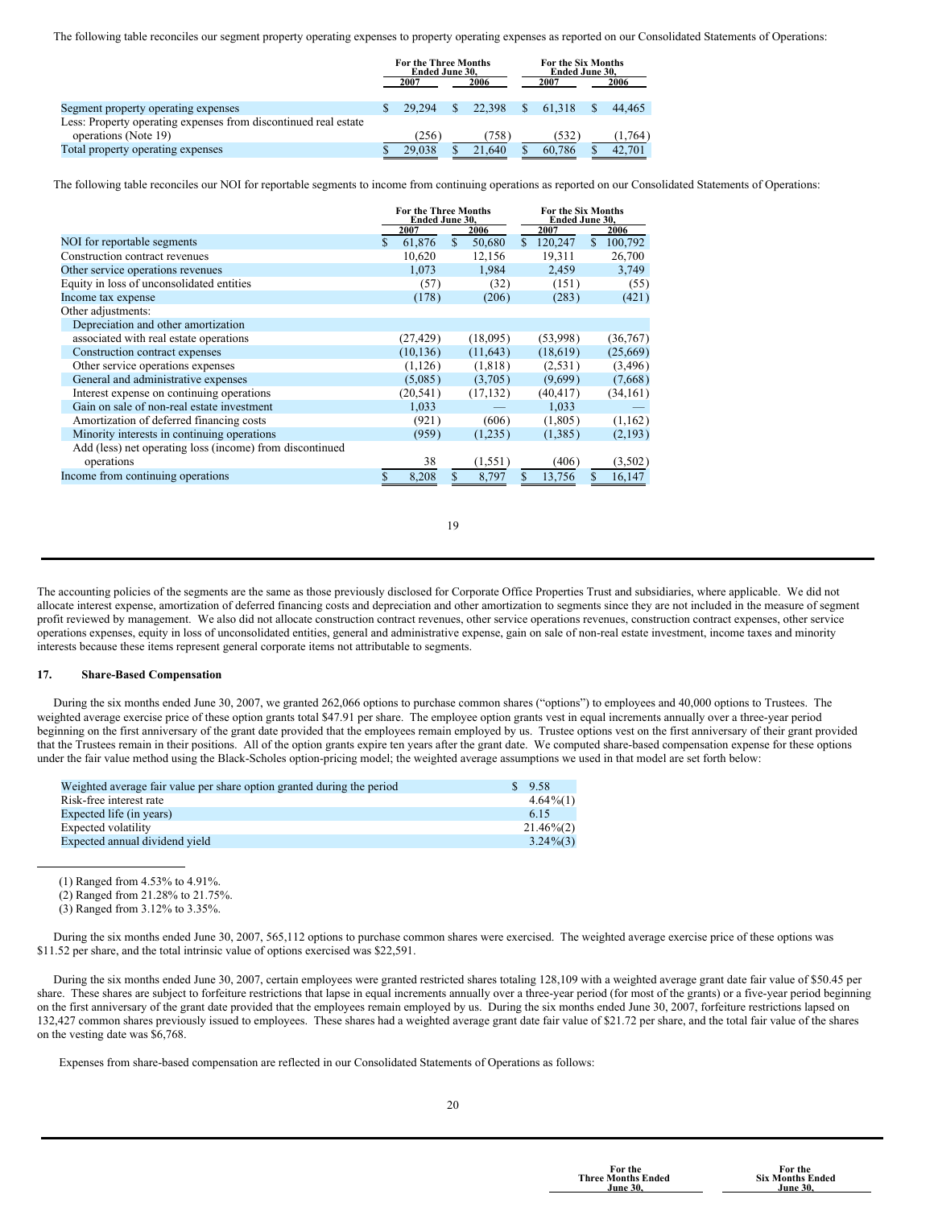The following table reconciles our segment property operating expenses to property operating expenses as reported on our Consolidated Statements of Operations:

| | For the Three Months Ended June 30, | | For the Six Months Ended June 30, | |
|---|---|---|---|---|
| | 2007 | 2006 | 2007 | 2006 |
| Segment property operating expenses | $ 29,294 | $ 22,398 | $ 61,318 | $ 44,465 |
| Less: Property operating expenses from discontinued real estate operations (Note 19) | (256) | (758) | (532) | (1,764) |
| Total property operating expenses | $ 29,038 | $ 21,640 | $ 60,786 | $ 42,701 |

The following table reconciles our NOI for reportable segments to income from continuing operations as reported on our Consolidated Statements of Operations:

| | For the Three Months Ended June 30, | | For the Six Months Ended June 30, | |
|---|---|---|---|---|
| | 2007 | 2006 | 2007 | 2006 |
| NOI for reportable segments | $ 61,876 | $ 50,680 | $ 120,247 | $ 100,792 |
| Construction contract revenues | 10,620 | 12,156 | 19,311 | 26,700 |
| Other service operations revenues | 1,073 | 1,984 | 2,459 | 3,749 |
| Equity in loss of unconsolidated entities | (57) | (32) | (151) | (55) |
| Income tax expense | (178) | (206) | (283) | (421) |
| Other adjustments: | | | | |
| Depreciation and other amortization associated with real estate operations | (27,429) | (18,095) | (53,998) | (36,767) |
| Construction contract expenses | (10,136) | (11,643) | (18,619) | (25,669) |
| Other service operations expenses | (1,126) | (1,818) | (2,531) | (3,496) |
| General and administrative expenses | (5,085) | (3,705) | (9,699) | (7,668) |
| Interest expense on continuing operations | (20,541) | (17,132) | (40,417) | (34,161) |
| Gain on sale of non-real estate investment | 1,033 | — | 1,033 | — |
| Amortization of deferred financing costs | (921) | (606) | (1,805) | (1,162) |
| Minority interests in continuing operations | (959) | (1,235) | (1,385) | (2,193) |
| Add (less) net operating loss (income) from discontinued operations | 38 | (1,551) | (406) | (3,502) |
| Income from continuing operations | $ 8,208 | $ 8,797 | $ 13,756 | $ 16,147 |

The accounting policies of the segments are the same as those previously disclosed for Corporate Office Properties Trust and subsidiaries, where applicable. We did not allocate interest expense, amortization of deferred financing costs and depreciation and other amortization to segments since they are not included in the measure of segment profit reviewed by management. We also did not allocate construction contract revenues, other service operations revenues, construction contract expenses, other service operations expenses, equity in loss of unconsolidated entities, general and administrative expense, gain on sale of non-real estate investment, income taxes and minority interests because these items represent general corporate items not attributable to segments.

## 17. Share-Based Compensation

During the six months ended June 30, 2007, we granted 262,066 options to purchase common shares ("options") to employees and 40,000 options to Trustees. The weighted average exercise price of these option grants total $47.91 per share. The employee option grants vest in equal increments annually over a three-year period beginning on the first anniversary of the grant date provided that the employees remain employed by us. Trustee options vest on the first anniversary of their grant provided that the Trustees remain in their positions. All of the option grants expire ten years after the grant date. We computed share-based compensation expense for these options under the fair value method using the Black-Scholes option-pricing model; the weighted average assumptions we used in that model are set forth below:

| | |
|---|---|
| Weighted average fair value per share option granted during the period | $ 9.58 |
| Risk-free interest rate | 4.64%(1) |
| Expected life (in years) | 6.15 |
| Expected volatility | 21.46%(2) |
| Expected annual dividend yield | 3.24%(3) |

(1) Ranged from 4.53% to 4.91%.

(2) Ranged from 21.28% to 21.75%.

(3) Ranged from 3.12% to 3.35%.

During the six months ended June 30, 2007, 565,112 options to purchase common shares were exercised. The weighted average exercise price of these options was $11.52 per share, and the total intrinsic value of options exercised was $22,591.

During the six months ended June 30, 2007, certain employees were granted restricted shares totaling 128,109 with a weighted average grant date fair value of $50.45 per share. These shares are subject to forfeiture restrictions that lapse in equal increments annually over a three-year period (for most of the grants) or a five-year period beginning on the first anniversary of the grant date provided that the employees remain employed by us. During the six months ended June 30, 2007, forfeiture restrictions lapsed on 132,427 common shares previously issued to employees. These shares had a weighted average grant date fair value of $21.72 per share, and the total fair value of the shares on the vesting date was $6,768.

Expenses from share-based compensation are reflected in our Consolidated Statements of Operations as follows:

| | For the Three Months Ended June 30, | For the Six Months Ended June 30, |
|---|---|---|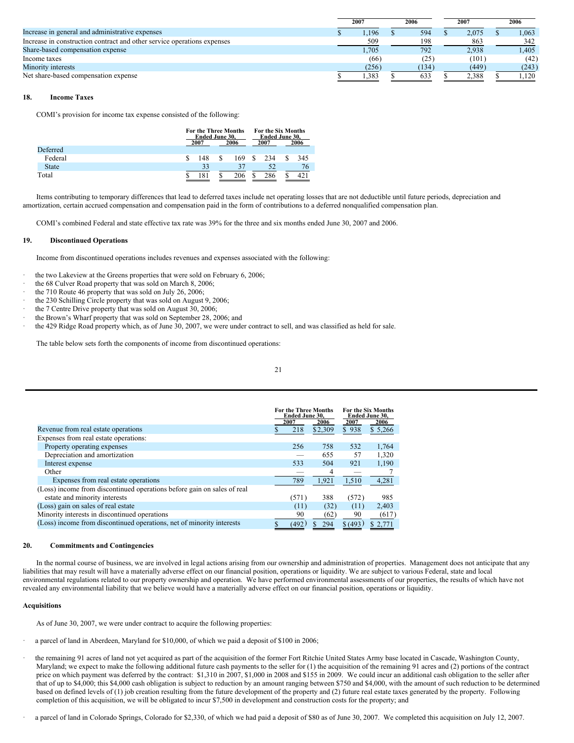| | 2007 | 2006 | 2007 | 2006 |
|---|---|---|---|---|
| Increase in general and administrative expenses | $ 1,196 | $ 594 | $ 2,075 | $ 1,063 |
| Increase in construction contract and other service operations expenses | 509 | 198 | 863 | 342 |
| Share-based compensation expense | 1,705 | 792 | 2,938 | 1,405 |
| Income taxes | (66) | (25) | (101) | (42) |
| Minority interests | (256) | (134) | (449) | (243) |
| Net share-based compensation expense | $ 1,383 | $ 633 | $ 2,388 | $ 1,120 |

## 18. Income Taxes

COMI's provision for income tax expense consisted of the following:

| | For the Three Months Ended June 30, | | For the Six Months Ended June 30, | |
|---|---|---|---|---|
| | 2007 | 2006 | 2007 | 2006 |
| Deferred | | | | |
| Federal | $ 148 | $ 169 | $ 234 | $ 345 |
| State | 33 | 37 | 52 | 76 |
| Total | $ 181 | $ 206 | $ 286 | $ 421 |

Items contributing to temporary differences that lead to deferred taxes include net operating losses that are not deductible until future periods, depreciation and amortization, certain accrued compensation and compensation paid in the form of contributions to a deferred nonqualified compensation plan.

COMI's combined Federal and state effective tax rate was 39% for the three and six months ended June 30, 2007 and 2006.

## 19. Discontinued Operations

Income from discontinued operations includes revenues and expenses associated with the following:

- the two Lakeview at the Greens properties that were sold on February 6, 2006;
- the 68 Culver Road property that was sold on March 8, 2006;
- the 710 Route 46 property that was sold on July 26, 2006;
- the 230 Schilling Circle property that was sold on August 9, 2006;
- the 7 Centre Drive property that was sold on August 30, 2006;
- the Brown's Wharf property that was sold on September 28, 2006; and
- the 429 Ridge Road property which, as of June 30, 2007, we were under contract to sell, and was classified as held for sale.

The table below sets forth the components of income from discontinued operations:

| | For the Three Months Ended June 30, | | For the Six Months Ended June 30, | |
|---|---|---|---|---|
| | 2007 | 2006 | 2007 | 2006 |
| Revenue from real estate operations | $ 218 | $2,309 | $ 938 | $ 5,266 |
| Expenses from real estate operations: | | | | |
| Property operating expenses | 256 | 758 | 532 | 1,764 |
| Depreciation and amortization | — | 655 | 57 | 1,320 |
| Interest expense | 533 | 504 | 921 | 1,190 |
| Other | — | 4 | — | 7 |
| Expenses from real estate operations | 789 | 1,921 | 1,510 | 4,281 |
| (Loss) income from discontinued operations before gain on sales of real estate and minority interests | (571) | 388 | (572) | 985 |
| (Loss) gain on sales of real estate | (11) | (32) | (11) | 2,403 |
| Minority interests in discontinued operations | 90 | (62) | 90 | (617) |
| (Loss) income from discontinued operations, net of minority interests | $ (492) | $ 294 | $ (493) | $ 2,771 |

## 20. Commitments and Contingencies

In the normal course of business, we are involved in legal actions arising from our ownership and administration of properties. Management does not anticipate that any liabilities that may result will have a materially adverse effect on our financial position, operations or liquidity. We are subject to various Federal, state and local environmental regulations related to our property ownership and operation. We have performed environmental assessments of our properties, the results of which have not revealed any environmental liability that we believe would have a materially adverse effect on our financial position, operations or liquidity.

### Acquisitions

As of June 30, 2007, we were under contract to acquire the following properties:

- a parcel of land in Aberdeen, Maryland for $10,000, of which we paid a deposit of $100 in 2006;
- the remaining 91 acres of land not yet acquired as part of the acquisition of the former Fort Ritchie United States Army base located in Cascade, Washington County, Maryland; we expect to make the following additional future cash payments to the seller for (1) the acquisition of the remaining 91 acres and (2) portions of the contract price on which payment was deferred by the contract: $1,310 in 2007, $1,000 in 2008 and $155 in 2009. We could incur an additional cash obligation to the seller after that of up to $4,000; this $4,000 cash obligation is subject to reduction by an amount ranging between $750 and $4,000, with the amount of such reduction to be determined based on defined levels of (1) job creation resulting from the future development of the property and (2) future real estate taxes generated by the property. Following completion of this acquisition, we will be obligated to incur $7,500 in development and construction costs for the property; and
- a parcel of land in Colorado Springs, Colorado for $2,330, of which we had paid a deposit of $80 as of June 30, 2007. We completed this acquisition on July 12, 2007.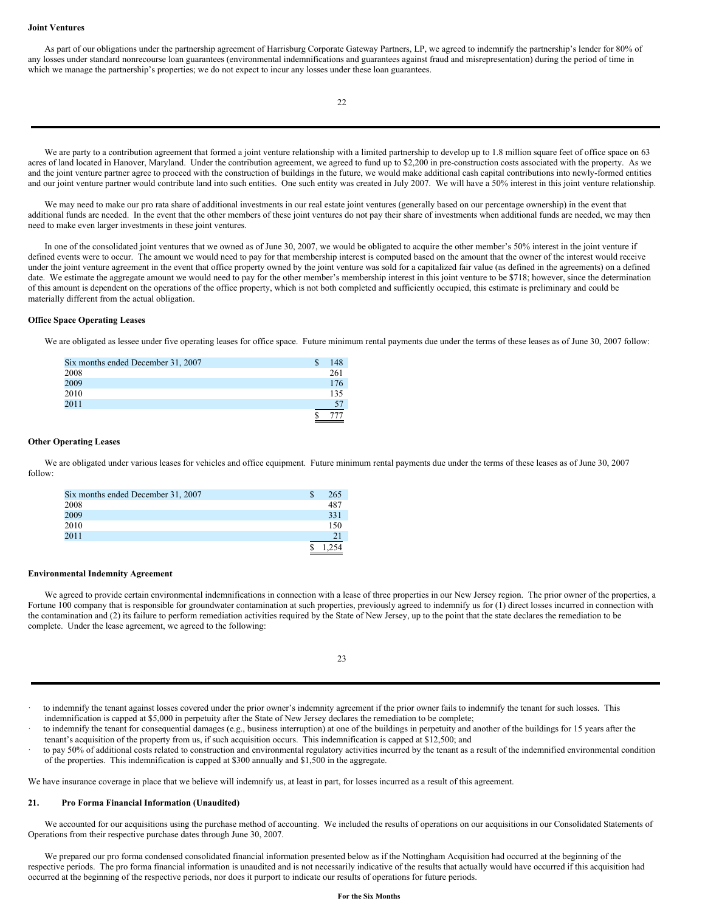**Joint Ventures**

As part of our obligations under the partnership agreement of Harrisburg Corporate Gateway Partners, LP, we agreed to indemnify the partnership's lender for 80% of any losses under standard nonrecourse loan guarantees (environmental indemnifications and guarantees against fraud and misrepresentation) during the period of time in which we manage the partnership's properties; we do not expect to incur any losses under these loan guarantees.

We are party to a contribution agreement that formed a joint venture relationship with a limited partnership to develop up to 1.8 million square feet of office space on 63 acres of land located in Hanover, Maryland. Under the contribution agreement, we agreed to fund up to $2,200 in pre-construction costs associated with the property. As we and the joint venture partner agree to proceed with the construction of buildings in the future, we would make additional cash capital contributions into newly-formed entities and our joint venture partner would contribute land into such entities. One such entity was created in July 2007. We will have a 50% interest in this joint venture relationship.

We may need to make our pro rata share of additional investments in our real estate joint ventures (generally based on our percentage ownership) in the event that additional funds are needed. In the event that the other members of these joint ventures do not pay their share of investments when additional funds are needed, we may then need to make even larger investments in these joint ventures.

In one of the consolidated joint ventures that we owned as of June 30, 2007, we would be obligated to acquire the other member's 50% interest in the joint venture if defined events were to occur. The amount we would need to pay for that membership interest is computed based on the amount that the owner of the interest would receive under the joint venture agreement in the event that office property owned by the joint venture was sold for a capitalized fair value (as defined in the agreements) on a defined date. We estimate the aggregate amount we would need to pay for the other member's membership interest in this joint venture to be $718; however, since the determination of this amount is dependent on the operations of the office property, which is not both completed and sufficiently occupied, this estimate is preliminary and could be materially different from the actual obligation.

**Office Space Operating Leases**

We are obligated as lessee under five operating leases for office space. Future minimum rental payments due under the terms of these leases as of June 30, 2007 follow:

| | |
|---|---|
| Six months ended December 31, 2007 | $ 148 |
| 2008 | 261 |
| 2009 | 176 |
| 2010 | 135 |
| 2011 | 57 |
| | $ 777 |

**Other Operating Leases**

We are obligated under various leases for vehicles and office equipment. Future minimum rental payments due under the terms of these leases as of June 30, 2007 follow:

| | |
|---|---|
| Six months ended December 31, 2007 | $ 265 |
| 2008 | 487 |
| 2009 | 331 |
| 2010 | 150 |
| 2011 | 21 |
| | $ 1,254 |

**Environmental Indemnity Agreement**

We agreed to provide certain environmental indemnifications in connection with a lease of three properties in our New Jersey region. The prior owner of the properties, a Fortune 100 company that is responsible for groundwater contamination at such properties, previously agreed to indemnify us for (1) direct losses incurred in connection with the contamination and (2) its failure to perform remediation activities required by the State of New Jersey, up to the point that the state declares the remediation to be complete. Under the lease agreement, we agreed to the following:

- to indemnify the tenant against losses covered under the prior owner's indemnity agreement if the prior owner fails to indemnify the tenant for such losses. This indemnification is capped at $5,000 in perpetuity after the State of New Jersey declares the remediation to be complete;
- to indemnify the tenant for consequential damages (e.g., business interruption) at one of the buildings in perpetuity and another of the buildings for 15 years after the tenant's acquisition of the property from us, if such acquisition occurs. This indemnification is capped at $12,500; and
- to pay 50% of additional costs related to construction and environmental regulatory activities incurred by the tenant as a result of the indemnified environmental condition of the properties. This indemnification is capped at $300 annually and $1,500 in the aggregate.

We have insurance coverage in place that we believe will indemnify us, at least in part, for losses incurred as a result of this agreement.

## 21. Pro Forma Financial Information (Unaudited)

We accounted for our acquisitions using the purchase method of accounting. We included the results of operations on our acquisitions in our Consolidated Statements of Operations from their respective purchase dates through June 30, 2007.

We prepared our pro forma condensed consolidated financial information presented below as if the Nottingham Acquisition had occurred at the beginning of the respective periods. The pro forma financial information is unaudited and is not necessarily indicative of the results that actually would have occurred if this acquisition had occurred at the beginning of the respective periods, nor does it purport to indicate our results of operations for future periods.

**For the Six Months**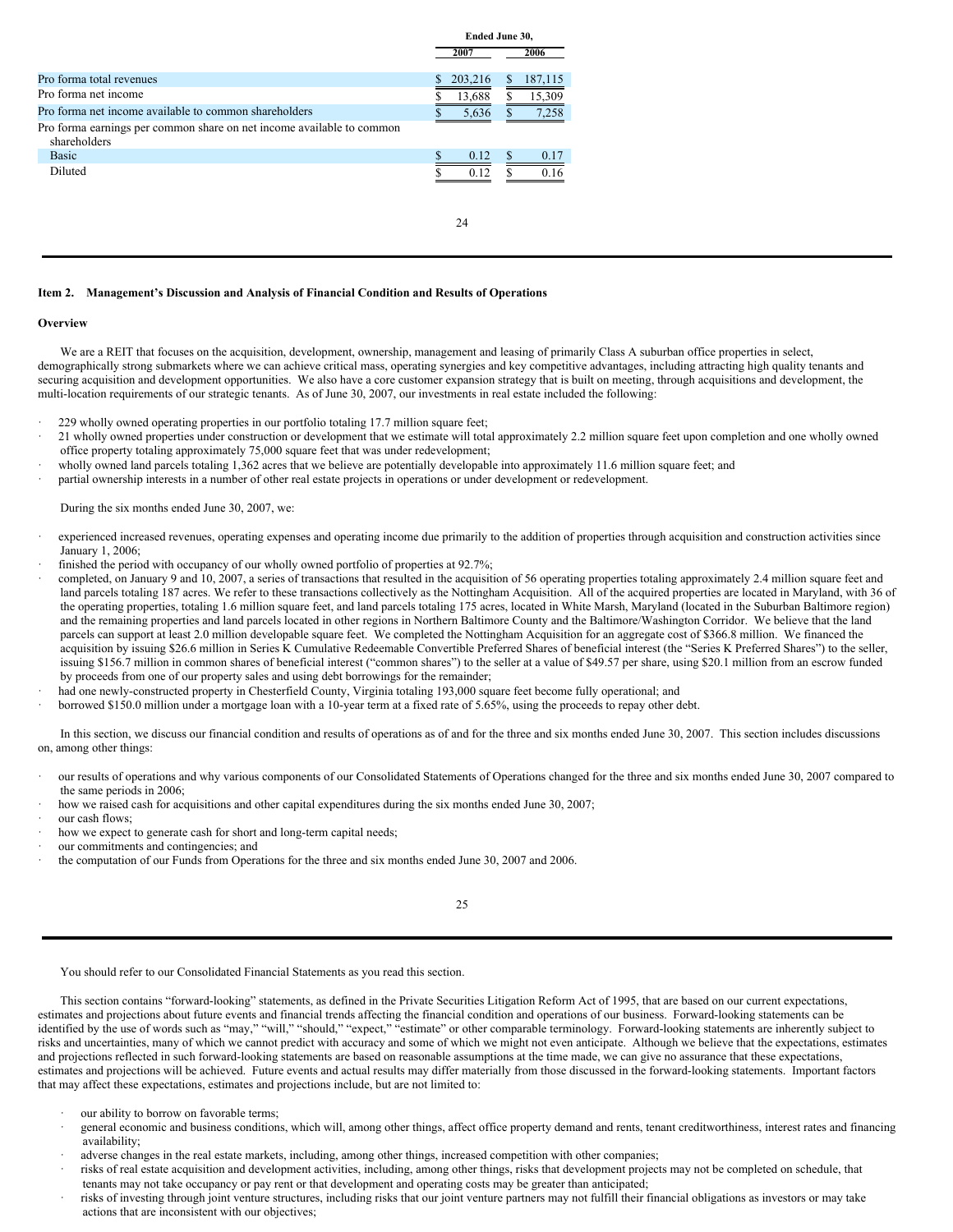| | Ended June 30, | |
|---|---|---|
| | 2007 | 2006 |
| Pro forma total revenues | $ 203,216 | $ 187,115 |
| Pro forma net income | $ 13,688 | $ 15,309 |
| Pro forma net income available to common shareholders | $ 5,636 | $ 7,258 |
| Pro forma earnings per common share on net income available to common shareholders | | |
| Basic | $ 0.12 | $ 0.17 |
| Diluted | $ 0.12 | $ 0.16 |

## Item 2. Management's Discussion and Analysis of Financial Condition and Results of Operations

### Overview

We are a REIT that focuses on the acquisition, development, ownership, management and leasing of primarily Class A suburban office properties in select, demographically strong submarkets where we can achieve critical mass, operating synergies and key competitive advantages, including attracting high quality tenants and securing acquisition and development opportunities. We also have a core customer expansion strategy that is built on meeting, through acquisitions and development, the multi-location requirements of our strategic tenants. As of June 30, 2007, our investments in real estate included the following:

- 229 wholly owned operating properties in our portfolio totaling 17.7 million square feet;
- 21 wholly owned properties under construction or development that we estimate will total approximately 2.2 million square feet upon completion and one wholly owned office property totaling approximately 75,000 square feet that was under redevelopment;
- wholly owned land parcels totaling 1,362 acres that we believe are potentially developable into approximately 11.6 million square feet; and
- partial ownership interests in a number of other real estate projects in operations or under development or redevelopment.

During the six months ended June 30, 2007, we:

- experienced increased revenues, operating expenses and operating income due primarily to the addition of properties through acquisition and construction activities since January 1, 2006;
- finished the period with occupancy of our wholly owned portfolio of properties at 92.7%;
- completed, on January 9 and 10, 2007, a series of transactions that resulted in the acquisition of 56 operating properties totaling approximately 2.4 million square feet and land parcels totaling 187 acres. We refer to these transactions collectively as the Nottingham Acquisition. All of the acquired properties are located in Maryland, with 36 of the operating properties, totaling 1.6 million square feet, and land parcels totaling 175 acres, located in White Marsh, Maryland (located in the Suburban Baltimore region) and the remaining properties and land parcels located in other regions in Northern Baltimore County and the Baltimore/Washington Corridor. We believe that the land parcels can support at least 2.0 million developable square feet. We completed the Nottingham Acquisition for an aggregate cost of $366.8 million. We financed the acquisition by issuing $26.6 million in Series K Cumulative Redeemable Convertible Preferred Shares of beneficial interest (the "Series K Preferred Shares") to the seller, issuing $156.7 million in common shares of beneficial interest ("common shares") to the seller at a value of $49.57 per share, using $20.1 million from an escrow funded by proceeds from one of our property sales and using debt borrowings for the remainder;
- had one newly-constructed property in Chesterfield County, Virginia totaling 193,000 square feet become fully operational; and
- borrowed $150.0 million under a mortgage loan with a 10-year term at a fixed rate of 5.65%, using the proceeds to repay other debt.

In this section, we discuss our financial condition and results of operations as of and for the three and six months ended June 30, 2007. This section includes discussions on, among other things:

- our results of operations and why various components of our Consolidated Statements of Operations changed for the three and six months ended June 30, 2007 compared to the same periods in 2006;
- how we raised cash for acquisitions and other capital expenditures during the six months ended June 30, 2007;
- our cash flows;
- how we expect to generate cash for short and long-term capital needs;
- our commitments and contingencies; and
- the computation of our Funds from Operations for the three and six months ended June 30, 2007 and 2006.

You should refer to our Consolidated Financial Statements as you read this section.

This section contains "forward-looking" statements, as defined in the Private Securities Litigation Reform Act of 1995, that are based on our current expectations, estimates and projections about future events and financial trends affecting the financial condition and operations of our business. Forward-looking statements can be identified by the use of words such as "may," "will," "should," "expect," "estimate" or other comparable terminology. Forward-looking statements are inherently subject to risks and uncertainties, many of which we cannot predict with accuracy and some of which we might not even anticipate. Although we believe that the expectations, estimates and projections reflected in such forward-looking statements are based on reasonable assumptions at the time made, we can give no assurance that these expectations, estimates and projections will be achieved. Future events and actual results may differ materially from those discussed in the forward-looking statements. Important factors that may affect these expectations, estimates and projections include, but are not limited to:

- our ability to borrow on favorable terms;
- general economic and business conditions, which will, among other things, affect office property demand and rents, tenant creditworthiness, interest rates and financing availability;
- adverse changes in the real estate markets, including, among other things, increased competition with other companies;
- risks of real estate acquisition and development activities, including, among other things, risks that development projects may not be completed on schedule, that tenants may not take occupancy or pay rent or that development and operating costs may be greater than anticipated;
- risks of investing through joint venture structures, including risks that our joint venture partners may not fulfill their financial obligations as investors or may take actions that are inconsistent with our objectives;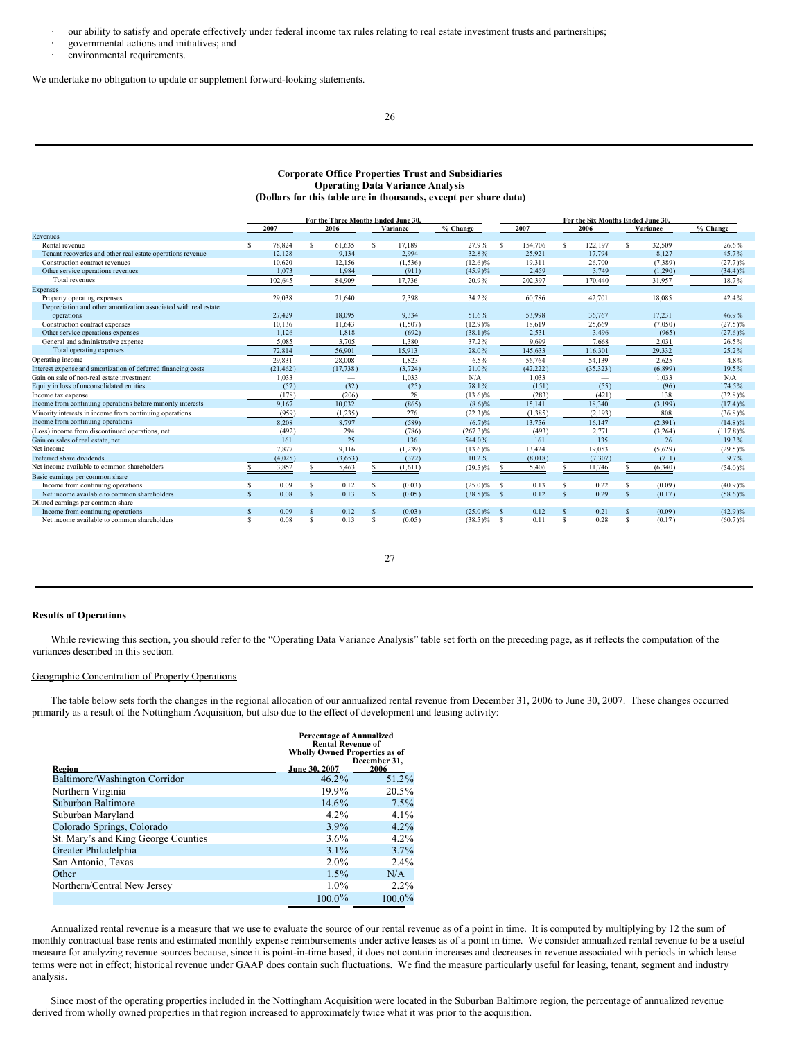- our ability to satisfy and operate effectively under federal income tax rules relating to real estate investment trusts and partnerships;
- governmental actions and initiatives; and
- environmental requirements.

We undertake no obligation to update or supplement forward-looking statements.

**Corporate Office Properties Trust and Subsidiaries**
**Operating Data Variance Analysis**
**(Dollars for this table are in thousands, except per share data)**

| | For the Three Months Ended June 30, | | | | For the Six Months Ended June 30, | | | |
|---|---|---|---|---|---|---|---|---|
| | 2007 | 2006 | Variance | % Change | 2007 | 2006 | Variance | % Change |
| Revenues | | | | | | | | |
| Rental revenue | $ 78,824 | $ 61,635 | $ 17,189 | 27.9% | $ 154,706 | $ 122,197 | $ 32,509 | 26.6% |
| Tenant recoveries and other real estate operations revenue | 12,128 | 9,134 | 2,994 | 32.8% | 25,921 | 17,794 | 8,127 | 45.7% |
| Construction contract revenues | 10,620 | 12,156 | (1,536) | (12.6)% | 19,311 | 26,700 | (7,389) | (27.7)% |
| Other service operations revenues | 1,073 | 1,984 | (911) | (45.9)% | 2,459 | 3,749 | (1,290) | (34.4)% |
| Total revenues | 102,645 | 84,909 | 17,736 | 20.9% | 202,397 | 170,440 | 31,957 | 18.7% |
| Expenses | | | | | | | | |
| Property operating expenses | 29,038 | 21,640 | 7,398 | 34.2% | 60,786 | 42,701 | 18,085 | 42.4% |
| Depreciation and other amortization associated with real estate operations | 27,429 | 18,095 | 9,334 | 51.6% | 53,998 | 36,767 | 17,231 | 46.9% |
| Construction contract expenses | 10,136 | 11,643 | (1,507) | (12.9)% | 18,619 | 25,669 | (7,050) | (27.5)% |
| Other service operations expenses | 1,126 | 1,818 | (692) | (38.1)% | 2,531 | 3,496 | (965) | (27.6)% |
| General and administrative expense | 5,085 | 3,705 | 1,380 | 37.2% | 9,699 | 7,668 | 2,031 | 26.5% |
| Total operating expenses | 72,814 | 56,901 | 15,913 | 28.0% | 145,633 | 116,301 | 29,332 | 25.2% |
| Operating income | 29,831 | 28,008 | 1,823 | 6.5% | 56,764 | 54,139 | 2,625 | 4.8% |
| Interest expense and amortization of deferred financing costs | (21,462) | (17,738) | (3,724) | 21.0% | (42,222) | (35,323) | (6,899) | 19.5% |
| Gain on sale of non-real estate investment | 1,033 | — | 1,033 | N/A | 1,033 | — | 1,033 | N/A |
| Equity in loss of unconsolidated entities | (57) | (32) | (25) | 78.1% | (151) | (55) | (96) | 174.5% |
| Income tax expense | (178) | (206) | 28 | (13.6)% | (283) | (421) | 138 | (32.8)% |
| Income from continuing operations before minority interests | 9,167 | 10,032 | (865) | (8.6)% | 15,141 | 18,340 | (3,199) | (17.4)% |
| Minority interests in income from continuing operations | (959) | (1,235) | 276 | (22.3)% | (1,385) | (2,193) | 808 | (36.8)% |
| Income from continuing operations | 8,208 | 8,797 | (589) | (6.7)% | 13,756 | 16,147 | (2,391) | (14.8)% |
| (Loss) income from discontinued operations, net | (492) | 294 | (786) | (267.3)% | (493) | 2,771 | (3,264) | (117.8)% |
| Gain on sales of real estate, net | 161 | 25 | 136 | 544.0% | 161 | 135 | 26 | 19.3% |
| Net income | 7,877 | 9,116 | (1,239) | (13.6)% | 13,424 | 19,053 | (5,629) | (29.5)% |
| Preferred share dividends | (4,025) | (3,653) | (372) | 10.2% | (8,018) | (7,307) | (711) | 9.7% |
| Net income available to common shareholders | $ 3,852 | $ 5,463 | $ (1,611) | (29.5)% | $ 5,406 | $ 11,746 | $ (6,340) | (54.0)% |
| Basic earnings per common share | | | | | | | | |
| Income from continuing operations | $ 0.09 | $ 0.12 | $ (0.03) | (25.0)% | $ 0.13 | $ 0.22 | $ (0.09) | (40.9)% |
| Net income available to common shareholders | $ 0.08 | $ 0.13 | $ (0.05) | (38.5)% | $ 0.12 | $ 0.29 | $ (0.17) | (58.6)% |
| Diluted earnings per common share | | | | | | | | |
| Income from continuing operations | $ 0.09 | $ 0.12 | $ (0.03) | (25.0)% | $ 0.12 | $ 0.21 | $ (0.09) | (42.9)% |
| Net income available to common shareholders | $ 0.08 | $ 0.13 | $ (0.05) | (38.5)% | $ 0.11 | $ 0.28 | $ (0.17) | (60.7)% |

## Results of Operations

While reviewing this section, you should refer to the "Operating Data Variance Analysis" table set forth on the preceding page, as it reflects the computation of the variances described in this section.

Geographic Concentration of Property Operations

The table below sets forth the changes in the regional allocation of our annualized rental revenue from December 31, 2006 to June 30, 2007. These changes occurred primarily as a result of the Nottingham Acquisition, but also due to the effect of development and leasing activity:

| | Percentage of Annualized Rental Revenue of Wholly Owned Properties as of | |
|---|---|---|
| Region | June 30, 2007 | December 31, 2006 |
| Baltimore/Washington Corridor | 46.2% | 51.2% |
| Northern Virginia | 19.9% | 20.5% |
| Suburban Baltimore | 14.6% | 7.5% |
| Suburban Maryland | 4.2% | 4.1% |
| Colorado Springs, Colorado | 3.9% | 4.2% |
| St. Mary's and King George Counties | 3.6% | 4.2% |
| Greater Philadelphia | 3.1% | 3.7% |
| San Antonio, Texas | 2.0% | 2.4% |
| Other | 1.5% | N/A |
| Northern/Central New Jersey | 1.0% | 2.2% |
| | 100.0% | 100.0% |

Annualized rental revenue is a measure that we use to evaluate the source of our rental revenue as of a point in time. It is computed by multiplying by 12 the sum of monthly contractual base rents and estimated monthly expense reimbursements under active leases as of a point in time. We consider annualized rental revenue to be a useful measure for analyzing revenue sources because, since it is point-in-time based, it does not contain increases and decreases in revenue associated with periods in which lease terms were not in effect; historical revenue under GAAP does contain such fluctuations. We find the measure particularly useful for leasing, tenant, segment and industry analysis.

Since most of the operating properties included in the Nottingham Acquisition were located in the Suburban Baltimore region, the percentage of annualized revenue derived from wholly owned properties in that region increased to approximately twice what it was prior to the acquisition.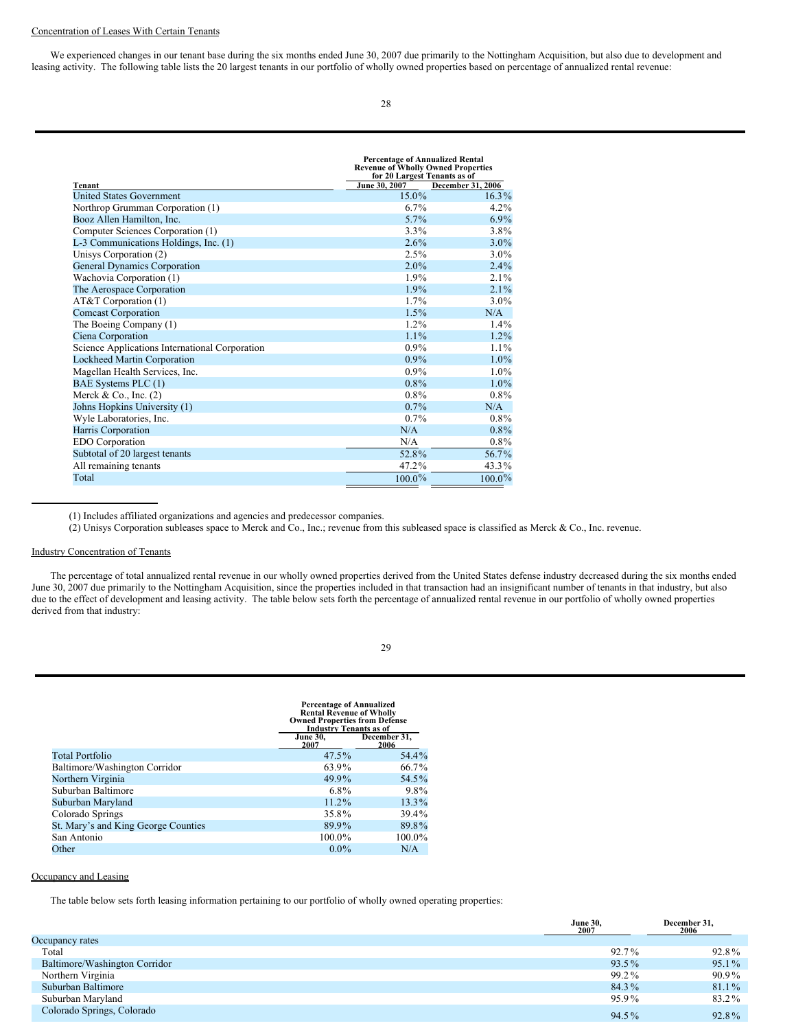Concentration of Leases With Certain Tenants

We experienced changes in our tenant base during the six months ended June 30, 2007 due primarily to the Nottingham Acquisition, but also due to development and leasing activity. The following table lists the 20 largest tenants in our portfolio of wholly owned properties based on percentage of annualized rental revenue:

| Tenant | Percentage of Annualized Rental Revenue of Wholly Owned Properties for 20 Largest Tenants as of June 30, 2007 | December 31, 2006 |
|---|---|---|
| United States Government | 15.0% | 16.3% |
| Northrop Grumman Corporation (1) | 6.7% | 4.2% |
| Booz Allen Hamilton, Inc. | 5.7% | 6.9% |
| Computer Sciences Corporation (1) | 3.3% | 3.8% |
| L-3 Communications Holdings, Inc. (1) | 2.6% | 3.0% |
| Unisys Corporation (2) | 2.5% | 3.0% |
| General Dynamics Corporation | 2.0% | 2.4% |
| Wachovia Corporation (1) | 1.9% | 2.1% |
| The Aerospace Corporation | 1.9% | 2.1% |
| AT&T Corporation (1) | 1.7% | 3.0% |
| Comcast Corporation | 1.5% | N/A |
| The Boeing Company (1) | 1.2% | 1.4% |
| Ciena Corporation | 1.1% | 1.2% |
| Science Applications International Corporation | 0.9% | 1.1% |
| Lockheed Martin Corporation | 0.9% | 1.0% |
| Magellan Health Services, Inc. | 0.9% | 1.0% |
| BAE Systems PLC (1) | 0.8% | 1.0% |
| Merck & Co., Inc. (2) | 0.8% | 0.8% |
| Johns Hopkins University (1) | 0.7% | N/A |
| Wyle Laboratories, Inc. | 0.7% | 0.8% |
| Harris Corporation | N/A | 0.8% |
| EDO Corporation | N/A | 0.8% |
| Subtotal of 20 largest tenants | 52.8% | 56.7% |
| All remaining tenants | 47.2% | 43.3% |
| Total | 100.0% | 100.0% |

(1) Includes affiliated organizations and agencies and predecessor companies.

(2) Unisys Corporation subleases space to Merck and Co., Inc.; revenue from this subleased space is classified as Merck & Co., Inc. revenue.

Industry Concentration of Tenants

The percentage of total annualized rental revenue in our wholly owned properties derived from the United States defense industry decreased during the six months ended June 30, 2007 due primarily to the Nottingham Acquisition, since the properties included in that transaction had an insignificant number of tenants in that industry, but also due to the effect of development and leasing activity. The table below sets forth the percentage of annualized rental revenue in our portfolio of wholly owned properties derived from that industry:

| | Percentage of Annualized Rental Revenue of Wholly Owned Properties from Defense Industry Tenants as of June 30, 2007 | December 31, 2006 |
|---|---|---|
| Total Portfolio | 47.5% | 54.4% |
| Baltimore/Washington Corridor | 63.9% | 66.7% |
| Northern Virginia | 49.9% | 54.5% |
| Suburban Baltimore | 6.8% | 9.8% |
| Suburban Maryland | 11.2% | 13.3% |
| Colorado Springs | 35.8% | 39.4% |
| St. Mary's and King George Counties | 89.9% | 89.8% |
| San Antonio | 100.0% | 100.0% |
| Other | 0.0% | N/A |

Occupancy and Leasing

The table below sets forth leasing information pertaining to our portfolio of wholly owned operating properties:

| | June 30, 2007 | December 31, 2006 |
|---|---|---|
| Occupancy rates | | |
| Total | 92.7% | 92.8% |
| Baltimore/Washington Corridor | 93.5% | 95.1% |
| Northern Virginia | 99.2% | 90.9% |
| Suburban Baltimore | 84.3% | 81.1% |
| Suburban Maryland | 95.9% | 83.2% |
| Colorado Springs, Colorado | 94.5% | 92.8% |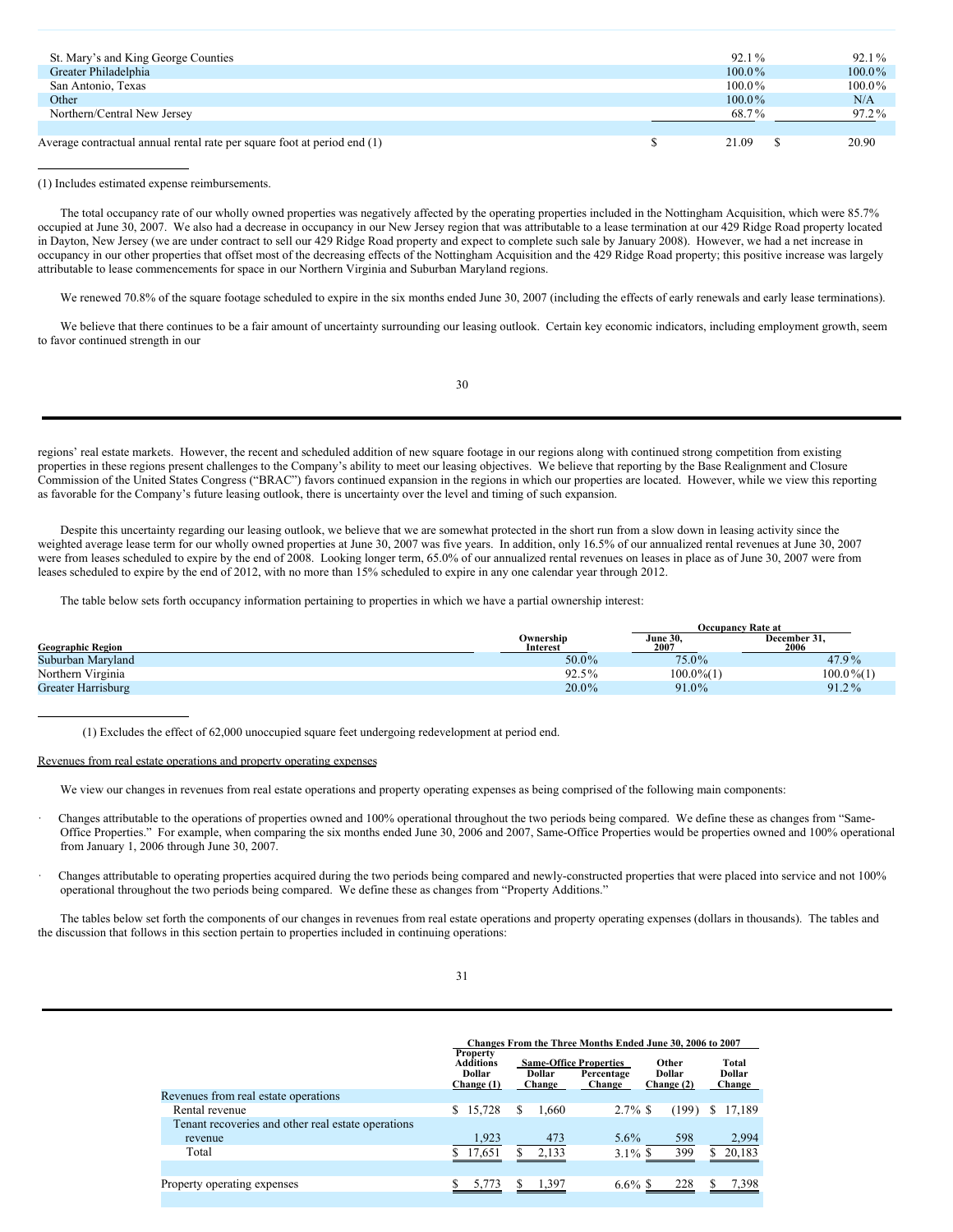| | | |
|---|---|---|
| St. Mary's and King George Counties | 92.1% | 92.1% |
| Greater Philadelphia | 100.0% | 100.0% |
| San Antonio, Texas | 100.0% | 100.0% |
| Other | 100.0% | N/A |
| Northern/Central New Jersey | 68.7% | 97.2% |
| | | |
| Average contractual annual rental rate per square foot at period end (1) | $ 21.09 | $ 20.90 |

(1) Includes estimated expense reimbursements.

The total occupancy rate of our wholly owned properties was negatively affected by the operating properties included in the Nottingham Acquisition, which were 85.7% occupied at June 30, 2007. We also had a decrease in occupancy in our New Jersey region that was attributable to a lease termination at our 429 Ridge Road property located in Dayton, New Jersey (we are under contract to sell our 429 Ridge Road property and expect to complete such sale by January 2008). However, we had a net increase in occupancy in our other properties that offset most of the decreasing effects of the Nottingham Acquisition and the 429 Ridge Road property; this positive increase was largely attributable to lease commencements for space in our Northern Virginia and Suburban Maryland regions.

We renewed 70.8% of the square footage scheduled to expire in the six months ended June 30, 2007 (including the effects of early renewals and early lease terminations).

We believe that there continues to be a fair amount of uncertainty surrounding our leasing outlook. Certain key economic indicators, including employment growth, seem to favor continued strength in our regions' real estate markets. However, the recent and scheduled addition of new square footage in our regions along with continued strong competition from existing properties in these regions present challenges to the Company's ability to meet our leasing objectives. We believe that reporting by the Base Realignment and Closure Commission of the United States Congress ("BRAC") favors continued expansion in the regions in which our properties are located. However, while we view this reporting as favorable for the Company's future leasing outlook, there is uncertainty over the level and timing of such expansion.

Despite this uncertainty regarding our leasing outlook, we believe that we are somewhat protected in the short run from a slow down in leasing activity since the weighted average lease term for our wholly owned properties at June 30, 2007 was five years. In addition, only 16.5% of our annualized rental revenues at June 30, 2007 were from leases scheduled to expire by the end of 2008. Looking longer term, 65.0% of our annualized rental revenues on leases in place as of June 30, 2007 were from leases scheduled to expire by the end of 2012, with no more than 15% scheduled to expire in any one calendar year through 2012.

The table below sets forth occupancy information pertaining to properties in which we have a partial ownership interest:

| Geographic Region | Ownership Interest | Occupancy Rate at June 30, 2007 | Occupancy Rate at December 31, 2006 |
|---|---|---|---|
| Suburban Maryland | 50.0% | 75.0% | 47.9% |
| Northern Virginia | 92.5% | 100.0%(1) | 100.0%(1) |
| Greater Harrisburg | 20.0% | 91.0% | 91.2% |

(1) Excludes the effect of 62,000 unoccupied square feet undergoing redevelopment at period end.

Revenues from real estate operations and property operating expenses

We view our changes in revenues from real estate operations and property operating expenses as being comprised of the following main components:

- Changes attributable to the operations of properties owned and 100% operational throughout the two periods being compared. We define these as changes from "Same-Office Properties." For example, when comparing the six months ended June 30, 2006 and 2007, Same-Office Properties would be properties owned and 100% operational from January 1, 2006 through June 30, 2007.

- Changes attributable to operating properties acquired during the two periods being compared and newly-constructed properties that were placed into service and not 100% operational throughout the two periods being compared. We define these as changes from "Property Additions."

The tables below set forth the components of our changes in revenues from real estate operations and property operating expenses (dollars in thousands). The tables and the discussion that follows in this section pertain to properties included in continuing operations:

| | Changes From the Three Months Ended June 30, 2006 to 2007 | | | | |
|---|---|---|---|---|---|
| | Property Additions | Same-Office Properties | | Other | Total |
| | Dollar Change (1) | Dollar Change | Percentage Change | Dollar Change (2) | Dollar Change |
| Revenues from real estate operations | | | | | |
| Rental revenue | $ 15,728 | $ 1,660 | 2.7% | $ (199) | $ 17,189 |
| Tenant recoveries and other real estate operations revenue | 1,923 | 473 | 5.6% | 598 | 2,994 |
| Total | $ 17,651 | $ 2,133 | 3.1% | $ 399 | $ 20,183 |
| | | | | | |
| Property operating expenses | $ 5,773 | $ 1,397 | 6.6% | $ 228 | $ 7,398 |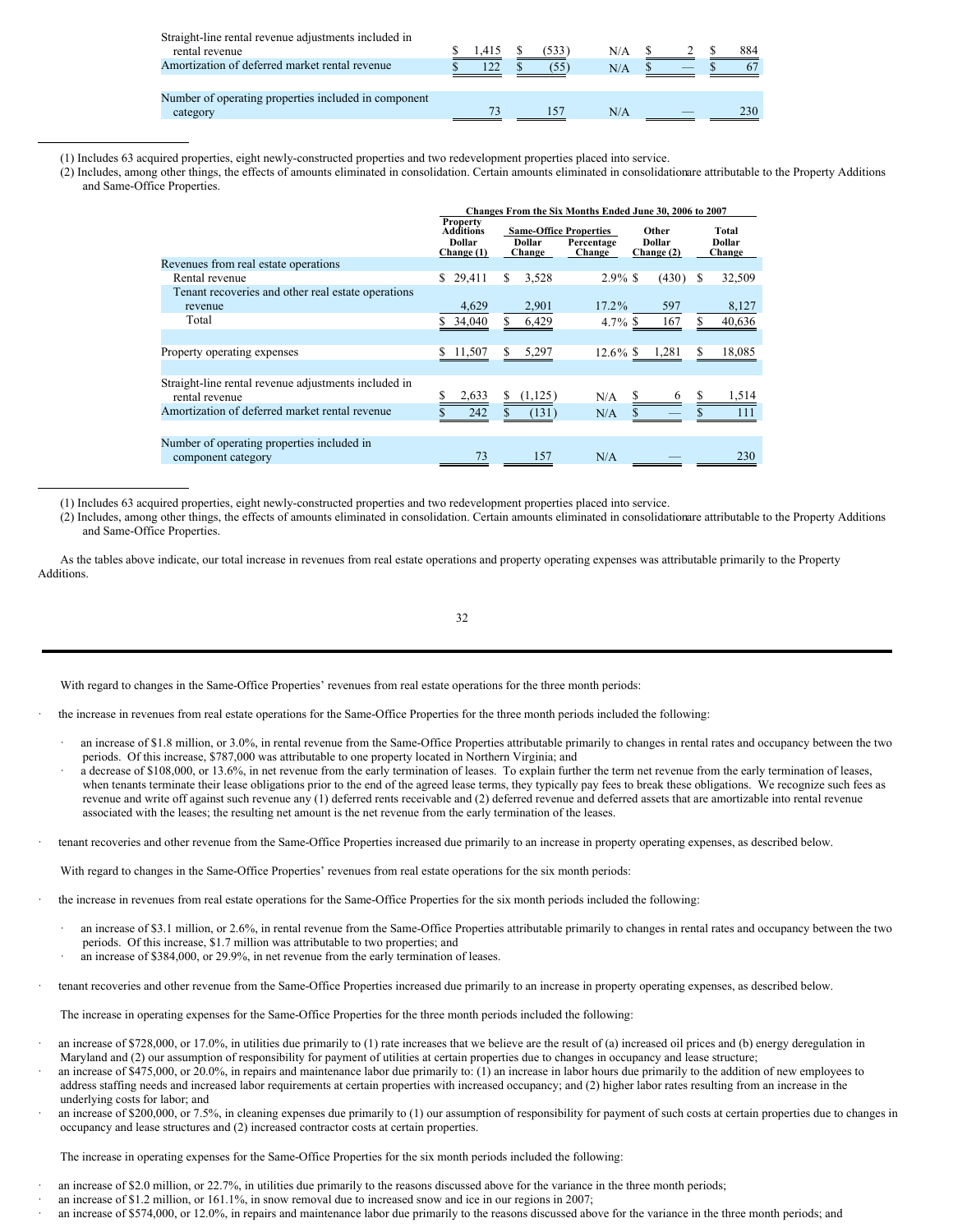| | Property Additions Dollar Change (1) | Same-Office Properties Dollar Change | Same-Office Properties Percentage Change | Other Dollar Change (2) | Total Dollar Change |
|---|---|---|---|---|---|
| Straight-line rental revenue adjustments included in rental revenue | $ 1,415 | $ (533) | N/A | $ 2 | $ 884 |
| Amortization of deferred market rental revenue | $ 122 | $ (55) | N/A | $ — | $ 67 |
| | | | | | |
| Number of operating properties included in component category | 73 | 157 | N/A | — | 230 |

(1) Includes 63 acquired properties, eight newly-constructed properties and two redevelopment properties placed into service.

(2) Includes, among other things, the effects of amounts eliminated in consolidation. Certain amounts eliminated in consolidation are attributable to the Property Additions and Same-Office Properties.

| | Changes From the Six Months Ended June 30, 2006 to 2007 | | | | |
|---|---|---|---|---|---|
| | Property Additions | Same-Office Properties | | Other | Total |
| | Dollar Change (1) | Dollar Change | Percentage Change | Dollar Change (2) | Dollar Change |
| Revenues from real estate operations | | | | | |
| Rental revenue | $ 29,411 | $ 3,528 | 2.9% | $ (430) | $ 32,509 |
| Tenant recoveries and other real estate operations revenue | 4,629 | 2,901 | 17.2% | 597 | 8,127 |
| Total | $ 34,040 | $ 6,429 | 4.7% | $ 167 | $ 40,636 |
| | | | | | |
| Property operating expenses | $ 11,507 | $ 5,297 | 12.6% | $ 1,281 | $ 18,085 |
| | | | | | |
| Straight-line rental revenue adjustments included in rental revenue | $ 2,633 | $ (1,125) | N/A | $ 6 | $ 1,514 |
| Amortization of deferred market rental revenue | $ 242 | $ (131) | N/A | $ — | $ 111 |
| | | | | | |
| Number of operating properties included in component category | 73 | 157 | N/A | — | 230 |

(1) Includes 63 acquired properties, eight newly-constructed properties and two redevelopment properties placed into service.

(2) Includes, among other things, the effects of amounts eliminated in consolidation. Certain amounts eliminated in consolidation are attributable to the Property Additions and Same-Office Properties.

As the tables above indicate, our total increase in revenues from real estate operations and property operating expenses was attributable primarily to the Property Additions.

With regard to changes in the Same-Office Properties' revenues from real estate operations for the three month periods:

- the increase in revenues from real estate operations for the Same-Office Properties for the three month periods included the following:
  - an increase of $1.8 million, or 3.0%, in rental revenue from the Same-Office Properties attributable primarily to changes in rental rates and occupancy between the two periods. Of this increase, $787,000 was attributable to one property located in Northern Virginia; and
  - a decrease of $108,000, or 13.6%, in net revenue from the early termination of leases. To explain further the term net revenue from the early termination of leases, when tenants terminate their lease obligations prior to the end of the agreed lease terms, they typically pay fees to break these obligations. We recognize such fees as revenue and write off against such revenue any (1) deferred rents receivable and (2) deferred revenue and deferred assets that are amortizable into rental revenue associated with the leases; the resulting net amount is the net revenue from the early termination of the leases.
- tenant recoveries and other revenue from the Same-Office Properties increased due primarily to an increase in property operating expenses, as described below.

With regard to changes in the Same-Office Properties' revenues from real estate operations for the six month periods:

- the increase in revenues from real estate operations for the Same-Office Properties for the six month periods included the following:
  - an increase of $3.1 million, or 2.6%, in rental revenue from the Same-Office Properties attributable primarily to changes in rental rates and occupancy between the two periods. Of this increase, $1.7 million was attributable to two properties; and
  - an increase of $384,000, or 29.9%, in net revenue from the early termination of leases.
- tenant recoveries and other revenue from the Same-Office Properties increased due primarily to an increase in property operating expenses, as described below.

The increase in operating expenses for the Same-Office Properties for the three month periods included the following:

- an increase of $728,000, or 17.0%, in utilities due primarily to (1) rate increases that we believe are the result of (a) increased oil prices and (b) energy deregulation in Maryland and (2) our assumption of responsibility for payment of utilities at certain properties due to changes in occupancy and lease structure;
- an increase of $475,000, or 20.0%, in repairs and maintenance labor due primarily to: (1) an increase in labor hours due primarily to the addition of new employees to address staffing needs and increased labor requirements at certain properties with increased occupancy; and (2) higher labor rates resulting from an increase in the underlying costs for labor; and
- an increase of $200,000, or 7.5%, in cleaning expenses due primarily to (1) our assumption of responsibility for payment of such costs at certain properties due to changes in occupancy and lease structures and (2) increased contractor costs at certain properties.

The increase in operating expenses for the Same-Office Properties for the six month periods included the following:

- an increase of $2.0 million, or 22.7%, in utilities due primarily to the reasons discussed above for the variance in the three month periods;
- an increase of $1.2 million, or 161.1%, in snow removal due to increased snow and ice in our regions in 2007;
- an increase of $574,000, or 12.0%, in repairs and maintenance labor due primarily to the reasons discussed above for the variance in the three month periods; and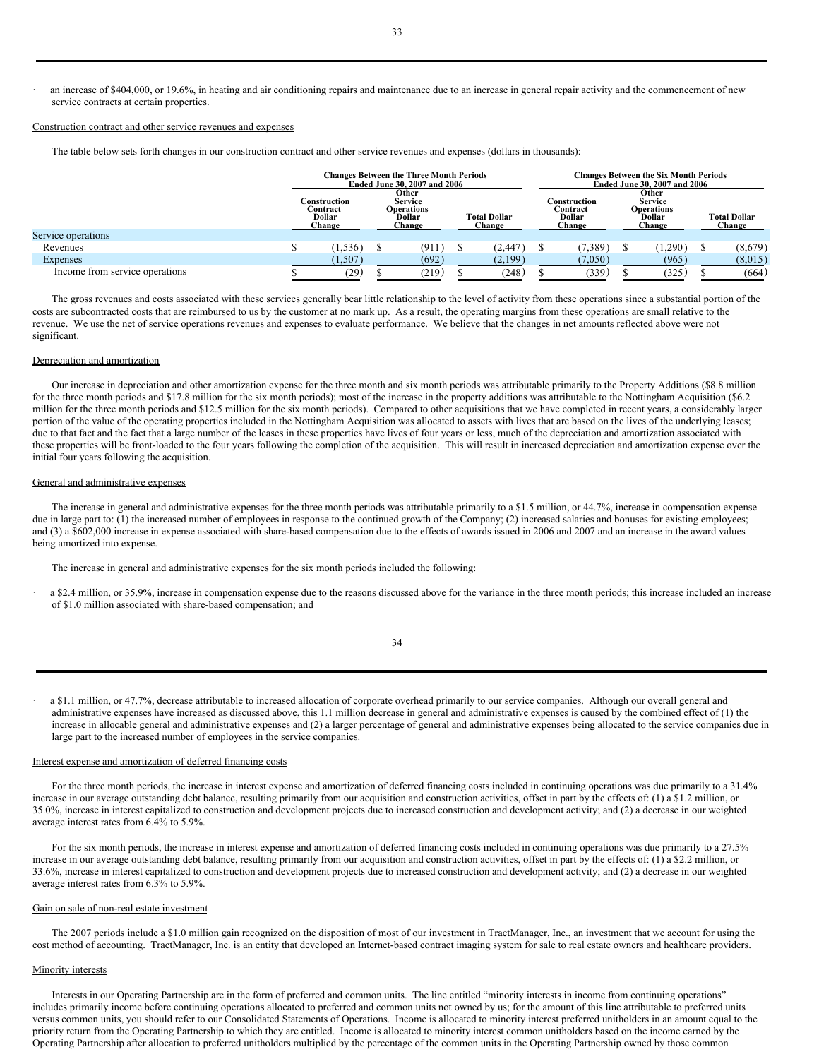- an increase of $404,000, or 19.6%, in heating and air conditioning repairs and maintenance due to an increase in general repair activity and the commencement of new service contracts at certain properties.

Construction contract and other service revenues and expenses

The table below sets forth changes in our construction contract and other service revenues and expenses (dollars in thousands):

| | Changes Between the Three Month Periods Ended June 30, 2007 and 2006 | | | Changes Between the Six Month Periods Ended June 30, 2007 and 2006 | | |
|---|---|---|---|---|---|---|
| | Construction Contract Dollar Change | Other Service Operations Dollar Change | Total Dollar Change | Construction Contract Dollar Change | Other Service Operations Dollar Change | Total Dollar Change |
| Service operations | | | | | | |
| Revenues | $ (1,536) | $ (911) | $ (2,447) | $ (7,389) | $ (1,290) | $ (8,679) |
| Expenses | (1,507) | (692) | (2,199) | (7,050) | (965) | (8,015) |
| Income from service operations | $ (29) | $ (219) | $ (248) | $ (339) | $ (325) | $ (664) |

The gross revenues and costs associated with these services generally bear little relationship to the level of activity from these operations since a substantial portion of the costs are subcontracted costs that are reimbursed to us by the customer at no mark up. As a result, the operating margins from these operations are small relative to the revenue. We use the net of service operations revenues and expenses to evaluate performance. We believe that the changes in net amounts reflected above were not significant.

Depreciation and amortization

Our increase in depreciation and other amortization expense for the three month and six month periods was attributable primarily to the Property Additions ($8.8 million for the three month periods and $17.8 million for the six month periods); most of the increase in the property additions was attributable to the Nottingham Acquisition ($6.2 million for the three month periods and $12.5 million for the six month periods). Compared to other acquisitions that we have completed in recent years, a considerably larger portion of the value of the operating properties included in the Nottingham Acquisition was allocated to assets with lives that are based on the lives of the underlying leases; due to that fact and the fact that a large number of the leases in these properties have lives of four years or less, much of the depreciation and amortization associated with these properties will be front-loaded to the four years following the completion of the acquisition. This will result in increased depreciation and amortization expense over the initial four years following the acquisition.

General and administrative expenses

The increase in general and administrative expenses for the three month periods was attributable primarily to a $1.5 million, or 44.7%, increase in compensation expense due in large part to: (1) the increased number of employees in response to the continued growth of the Company; (2) increased salaries and bonuses for existing employees; and (3) a $602,000 increase in expense associated with share-based compensation due to the effects of awards issued in 2006 and 2007 and an increase in the award values being amortized into expense.

The increase in general and administrative expenses for the six month periods included the following:

- a $2.4 million, or 35.9%, increase in compensation expense due to the reasons discussed above for the variance in the three month periods; this increase included an increase of $1.0 million associated with share-based compensation; and

- a $1.1 million, or 47.7%, decrease attributable to increased allocation of corporate overhead primarily to our service companies. Although our overall general and administrative expenses have increased as discussed above, this 1.1 million decrease in general and administrative expenses is caused by the combined effect of (1) the increase in allocable general and administrative expenses and (2) a larger percentage of general and administrative expenses being allocated to the service companies due in large part to the increased number of employees in the service companies.

Interest expense and amortization of deferred financing costs

For the three month periods, the increase in interest expense and amortization of deferred financing costs included in continuing operations was due primarily to a 31.4% increase in our average outstanding debt balance, resulting primarily from our acquisition and construction activities, offset in part by the effects of: (1) a $1.2 million, or 35.0%, increase in interest capitalized to construction and development projects due to increased construction and development activity; and (2) a decrease in our weighted average interest rates from 6.4% to 5.9%.

For the six month periods, the increase in interest expense and amortization of deferred financing costs included in continuing operations was due primarily to a 27.5% increase in our average outstanding debt balance, resulting primarily from our acquisition and construction activities, offset in part by the effects of: (1) a $2.2 million, or 33.6%, increase in interest capitalized to construction and development projects due to increased construction and development activity; and (2) a decrease in our weighted average interest rates from 6.3% to 5.9%.

Gain on sale of non-real estate investment

The 2007 periods include a $1.0 million gain recognized on the disposition of most of our investment in TractManager, Inc., an investment that we account for using the cost method of accounting. TractManager, Inc. is an entity that developed an Internet-based contract imaging system for sale to real estate owners and healthcare providers.

Minority interests

Interests in our Operating Partnership are in the form of preferred and common units. The line entitled "minority interests in income from continuing operations" includes primarily income before continuing operations allocated to preferred and common units not owned by us; for the amount of this line attributable to preferred units versus common units, you should refer to our Consolidated Statements of Operations. Income is allocated to minority interest preferred unitholders in an amount equal to the priority return from the Operating Partnership to which they are entitled. Income is allocated to minority interest common unitholders based on the income earned by the Operating Partnership after allocation to preferred unitholders multiplied by the percentage of the common units in the Operating Partnership owned by those common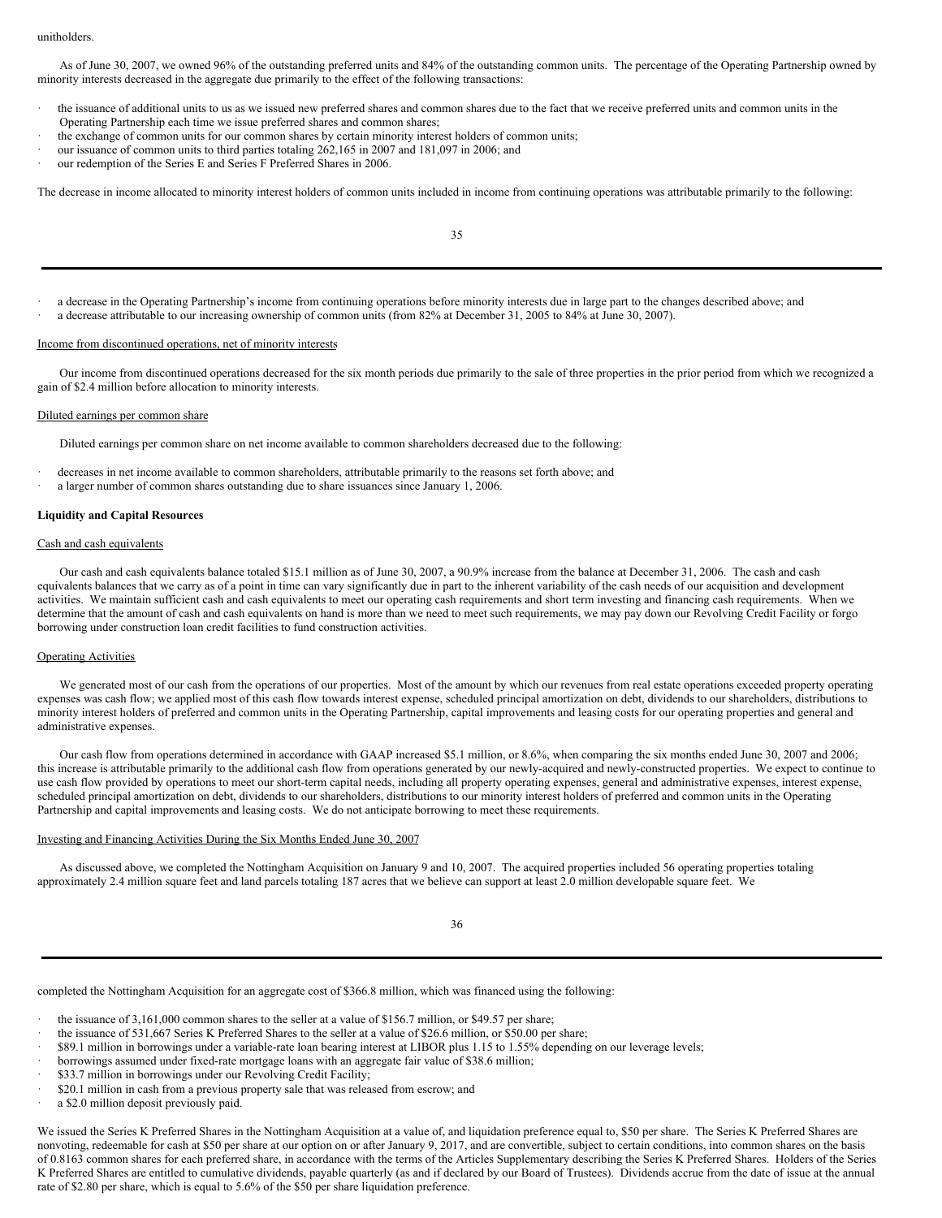unitholders.

As of June 30, 2007, we owned 96% of the outstanding preferred units and 84% of the outstanding common units. The percentage of the Operating Partnership owned by minority interests decreased in the aggregate due primarily to the effect of the following transactions:

- the issuance of additional units to us as we issued new preferred shares and common shares due to the fact that we receive preferred units and common units in the Operating Partnership each time we issue preferred shares and common shares;
- the exchange of common units for our common shares by certain minority interest holders of common units;
- our issuance of common units to third parties totaling 262,165 in 2007 and 181,097 in 2006; and
- our redemption of the Series E and Series F Preferred Shares in 2006.

The decrease in income allocated to minority interest holders of common units included in income from continuing operations was attributable primarily to the following:

- a decrease in the Operating Partnership's income from continuing operations before minority interests due in large part to the changes described above; and
- a decrease attributable to our increasing ownership of common units (from 82% at December 31, 2005 to 84% at June 30, 2007).

Income from discontinued operations, net of minority interests

Our income from discontinued operations decreased for the six month periods due primarily to the sale of three properties in the prior period from which we recognized a gain of $2.4 million before allocation to minority interests.

Diluted earnings per common share

Diluted earnings per common share on net income available to common shareholders decreased due to the following:

- decreases in net income available to common shareholders, attributable primarily to the reasons set forth above; and
- a larger number of common shares outstanding due to share issuances since January 1, 2006.

**Liquidity and Capital Resources**

Cash and cash equivalents

Our cash and cash equivalents balance totaled $15.1 million as of June 30, 2007, a 90.9% increase from the balance at December 31, 2006. The cash and cash equivalents balances that we carry as of a point in time can vary significantly due in part to the inherent variability of the cash needs of our acquisition and development activities. We maintain sufficient cash and cash equivalents to meet our operating cash requirements and short term investing and financing cash requirements. When we determine that the amount of cash and cash equivalents on hand is more than we need to meet such requirements, we may pay down our Revolving Credit Facility or forgo borrowing under construction loan credit facilities to fund construction activities.

Operating Activities

We generated most of our cash from the operations of our properties. Most of the amount by which our revenues from real estate operations exceeded property operating expenses was cash flow; we applied most of this cash flow towards interest expense, scheduled principal amortization on debt, dividends to our shareholders, distributions to minority interest holders of preferred and common units in the Operating Partnership, capital improvements and leasing costs for our operating properties and general and administrative expenses.

Our cash flow from operations determined in accordance with GAAP increased $5.1 million, or 8.6%, when comparing the six months ended June 30, 2007 and 2006; this increase is attributable primarily to the additional cash flow from operations generated by our newly-acquired and newly-constructed properties. We expect to continue to use cash flow provided by operations to meet our short-term capital needs, including all property operating expenses, general and administrative expenses, interest expense, scheduled principal amortization on debt, dividends to our shareholders, distributions to our minority interest holders of preferred and common units in the Operating Partnership and capital improvements and leasing costs. We do not anticipate borrowing to meet these requirements.

Investing and Financing Activities During the Six Months Ended June 30, 2007

As discussed above, we completed the Nottingham Acquisition on January 9 and 10, 2007. The acquired properties included 56 operating properties totaling approximately 2.4 million square feet and land parcels totaling 187 acres that we believe can support at least 2.0 million developable square feet. We completed the Nottingham Acquisition for an aggregate cost of $366.8 million, which was financed using the following:

- the issuance of 3,161,000 common shares to the seller at a value of $156.7 million, or $49.57 per share;
- the issuance of 531,667 Series K Preferred Shares to the seller at a value of $26.6 million, or $50.00 per share;
- $89.1 million in borrowings under a variable-rate loan bearing interest at LIBOR plus 1.15 to 1.55% depending on our leverage levels;
- borrowings assumed under fixed-rate mortgage loans with an aggregate fair value of $38.6 million;
- $33.7 million in borrowings under our Revolving Credit Facility;
- $20.1 million in cash from a previous property sale that was released from escrow; and
- a $2.0 million deposit previously paid.

We issued the Series K Preferred Shares in the Nottingham Acquisition at a value of, and liquidation preference equal to, $50 per share. The Series K Preferred Shares are nonvoting, redeemable for cash at $50 per share at our option on or after January 9, 2017, and are convertible, subject to certain conditions, into common shares on the basis of 0.8163 common shares for each preferred share, in accordance with the terms of the Articles Supplementary describing the Series K Preferred Shares. Holders of the Series K Preferred Shares are entitled to cumulative dividends, payable quarterly (as and if declared by our Board of Trustees). Dividends accrue from the date of issue at the annual rate of $2.80 per share, which is equal to 5.6% of the $50 per share liquidation preference.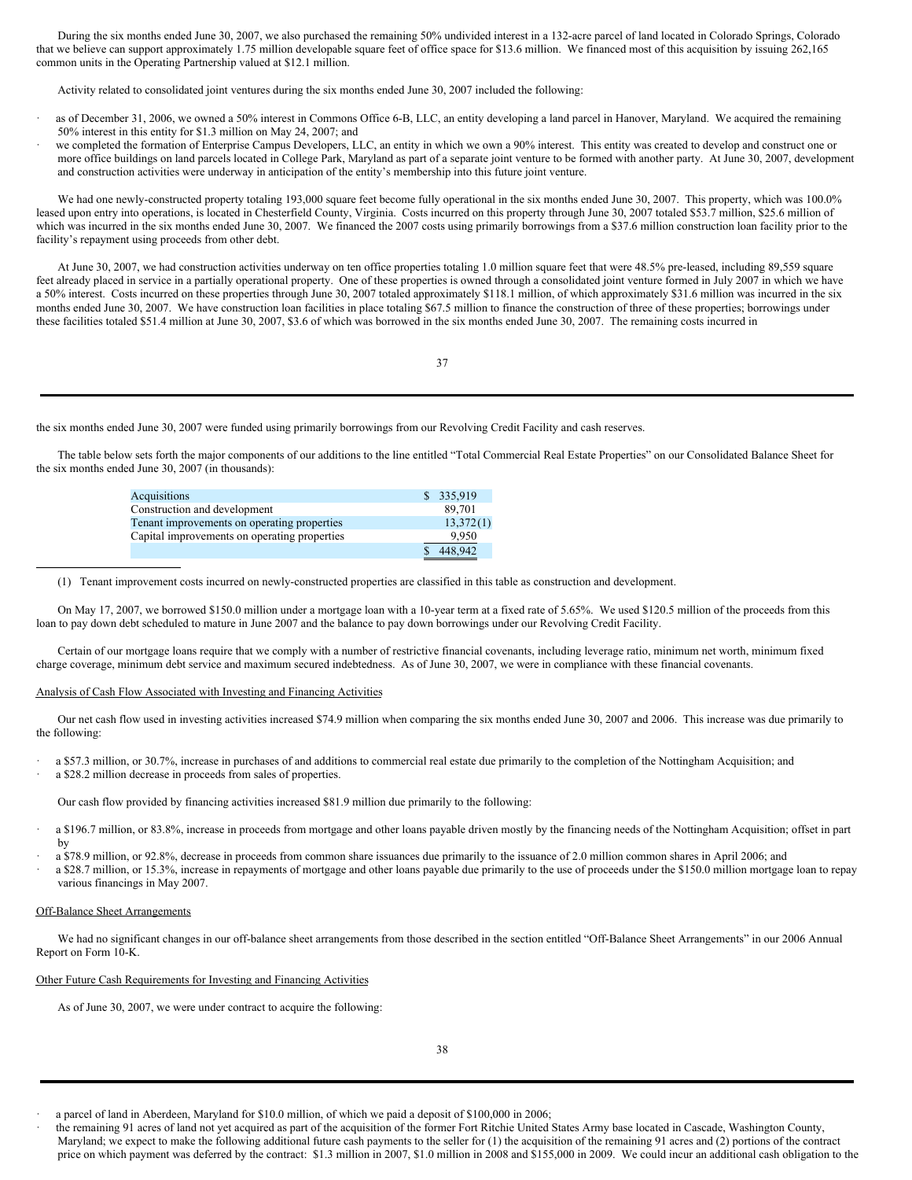During the six months ended June 30, 2007, we also purchased the remaining 50% undivided interest in a 132-acre parcel of land located in Colorado Springs, Colorado that we believe can support approximately 1.75 million developable square feet of office space for $13.6 million. We financed most of this acquisition by issuing 262,165 common units in the Operating Partnership valued at $12.1 million.

Activity related to consolidated joint ventures during the six months ended June 30, 2007 included the following:

- as of December 31, 2006, we owned a 50% interest in Commons Office 6-B, LLC, an entity developing a land parcel in Hanover, Maryland. We acquired the remaining 50% interest in this entity for $1.3 million on May 24, 2007; and
- we completed the formation of Enterprise Campus Developers, LLC, an entity in which we own a 90% interest. This entity was created to develop and construct one or more office buildings on land parcels located in College Park, Maryland as part of a separate joint venture to be formed with another party. At June 30, 2007, development and construction activities were underway in anticipation of the entity's membership into this future joint venture.

We had one newly-constructed property totaling 193,000 square feet become fully operational in the six months ended June 30, 2007. This property, which was 100.0% leased upon entry into operations, is located in Chesterfield County, Virginia. Costs incurred on this property through June 30, 2007 totaled $53.7 million, $25.6 million of which was incurred in the six months ended June 30, 2007. We financed the 2007 costs using primarily borrowings from a $37.6 million construction loan facility prior to the facility's repayment using proceeds from other debt.

At June 30, 2007, we had construction activities underway on ten office properties totaling 1.0 million square feet that were 48.5% pre-leased, including 89,559 square feet already placed in service in a partially operational property. One of these properties is owned through a consolidated joint venture formed in July 2007 in which we have a 50% interest. Costs incurred on these properties through June 30, 2007 totaled approximately $118.1 million, of which approximately $31.6 million was incurred in the six months ended June 30, 2007. We have construction loan facilities in place totaling $67.5 million to finance the construction of three of these properties; borrowings under these facilities totaled $51.4 million at June 30, 2007, $3.6 of which was borrowed in the six months ended June 30, 2007. The remaining costs incurred in the six months ended June 30, 2007 were funded using primarily borrowings from our Revolving Credit Facility and cash reserves.

The table below sets forth the major components of our additions to the line entitled "Total Commercial Real Estate Properties" on our Consolidated Balance Sheet for the six months ended June 30, 2007 (in thousands):

| | |
|---|---|
| Acquisitions | $ 335,919 |
| Construction and development | 89,701 |
| Tenant improvements on operating properties | 13,372(1) |
| Capital improvements on operating properties | 9,950 |
| | $ 448,942 |

(1) Tenant improvement costs incurred on newly-constructed properties are classified in this table as construction and development.

On May 17, 2007, we borrowed $150.0 million under a mortgage loan with a 10-year term at a fixed rate of 5.65%. We used $120.5 million of the proceeds from this loan to pay down debt scheduled to mature in June 2007 and the balance to pay down borrowings under our Revolving Credit Facility.

Certain of our mortgage loans require that we comply with a number of restrictive financial covenants, including leverage ratio, minimum net worth, minimum fixed charge coverage, minimum debt service and maximum secured indebtedness. As of June 30, 2007, we were in compliance with these financial covenants.

## Analysis of Cash Flow Associated with Investing and Financing Activities

Our net cash flow used in investing activities increased $74.9 million when comparing the six months ended June 30, 2007 and 2006. This increase was due primarily to the following:

- a $57.3 million, or 30.7%, increase in purchases of and additions to commercial real estate due primarily to the completion of the Nottingham Acquisition; and
- a $28.2 million decrease in proceeds from sales of properties.

Our cash flow provided by financing activities increased $81.9 million due primarily to the following:

- a $196.7 million, or 83.8%, increase in proceeds from mortgage and other loans payable driven mostly by the financing needs of the Nottingham Acquisition; offset in part by
- a $78.9 million, or 92.8%, decrease in proceeds from common share issuances due primarily to the issuance of 2.0 million common shares in April 2006; and
- a $28.7 million, or 15.3%, increase in repayments of mortgage and other loans payable due primarily to the use of proceeds under the $150.0 million mortgage loan to repay various financings in May 2007.

## Off-Balance Sheet Arrangements

We had no significant changes in our off-balance sheet arrangements from those described in the section entitled "Off-Balance Sheet Arrangements" in our 2006 Annual Report on Form 10-K.

## Other Future Cash Requirements for Investing and Financing Activities

As of June 30, 2007, we were under contract to acquire the following:

- a parcel of land in Aberdeen, Maryland for $10.0 million, of which we paid a deposit of $100,000 in 2006;
- the remaining 91 acres of land not yet acquired as part of the acquisition of the former Fort Ritchie United States Army base located in Cascade, Washington County, Maryland; we expect to make the following additional future cash payments to the seller for (1) the acquisition of the remaining 91 acres and (2) portions of the contract price on which payment was deferred by the contract: $1.3 million in 2007, $1.0 million in 2008 and $155,000 in 2009. We could incur an additional cash obligation to the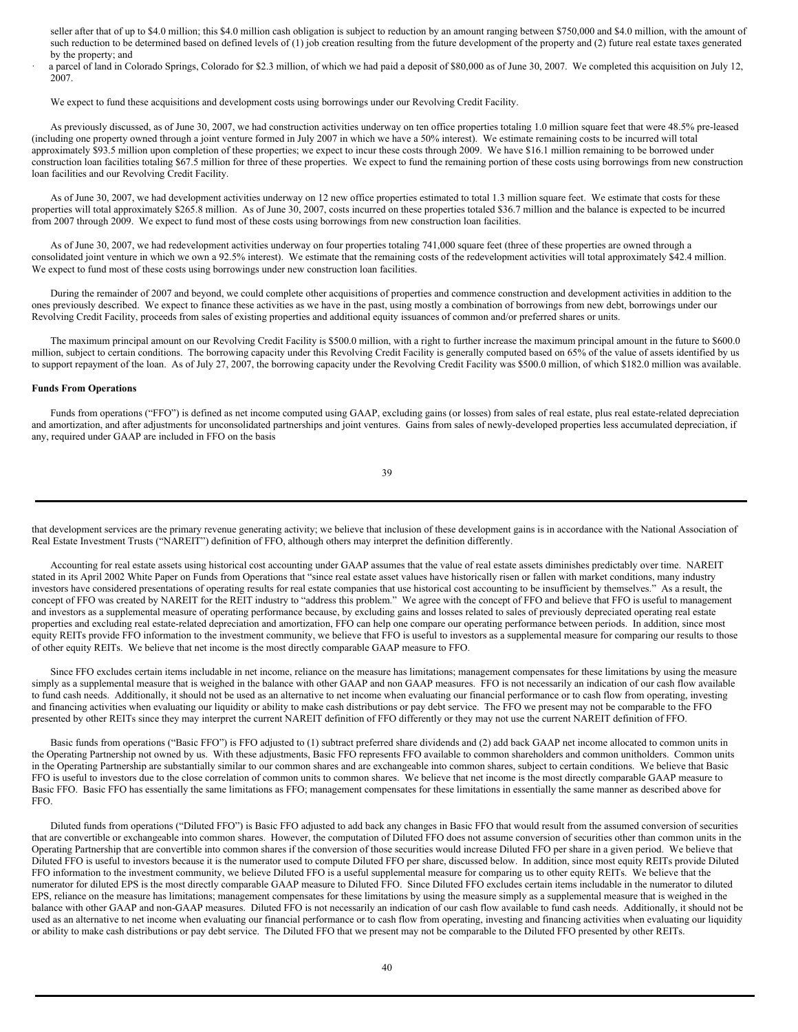seller after that of up to $4.0 million; this $4.0 million cash obligation is subject to reduction by an amount ranging between $750,000 and $4.0 million, with the amount of such reduction to be determined based on defined levels of (1) job creation resulting from the future development of the property and (2) future real estate taxes generated by the property; and

- a parcel of land in Colorado Springs, Colorado for $2.3 million, of which we had paid a deposit of $80,000 as of June 30, 2007. We completed this acquisition on July 12, 2007.

We expect to fund these acquisitions and development costs using borrowings under our Revolving Credit Facility.

As previously discussed, as of June 30, 2007, we had construction activities underway on ten office properties totaling 1.0 million square feet that were 48.5% pre-leased (including one property owned through a joint venture formed in July 2007 in which we have a 50% interest). We estimate remaining costs to be incurred will total approximately $93.5 million upon completion of these properties; we expect to incur these costs through 2009. We have $16.1 million remaining to be borrowed under construction loan facilities totaling $67.5 million for three of these properties. We expect to fund the remaining portion of these costs using borrowings from new construction loan facilities and our Revolving Credit Facility.

As of June 30, 2007, we had development activities underway on 12 new office properties estimated to total 1.3 million square feet. We estimate that costs for these properties will total approximately $265.8 million. As of June 30, 2007, costs incurred on these properties totaled $36.7 million and the balance is expected to be incurred from 2007 through 2009. We expect to fund most of these costs using borrowings from new construction loan facilities.

As of June 30, 2007, we had redevelopment activities underway on four properties totaling 741,000 square feet (three of these properties are owned through a consolidated joint venture in which we own a 92.5% interest). We estimate that the remaining costs of the redevelopment activities will total approximately $42.4 million. We expect to fund most of these costs using borrowings under new construction loan facilities.

During the remainder of 2007 and beyond, we could complete other acquisitions of properties and commence construction and development activities in addition to the ones previously described. We expect to finance these activities as we have in the past, using mostly a combination of borrowings from new debt, borrowings under our Revolving Credit Facility, proceeds from sales of existing properties and additional equity issuances of common and/or preferred shares or units.

The maximum principal amount on our Revolving Credit Facility is $500.0 million, with a right to further increase the maximum principal amount in the future to $600.0 million, subject to certain conditions. The borrowing capacity under this Revolving Credit Facility is generally computed based on 65% of the value of assets identified by us to support repayment of the loan. As of July 27, 2007, the borrowing capacity under the Revolving Credit Facility was $500.0 million, of which $182.0 million was available.

**Funds From Operations**

Funds from operations ("FFO") is defined as net income computed using GAAP, excluding gains (or losses) from sales of real estate, plus real estate-related depreciation and amortization, and after adjustments for unconsolidated partnerships and joint ventures. Gains from sales of newly-developed properties less accumulated depreciation, if any, required under GAAP are included in FFO on the basis that development services are the primary revenue generating activity; we believe that inclusion of these development gains is in accordance with the National Association of Real Estate Investment Trusts ("NAREIT") definition of FFO, although others may interpret the definition differently.

Accounting for real estate assets using historical cost accounting under GAAP assumes that the value of real estate assets diminishes predictably over time. NAREIT stated in its April 2002 White Paper on Funds from Operations that "since real estate asset values have historically risen or fallen with market conditions, many industry investors have considered presentations of operating results for real estate companies that use historical cost accounting to be insufficient by themselves." As a result, the concept of FFO was created by NAREIT for the REIT industry to "address this problem." We agree with the concept of FFO and believe that FFO is useful to management and investors as a supplemental measure of operating performance because, by excluding gains and losses related to sales of previously depreciated operating real estate properties and excluding real estate-related depreciation and amortization, FFO can help one compare our operating performance between periods. In addition, since most equity REITs provide FFO information to the investment community, we believe that FFO is useful to investors as a supplemental measure for comparing our results to those of other equity REITs. We believe that net income is the most directly comparable GAAP measure to FFO.

Since FFO excludes certain items includable in net income, reliance on the measure has limitations; management compensates for these limitations by using the measure simply as a supplemental measure that is weighed in the balance with other GAAP and non GAAP measures. FFO is not necessarily an indication of our cash flow available to fund cash needs. Additionally, it should not be used as an alternative to net income when evaluating our financial performance or to cash flow from operating, investing and financing activities when evaluating our liquidity or ability to make cash distributions or pay debt service. The FFO we present may not be comparable to the FFO presented by other REITs since they may interpret the current NAREIT definition of FFO differently or they may not use the current NAREIT definition of FFO.

Basic funds from operations ("Basic FFO") is FFO adjusted to (1) subtract preferred share dividends and (2) add back GAAP net income allocated to common units in the Operating Partnership not owned by us. With these adjustments, Basic FFO represents FFO available to common shareholders and common unitholders. Common units in the Operating Partnership are substantially similar to our common shares and are exchangeable into common shares, subject to certain conditions. We believe that Basic FFO is useful to investors due to the close correlation of common units to common shares. We believe that net income is the most directly comparable GAAP measure to Basic FFO. Basic FFO has essentially the same limitations as FFO; management compensates for these limitations in essentially the same manner as described above for FFO.

Diluted funds from operations ("Diluted FFO") is Basic FFO adjusted to add back any changes in Basic FFO that would result from the assumed conversion of securities that are convertible or exchangeable into common shares. However, the computation of Diluted FFO does not assume conversion of securities other than common units in the Operating Partnership that are convertible into common shares if the conversion of those securities would increase Diluted FFO per share in a given period. We believe that Diluted FFO is useful to investors because it is the numerator used to compute Diluted FFO per share, discussed below. In addition, since most equity REITs provide Diluted FFO information to the investment community, we believe Diluted FFO is a useful supplemental measure for comparing us to other equity REITs. We believe that the numerator for diluted EPS is the most directly comparable GAAP measure to Diluted FFO. Since Diluted FFO excludes certain items includable in the numerator to diluted EPS, reliance on the measure has limitations; management compensates for these limitations by using the measure simply as a supplemental measure that is weighed in the balance with other GAAP and non-GAAP measures. Diluted FFO is not necessarily an indication of our cash flow available to fund cash needs. Additionally, it should not be used as an alternative to net income when evaluating our financial performance or to cash flow from operating, investing and financing activities when evaluating our liquidity or ability to make cash distributions or pay debt service. The Diluted FFO that we present may not be comparable to the Diluted FFO presented by other REITs.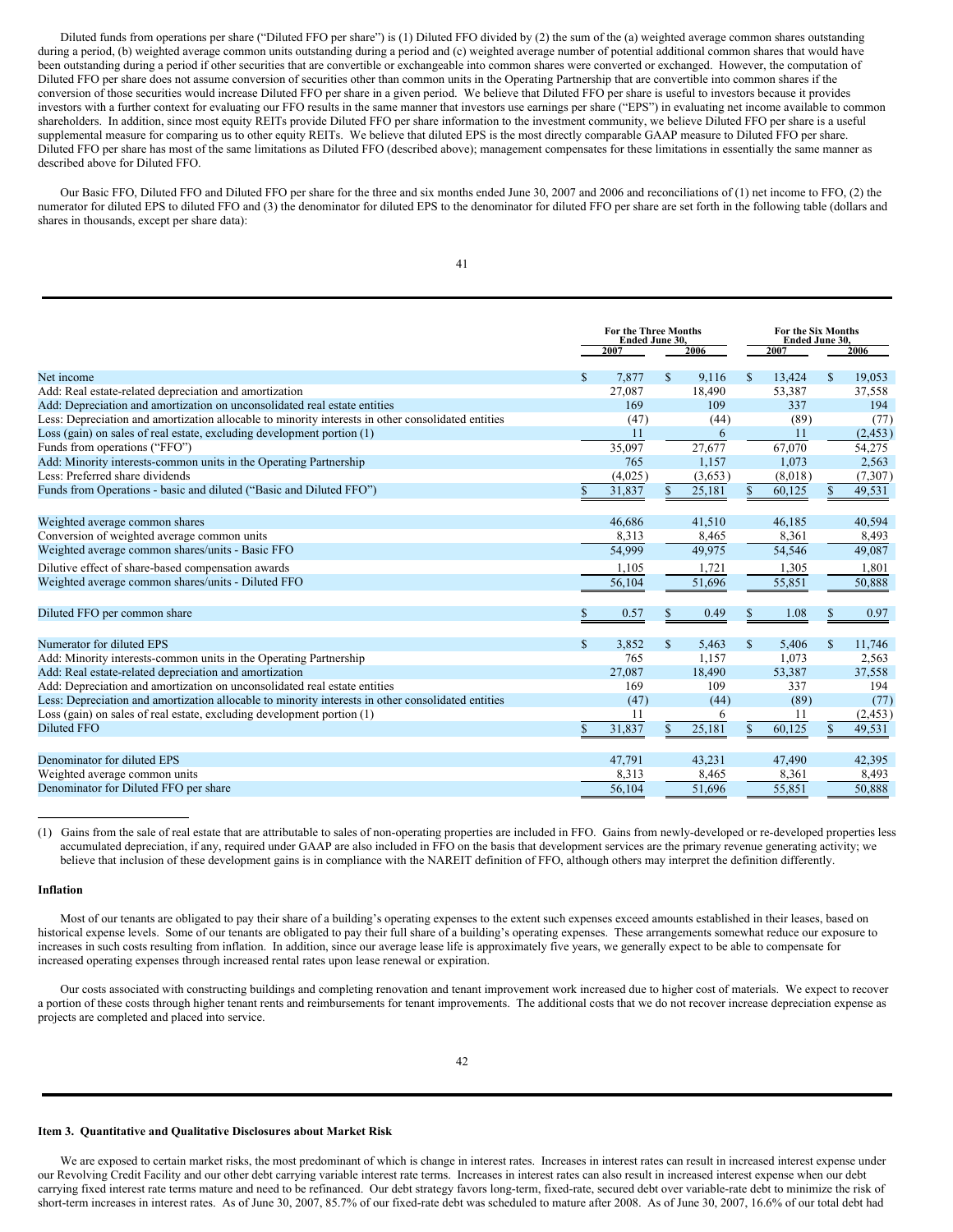Diluted funds from operations per share ("Diluted FFO per share") is (1) Diluted FFO divided by (2) the sum of the (a) weighted average common shares outstanding during a period, (b) weighted average common units outstanding during a period and (c) weighted average number of potential additional common shares that would have been outstanding during a period if other securities that are convertible or exchangeable into common shares were converted or exchanged. However, the computation of Diluted FFO per share does not assume conversion of securities other than common units in the Operating Partnership that are convertible into common shares if the conversion of those securities would increase Diluted FFO per share in a given period. We believe that Diluted FFO per share is useful to investors because it provides investors with a further context for evaluating our FFO results in the same manner that investors use earnings per share ("EPS") in evaluating net income available to common shareholders. In addition, since most equity REITs provide Diluted FFO per share information to the investment community, we believe Diluted FFO per share is a useful supplemental measure for comparing us to other equity REITs. We believe that diluted EPS is the most directly comparable GAAP measure to Diluted FFO per share. Diluted FFO per share has most of the same limitations as Diluted FFO (described above); management compensates for these limitations in essentially the same manner as described above for Diluted FFO.

Our Basic FFO, Diluted FFO and Diluted FFO per share for the three and six months ended June 30, 2007 and 2006 and reconciliations of (1) net income to FFO, (2) the numerator for diluted EPS to diluted FFO and (3) the denominator for diluted EPS to the denominator for diluted FFO per share are set forth in the following table (dollars and shares in thousands, except per share data):

| | For the Three Months Ended June 30, | | For the Six Months Ended June 30, | |
|---|---|---|---|---|
| | 2007 | 2006 | 2007 | 2006 |
| Net income | $ 7,877 | $ 9,116 | $ 13,424 | $ 19,053 |
| Add: Real estate-related depreciation and amortization | 27,087 | 18,490 | 53,387 | 37,558 |
| Add: Depreciation and amortization on unconsolidated real estate entities | 169 | 109 | 337 | 194 |
| Less: Depreciation and amortization allocable to minority interests in other consolidated entities | (47) | (44) | (89) | (77) |
| Loss (gain) on sales of real estate, excluding development portion (1) | 11 | 6 | 11 | (2,453) |
| Funds from operations ("FFO") | 35,097 | 27,677 | 67,070 | 54,275 |
| Add: Minority interests-common units in the Operating Partnership | 765 | 1,157 | 1,073 | 2,563 |
| Less: Preferred share dividends | (4,025) | (3,653) | (8,018) | (7,307) |
| Funds from Operations - basic and diluted ("Basic and Diluted FFO") | $ 31,837 | $ 25,181 | $ 60,125 | $ 49,531 |
| | | | | |
| Weighted average common shares | 46,686 | 41,510 | 46,185 | 40,594 |
| Conversion of weighted average common units | 8,313 | 8,465 | 8,361 | 8,493 |
| Weighted average common shares/units - Basic FFO | 54,999 | 49,975 | 54,546 | 49,087 |
| Dilutive effect of share-based compensation awards | 1,105 | 1,721 | 1,305 | 1,801 |
| Weighted average common shares/units - Diluted FFO | 56,104 | 51,696 | 55,851 | 50,888 |
| | | | | |
| Diluted FFO per common share | $ 0.57 | $ 0.49 | $ 1.08 | $ 0.97 |
| | | | | |
| Numerator for diluted EPS | $ 3,852 | $ 5,463 | $ 5,406 | $ 11,746 |
| Add: Minority interests-common units in the Operating Partnership | 765 | 1,157 | 1,073 | 2,563 |
| Add: Real estate-related depreciation and amortization | 27,087 | 18,490 | 53,387 | 37,558 |
| Add: Depreciation and amortization on unconsolidated real estate entities | 169 | 109 | 337 | 194 |
| Less: Depreciation and amortization allocable to minority interests in other consolidated entities | (47) | (44) | (89) | (77) |
| Loss (gain) on sales of real estate, excluding development portion (1) | 11 | 6 | 11 | (2,453) |
| Diluted FFO | $ 31,837 | $ 25,181 | $ 60,125 | $ 49,531 |
| | | | | |
| Denominator for diluted EPS | 47,791 | 43,231 | 47,490 | 42,395 |
| Weighted average common units | 8,313 | 8,465 | 8,361 | 8,493 |
| Denominator for Diluted FFO per share | 56,104 | 51,696 | 55,851 | 50,888 |

(1) Gains from the sale of real estate that are attributable to sales of non-operating properties are included in FFO. Gains from newly-developed or re-developed properties less accumulated depreciation, if any, required under GAAP are also included in FFO on the basis that development services are the primary revenue generating activity; we believe that inclusion of these development gains is in compliance with the NAREIT definition of FFO, although others may interpret the definition differently.

**Inflation**

Most of our tenants are obligated to pay their share of a building's operating expenses to the extent such expenses exceed amounts established in their leases, based on historical expense levels. Some of our tenants are obligated to pay their full share of a building's operating expenses. These arrangements somewhat reduce our exposure to increases in such costs resulting from inflation. In addition, since our average lease life is approximately five years, we generally expect to be able to compensate for increased operating expenses through increased rental rates upon lease renewal or expiration.

Our costs associated with constructing buildings and completing renovation and tenant improvement work increased due to higher cost of materials. We expect to recover a portion of these costs through higher tenant rents and reimbursements for tenant improvements. The additional costs that we do not recover increase depreciation expense as projects are completed and placed into service.

**Item 3. Quantitative and Qualitative Disclosures about Market Risk**

We are exposed to certain market risks, the most predominant of which is change in interest rates. Increases in interest rates can result in increased interest expense under our Revolving Credit Facility and our other debt carrying variable interest rate terms. Increases in interest rates can also result in increased interest expense when our debt carrying fixed interest rate terms mature and need to be refinanced. Our debt strategy favors long-term, fixed-rate, secured debt over variable-rate debt to minimize the risk of short-term increases in interest rates. As of June 30, 2007, 85.7% of our fixed-rate debt was scheduled to mature after 2008. As of June 30, 2007, 16.6% of our total debt had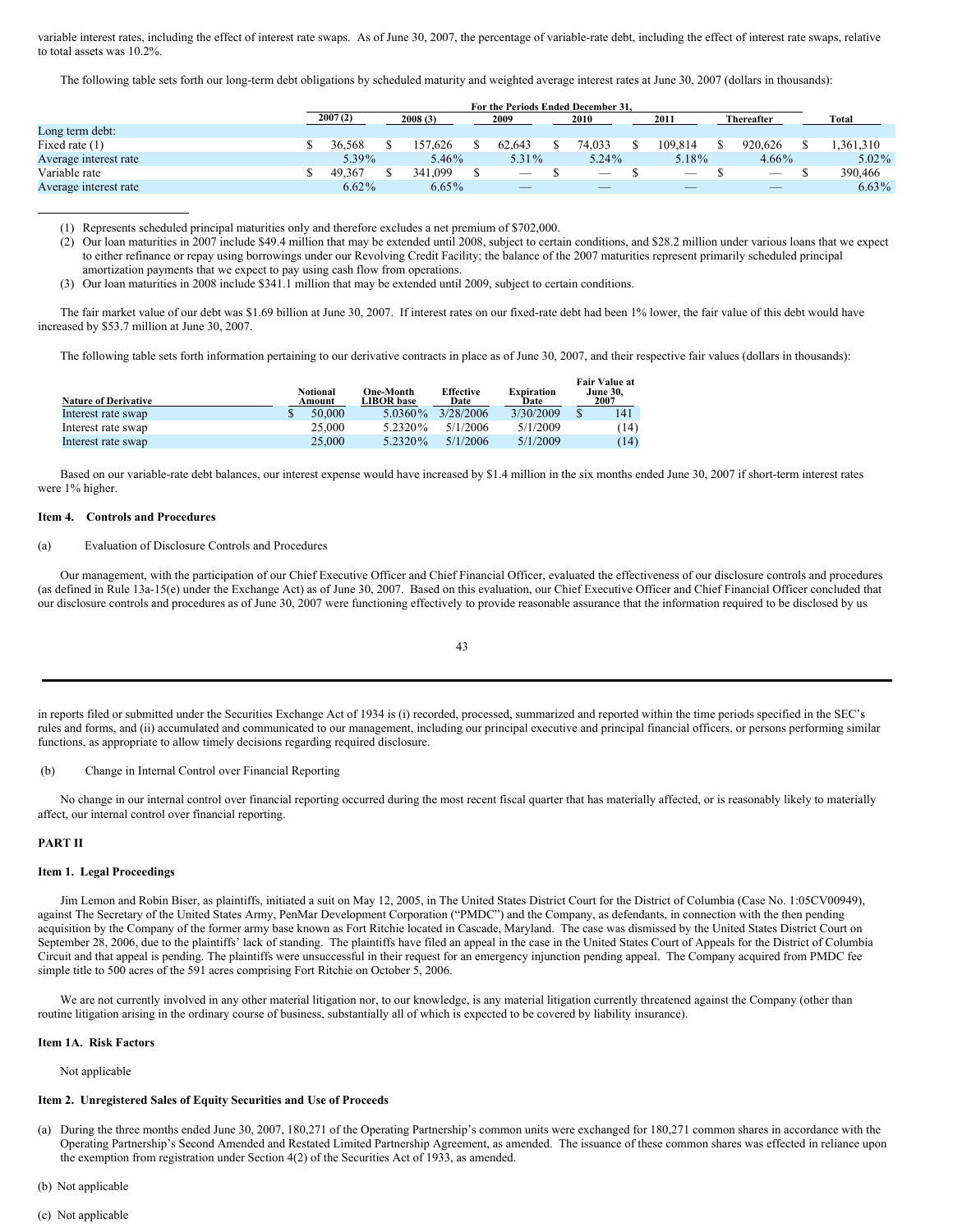variable interest rates, including the effect of interest rate swaps. As of June 30, 2007, the percentage of variable-rate debt, including the effect of interest rate swaps, relative to total assets was 10.2%.

The following table sets forth our long-term debt obligations by scheduled maturity and weighted average interest rates at June 30, 2007 (dollars in thousands):

| | For the Periods Ended December 31, | | | | | | |
|---|---|---|---|---|---|---|---|
| | 2007 (2) | 2008 (3) | 2009 | 2010 | 2011 | Thereafter | Total |
| Long term debt: | | | | | | | |
| Fixed rate (1) | $ 36,568 | $ 157,626 | $ 62,643 | $ 74,033 | $ 109,814 | $ 920,626 | $ 1,361,310 |
| Average interest rate | 5.39% | 5.46% | 5.31% | 5.24% | 5.18% | 4.66% | 5.02% |
| Variable rate | $ 49,367 | $ 341,099 | $ — | $ — | $ — | $ — | $ 390,466 |
| Average interest rate | 6.62% | 6.65% | — | — | — | — | 6.63% |

(1) Represents scheduled principal maturities only and therefore excludes a net premium of $702,000.

(2) Our loan maturities in 2007 include $49.4 million that may be extended until 2008, subject to certain conditions, and $28.2 million under various loans that we expect to either refinance or repay using borrowings under our Revolving Credit Facility; the balance of the 2007 maturities represent primarily scheduled principal amortization payments that we expect to pay using cash flow from operations.

(3) Our loan maturities in 2008 include $341.1 million that may be extended until 2009, subject to certain conditions.

The fair market value of our debt was $1.69 billion at June 30, 2007. If interest rates on our fixed-rate debt had been 1% lower, the fair value of this debt would have increased by $53.7 million at June 30, 2007.

The following table sets forth information pertaining to our derivative contracts in place as of June 30, 2007, and their respective fair values (dollars in thousands):

| Nature of Derivative | Notional Amount | One-Month LIBOR base | Effective Date | Expiration Date | Fair Value at June 30, 2007 |
|---|---|---|---|---|---|
| Interest rate swap | $ 50,000 | 5.0360% | 3/28/2006 | 3/30/2009 | $ 141 |
| Interest rate swap | 25,000 | 5.2320% | 5/1/2006 | 5/1/2009 | (14) |
| Interest rate swap | 25,000 | 5.2320% | 5/1/2006 | 5/1/2009 | (14) |

Based on our variable-rate debt balances, our interest expense would have increased by $1.4 million in the six months ended June 30, 2007 if short-term interest rates were 1% higher.

**Item 4. Controls and Procedures**

(a) Evaluation of Disclosure Controls and Procedures

Our management, with the participation of our Chief Executive Officer and Chief Financial Officer, evaluated the effectiveness of our disclosure controls and procedures (as defined in Rule 13a-15(e) under the Exchange Act) as of June 30, 2007. Based on this evaluation, our Chief Executive Officer and Chief Financial Officer concluded that our disclosure controls and procedures as of June 30, 2007 were functioning effectively to provide reasonable assurance that the information required to be disclosed by us in reports filed or submitted under the Securities Exchange Act of 1934 is (i) recorded, processed, summarized and reported within the time periods specified in the SEC's rules and forms, and (ii) accumulated and communicated to our management, including our principal executive and principal financial officers, or persons performing similar functions, as appropriate to allow timely decisions regarding required disclosure.

(b) Change in Internal Control over Financial Reporting

No change in our internal control over financial reporting occurred during the most recent fiscal quarter that has materially affected, or is reasonably likely to materially affect, our internal control over financial reporting.

**PART II**

**Item 1. Legal Proceedings**

Jim Lemon and Robin Biser, as plaintiffs, initiated a suit on May 12, 2005, in The United States District Court for the District of Columbia (Case No. 1:05CV00949), against The Secretary of the United States Army, PenMar Development Corporation ("PMDC") and the Company, as defendants, in connection with the then pending acquisition by the Company of the former army base known as Fort Ritchie located in Cascade, Maryland. The case was dismissed by the United States District Court on September 28, 2006, due to the plaintiffs' lack of standing. The plaintiffs have filed an appeal in the case in the United States Court of Appeals for the District of Columbia Circuit and that appeal is pending. The plaintiffs were unsuccessful in their request for an emergency injunction pending appeal. The Company acquired from PMDC fee simple title to 500 acres of the 591 acres comprising Fort Ritchie on October 5, 2006.

We are not currently involved in any other material litigation nor, to our knowledge, is any material litigation currently threatened against the Company (other than routine litigation arising in the ordinary course of business, substantially all of which is expected to be covered by liability insurance).

**Item 1A. Risk Factors**

Not applicable

**Item 2. Unregistered Sales of Equity Securities and Use of Proceeds**

(a) During the three months ended June 30, 2007, 180,271 of the Operating Partnership's common units were exchanged for 180,271 common shares in accordance with the Operating Partnership's Second Amended and Restated Limited Partnership Agreement, as amended. The issuance of these common shares was effected in reliance upon the exemption from registration under Section 4(2) of the Securities Act of 1933, as amended.

(b) Not applicable

(c) Not applicable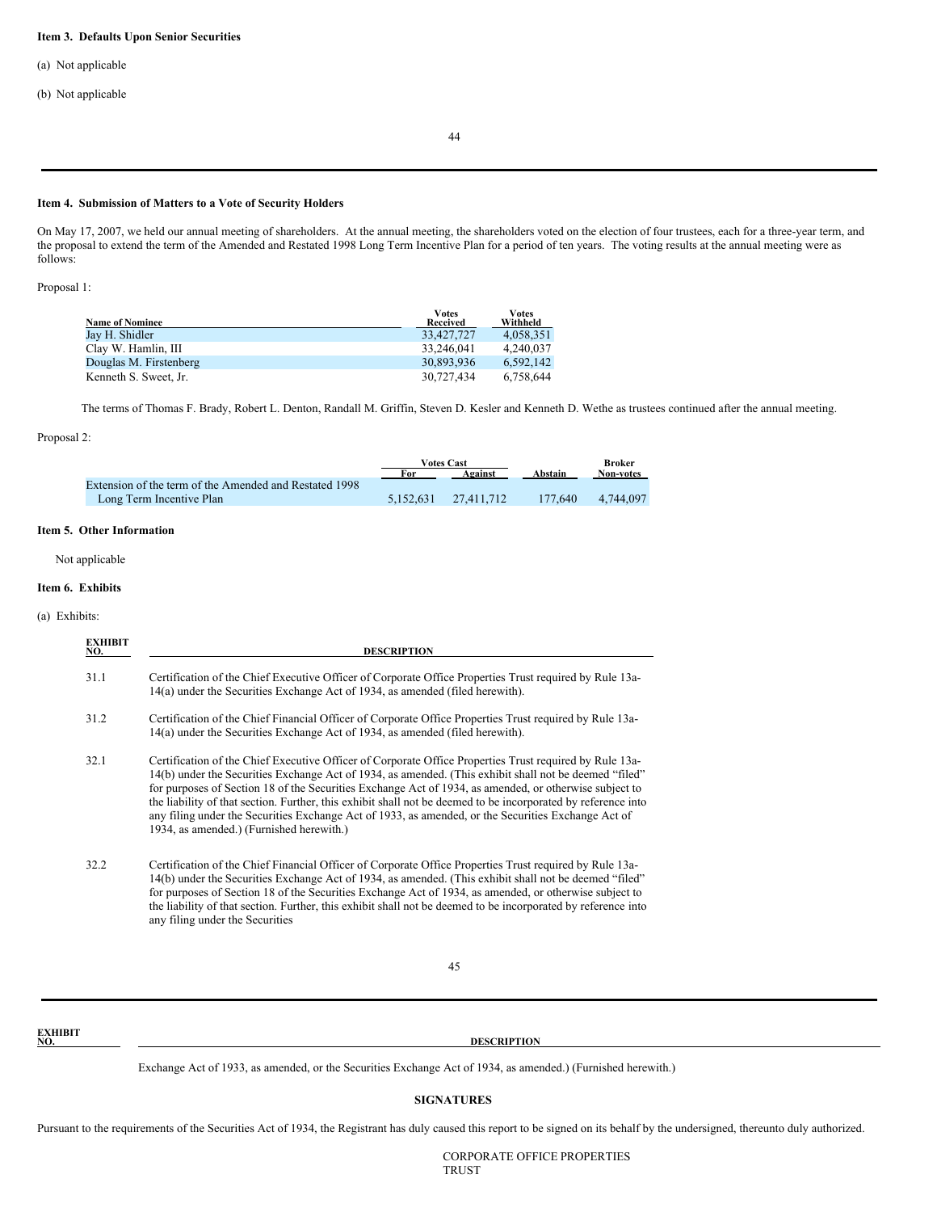**Item 3. Defaults Upon Senior Securities**

(a) Not applicable

(b) Not applicable

**Item 4. Submission of Matters to a Vote of Security Holders**

On May 17, 2007, we held our annual meeting of shareholders. At the annual meeting, the shareholders voted on the election of four trustees, each for a three-year term, and the proposal to extend the term of the Amended and Restated 1998 Long Term Incentive Plan for a period of ten years. The voting results at the annual meeting were as follows:

Proposal 1:

| Name of Nominee | Votes Received | Votes Withheld |
|---|---|---|
| Jay H. Shidler | 33,427,727 | 4,058,351 |
| Clay W. Hamlin, III | 33,246,041 | 4,240,037 |
| Douglas M. Firstenberg | 30,893,936 | 6,592,142 |
| Kenneth S. Sweet, Jr. | 30,727,434 | 6,758,644 |

The terms of Thomas F. Brady, Robert L. Denton, Randall M. Griffin, Steven D. Kesler and Kenneth D. Wethe as trustees continued after the annual meeting.

Proposal 2:

| | Votes Cast | | | Broker |
|---|---|---|---|---|
| | For | Against | Abstain | Non-votes |
| Extension of the term of the Amended and Restated 1998 Long Term Incentive Plan | 5,152,631 | 27,411,712 | 177,640 | 4,744,097 |

**Item 5. Other Information**

Not applicable

**Item 6. Exhibits**

(a) Exhibits:

| EXHIBIT NO. | DESCRIPTION |
|---|---|
| 31.1 | Certification of the Chief Executive Officer of Corporate Office Properties Trust required by Rule 13a-14(a) under the Securities Exchange Act of 1934, as amended (filed herewith). |
| 31.2 | Certification of the Chief Financial Officer of Corporate Office Properties Trust required by Rule 13a-14(a) under the Securities Exchange Act of 1934, as amended (filed herewith). |
| 32.1 | Certification of the Chief Executive Officer of Corporate Office Properties Trust required by Rule 13a-14(b) under the Securities Exchange Act of 1934, as amended. (This exhibit shall not be deemed "filed" for purposes of Section 18 of the Securities Exchange Act of 1934, as amended, or otherwise subject to the liability of that section. Further, this exhibit shall not be deemed to be incorporated by reference into any filing under the Securities Exchange Act of 1933, as amended, or the Securities Exchange Act of 1934, as amended.) (Furnished herewith.) |
| 32.2 | Certification of the Chief Financial Officer of Corporate Office Properties Trust required by Rule 13a-14(b) under the Securities Exchange Act of 1934, as amended. (This exhibit shall not be deemed "filed" for purposes of Section 18 of the Securities Exchange Act of 1934, as amended, or otherwise subject to the liability of that section. Further, this exhibit shall not be deemed to be incorporated by reference into any filing under the Securities Exchange Act of 1933, as amended, or the Securities Exchange Act of 1934, as amended.) (Furnished herewith.) |

**SIGNATURES**

Pursuant to the requirements of the Securities Act of 1934, the Registrant has duly caused this report to be signed on its behalf by the undersigned, thereunto duly authorized.

CORPORATE OFFICE PROPERTIES TRUST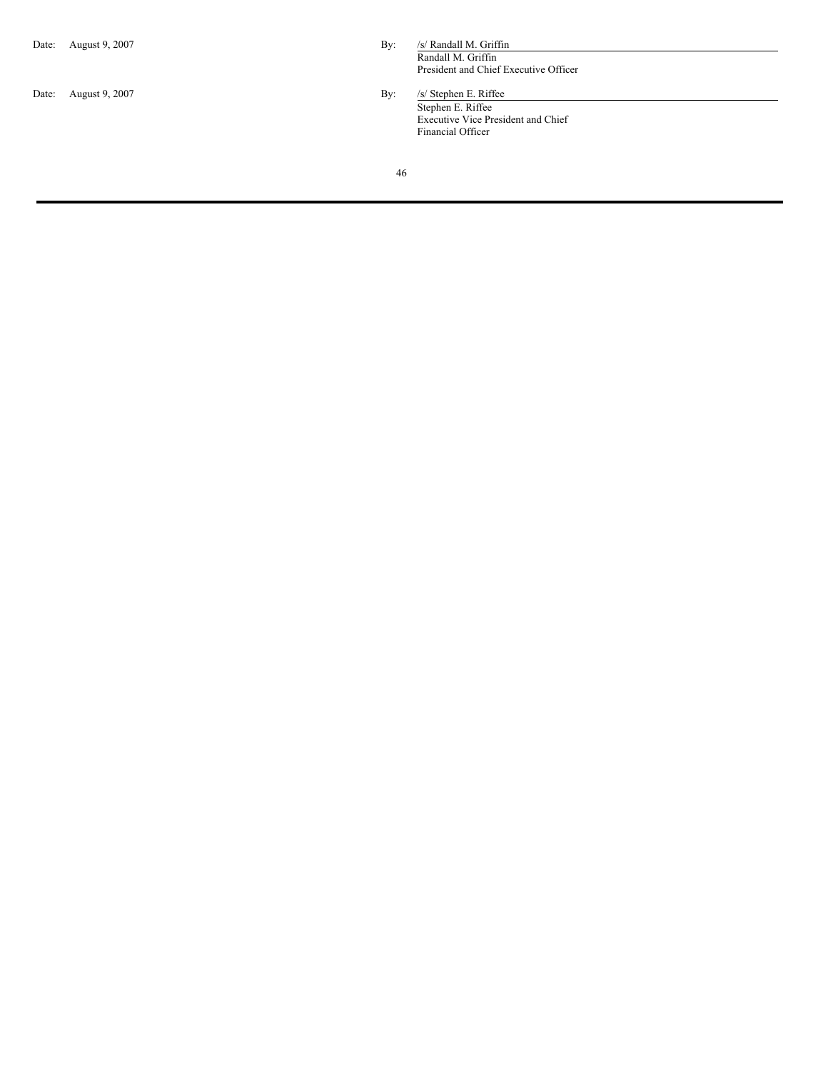| | | | |
|---|---|---|---|
| Date: | August 9, 2007 | By: | /s/ Randall M. Griffin<br>Randall M. Griffin<br>President and Chief Executive Officer |
| Date: | August 9, 2007 | By: | /s/ Stephen E. Riffee<br>Stephen E. Riffee<br>Executive Vice President and Chief Financial Officer |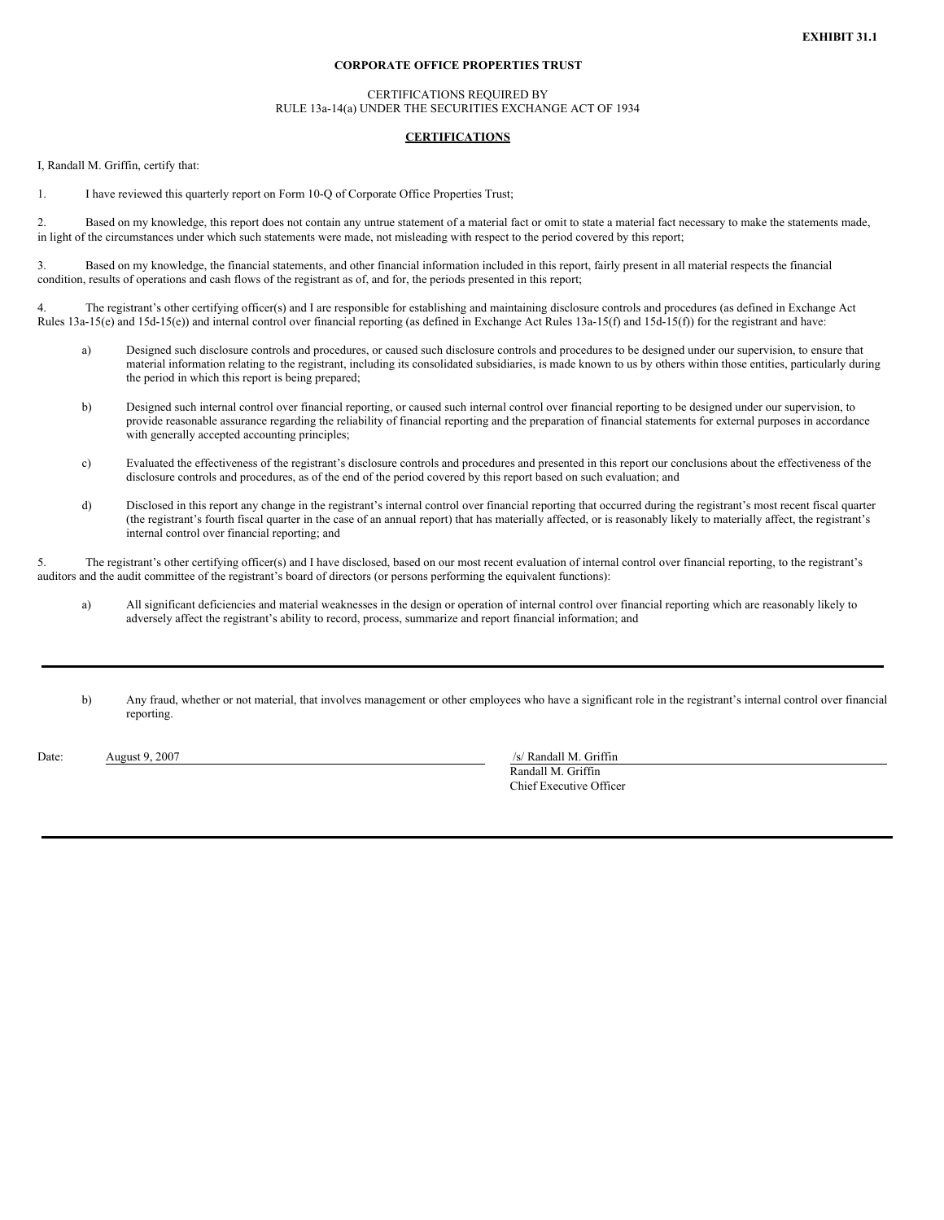**EXHIBIT 31.1**

**CORPORATE OFFICE PROPERTIES TRUST**

CERTIFICATIONS REQUIRED BY
RULE 13a-14(a) UNDER THE SECURITIES EXCHANGE ACT OF 1934

**CERTIFICATIONS**

I, Randall M. Griffin, certify that:

1. I have reviewed this quarterly report on Form 10-Q of Corporate Office Properties Trust;

2. Based on my knowledge, this report does not contain any untrue statement of a material fact or omit to state a material fact necessary to make the statements made, in light of the circumstances under which such statements were made, not misleading with respect to the period covered by this report;

3. Based on my knowledge, the financial statements, and other financial information included in this report, fairly present in all material respects the financial condition, results of operations and cash flows of the registrant as of, and for, the periods presented in this report;

4. The registrant's other certifying officer(s) and I are responsible for establishing and maintaining disclosure controls and procedures (as defined in Exchange Act Rules 13a-15(e) and 15d-15(e)) and internal control over financial reporting (as defined in Exchange Act Rules 13a-15(f) and 15d-15(f)) for the registrant and have:

   a) Designed such disclosure controls and procedures, or caused such disclosure controls and procedures to be designed under our supervision, to ensure that material information relating to the registrant, including its consolidated subsidiaries, is made known to us by others within those entities, particularly during the period in which this report is being prepared;

   b) Designed such internal control over financial reporting, or caused such internal control over financial reporting to be designed under our supervision, to provide reasonable assurance regarding the reliability of financial reporting and the preparation of financial statements for external purposes in accordance with generally accepted accounting principles;

   c) Evaluated the effectiveness of the registrant's disclosure controls and procedures and presented in this report our conclusions about the effectiveness of the disclosure controls and procedures, as of the end of the period covered by this report based on such evaluation; and

   d) Disclosed in this report any change in the registrant's internal control over financial reporting that occurred during the registrant's most recent fiscal quarter (the registrant's fourth fiscal quarter in the case of an annual report) that has materially affected, or is reasonably likely to materially affect, the registrant's internal control over financial reporting; and

5. The registrant's other certifying officer(s) and I have disclosed, based on our most recent evaluation of internal control over financial reporting, to the registrant's auditors and the audit committee of the registrant's board of directors (or persons performing the equivalent functions):

   a) All significant deficiencies and material weaknesses in the design or operation of internal control over financial reporting which are reasonably likely to adversely affect the registrant's ability to record, process, summarize and report financial information; and

   b) Any fraud, whether or not material, that involves management or other employees who have a significant role in the registrant's internal control over financial reporting.

Date: August 9, 2007

/s/ Randall M. Griffin
Randall M. Griffin
Chief Executive Officer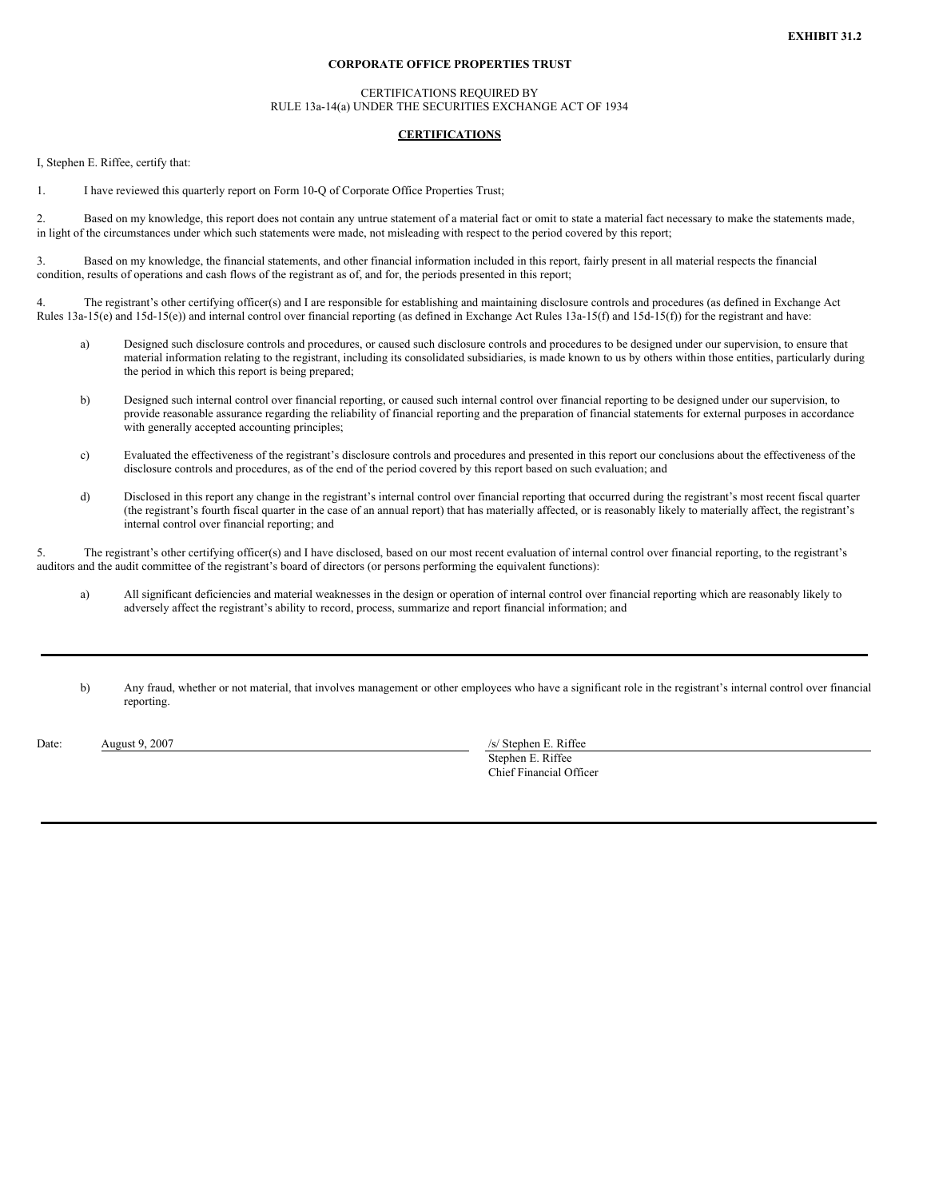**EXHIBIT 31.2**

**CORPORATE OFFICE PROPERTIES TRUST**

CERTIFICATIONS REQUIRED BY
RULE 13a-14(a) UNDER THE SECURITIES EXCHANGE ACT OF 1934

**CERTIFICATIONS**

I, Stephen E. Riffee, certify that:

1. I have reviewed this quarterly report on Form 10-Q of Corporate Office Properties Trust;

2. Based on my knowledge, this report does not contain any untrue statement of a material fact or omit to state a material fact necessary to make the statements made, in light of the circumstances under which such statements were made, not misleading with respect to the period covered by this report;

3. Based on my knowledge, the financial statements, and other financial information included in this report, fairly present in all material respects the financial condition, results of operations and cash flows of the registrant as of, and for, the periods presented in this report;

4. The registrant's other certifying officer(s) and I are responsible for establishing and maintaining disclosure controls and procedures (as defined in Exchange Act Rules 13a-15(e) and 15d-15(e)) and internal control over financial reporting (as defined in Exchange Act Rules 13a-15(f) and 15d-15(f)) for the registrant and have:

   a) Designed such disclosure controls and procedures, or caused such disclosure controls and procedures to be designed under our supervision, to ensure that material information relating to the registrant, including its consolidated subsidiaries, is made known to us by others within those entities, particularly during the period in which this report is being prepared;

   b) Designed such internal control over financial reporting, or caused such internal control over financial reporting to be designed under our supervision, to provide reasonable assurance regarding the reliability of financial reporting and the preparation of financial statements for external purposes in accordance with generally accepted accounting principles;

   c) Evaluated the effectiveness of the registrant's disclosure controls and procedures and presented in this report our conclusions about the effectiveness of the disclosure controls and procedures, as of the end of the period covered by this report based on such evaluation; and

   d) Disclosed in this report any change in the registrant's internal control over financial reporting that occurred during the registrant's most recent fiscal quarter (the registrant's fourth fiscal quarter in the case of an annual report) that has materially affected, or is reasonably likely to materially affect, the registrant's internal control over financial reporting; and

5. The registrant's other certifying officer(s) and I have disclosed, based on our most recent evaluation of internal control over financial reporting, to the registrant's auditors and the audit committee of the registrant's board of directors (or persons performing the equivalent functions):

   a) All significant deficiencies and material weaknesses in the design or operation of internal control over financial reporting which are reasonably likely to adversely affect the registrant's ability to record, process, summarize and report financial information; and

   b) Any fraud, whether or not material, that involves management or other employees who have a significant role in the registrant's internal control over financial reporting.

Date: August 9, 2007

/s/ Stephen E. Riffee
Stephen E. Riffee
Chief Financial Officer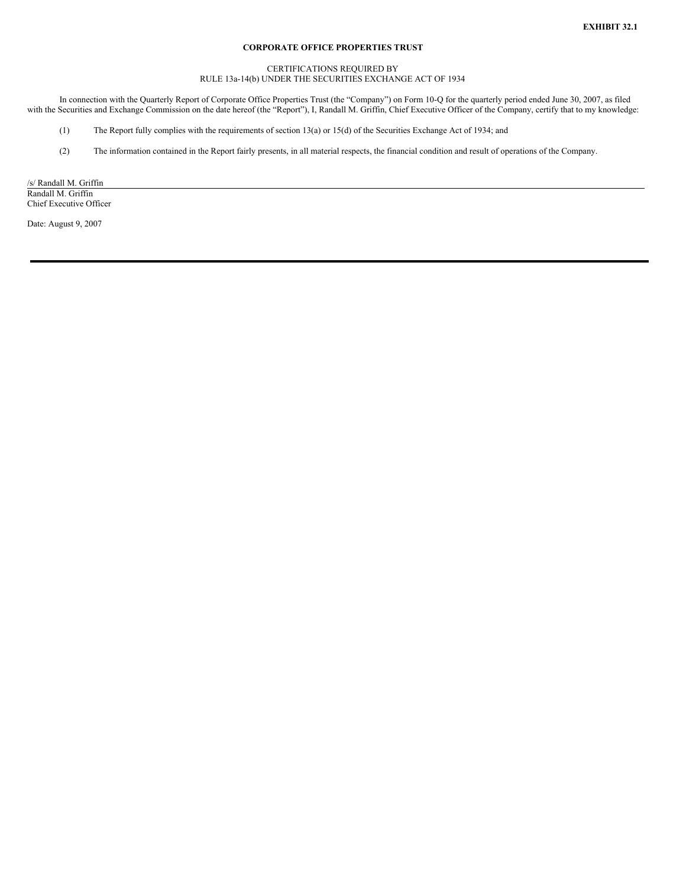**EXHIBIT 32.1**

**CORPORATE OFFICE PROPERTIES TRUST**

CERTIFICATIONS REQUIRED BY
RULE 13a-14(b) UNDER THE SECURITIES EXCHANGE ACT OF 1934

In connection with the Quarterly Report of Corporate Office Properties Trust (the "Company") on Form 10-Q for the quarterly period ended June 30, 2007, as filed with the Securities and Exchange Commission on the date hereof (the "Report"), I, Randall M. Griffin, Chief Executive Officer of the Company, certify that to my knowledge:

(1) The Report fully complies with the requirements of section 13(a) or 15(d) of the Securities Exchange Act of 1934; and

(2) The information contained in the Report fairly presents, in all material respects, the financial condition and result of operations of the Company.

/s/ Randall M. Griffin
Randall M. Griffin
Chief Executive Officer

Date: August 9, 2007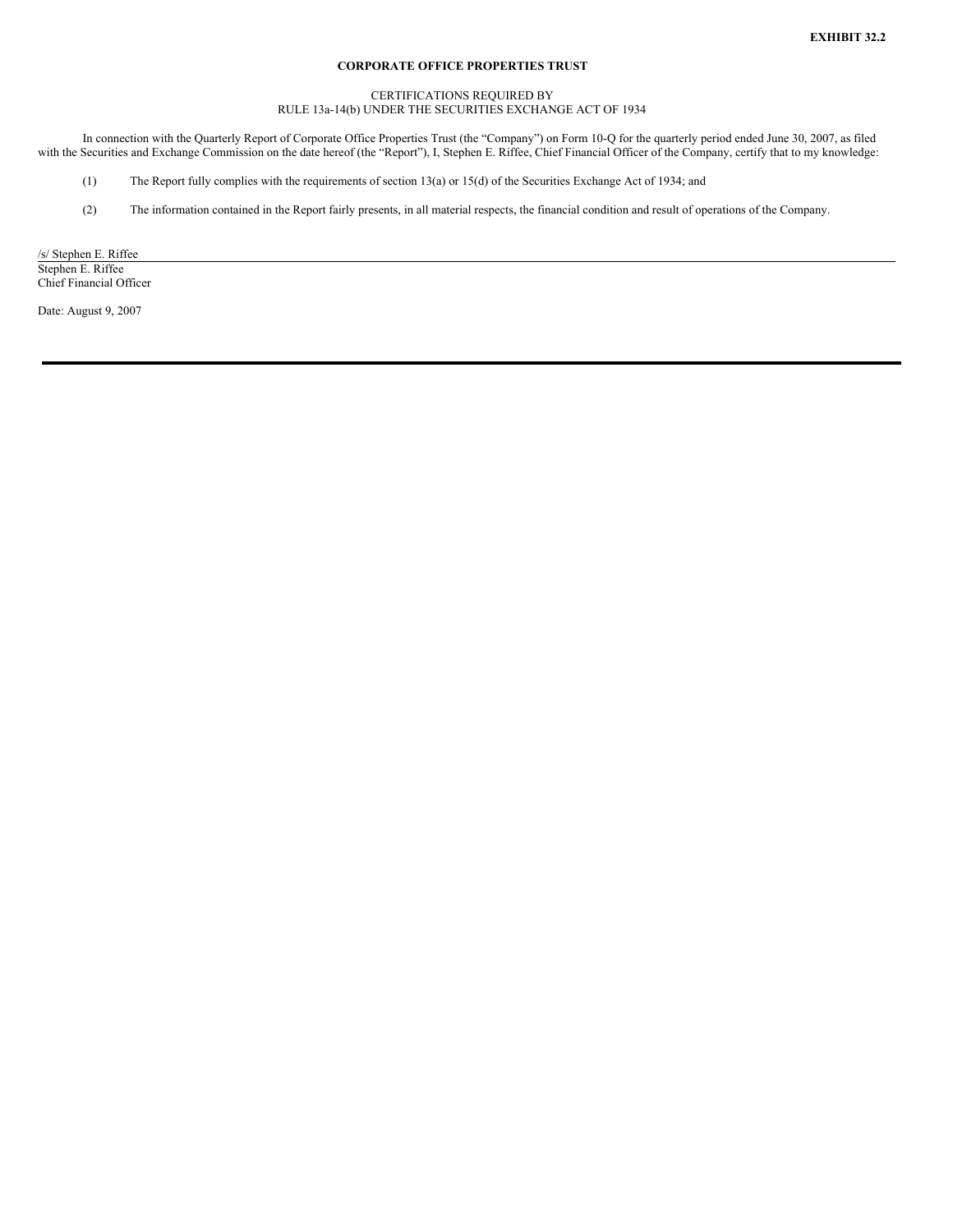**EXHIBIT 32.2**

**CORPORATE OFFICE PROPERTIES TRUST**

CERTIFICATIONS REQUIRED BY
RULE 13a-14(b) UNDER THE SECURITIES EXCHANGE ACT OF 1934

In connection with the Quarterly Report of Corporate Office Properties Trust (the “Company”) on Form 10-Q for the quarterly period ended June 30, 2007, as filed with the Securities and Exchange Commission on the date hereof (the “Report”), I, Stephen E. Riffee, Chief Financial Officer of the Company, certify that to my knowledge:

(1) The Report fully complies with the requirements of section 13(a) or 15(d) of the Securities Exchange Act of 1934; and

(2) The information contained in the Report fairly presents, in all material respects, the financial condition and result of operations of the Company.

/s/ Stephen E. Riffee
Stephen E. Riffee
Chief Financial Officer

Date: August 9, 2007